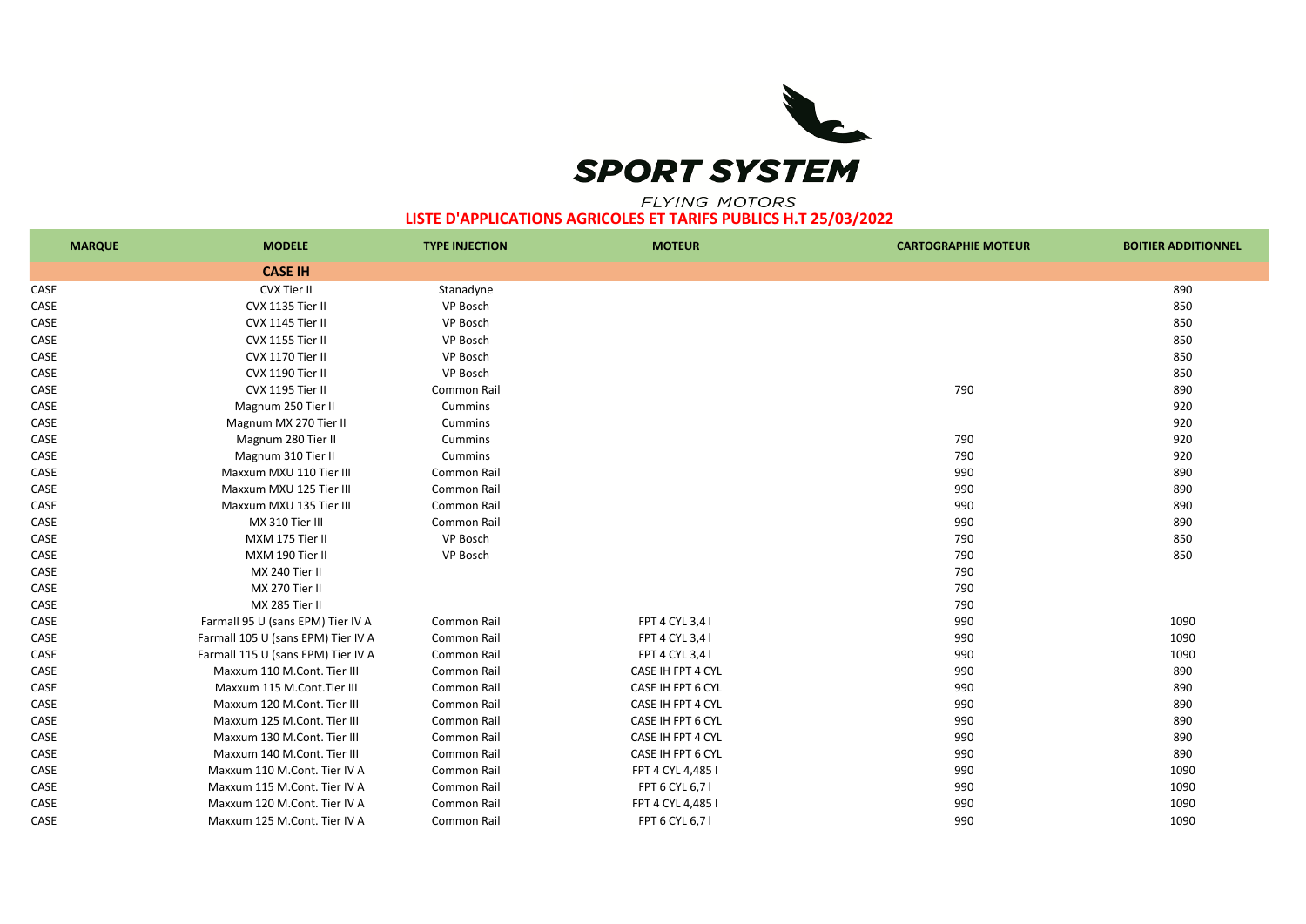# SPORT SYSTEM

FLYING MOTORS

## LISTE D'APPLICATIONS AGRICOLES ET TARIFS PUBLICS H.T 25/03/2022

| MARQUE | MODELE | TYPE INJECTION | MOTEUR | CARTOGRAPHIE MOTEUR | BOITIER ADDITIONNEL |
|---|---|---|---|---|---|
| | **CASE IH** | | | | |
| CASE | CVX Tier II | Stanadyne | | | 890 |
| CASE | CVX 1135 Tier II | VP Bosch | | | 850 |
| CASE | CVX 1145 Tier II | VP Bosch | | | 850 |
| CASE | CVX 1155 Tier II | VP Bosch | | | 850 |
| CASE | CVX 1170 Tier II | VP Bosch | | | 850 |
| CASE | CVX 1190 Tier II | VP Bosch | | | 850 |
| CASE | CVX 1195 Tier II | Common Rail | | 790 | 890 |
| CASE | Magnum 250 Tier II | Cummins | | | 920 |
| CASE | Magnum MX 270 Tier II | Cummins | | | 920 |
| CASE | Magnum 280 Tier II | Cummins | | 790 | 920 |
| CASE | Magnum 310 Tier II | Cummins | | 790 | 920 |
| CASE | Maxxum MXU 110 Tier III | Common Rail | | 990 | 890 |
| CASE | Maxxum MXU 125 Tier III | Common Rail | | 990 | 890 |
| CASE | Maxxum MXU 135 Tier III | Common Rail | | 990 | 890 |
| CASE | MX 310 Tier III | Common Rail | | 990 | 890 |
| CASE | MXM 175 Tier II | VP Bosch | | 790 | 850 |
| CASE | MXM 190 Tier II | VP Bosch | | 790 | 850 |
| CASE | MX 240 Tier II | | | 790 | |
| CASE | MX 270 Tier II | | | 790 | |
| CASE | MX 285 Tier II | | | 790 | |
| CASE | Farmall 95 U (sans EPM) Tier IV A | Common Rail | FPT 4 CYL 3,4 l | 990 | 1090 |
| CASE | Farmall 105 U (sans EPM) Tier IV A | Common Rail | FPT 4 CYL 3,4 l | 990 | 1090 |
| CASE | Farmall 115 U (sans EPM) Tier IV A | Common Rail | FPT 4 CYL 3,4 l | 990 | 1090 |
| CASE | Maxxum 110 M.Cont. Tier III | Common Rail | CASE IH FPT 4 CYL | 990 | 890 |
| CASE | Maxxum 115 M.Cont.Tier III | Common Rail | CASE IH FPT 6 CYL | 990 | 890 |
| CASE | Maxxum 120 M.Cont. Tier III | Common Rail | CASE IH FPT 4 CYL | 990 | 890 |
| CASE | Maxxum 125 M.Cont. Tier III | Common Rail | CASE IH FPT 6 CYL | 990 | 890 |
| CASE | Maxxum 130 M.Cont. Tier III | Common Rail | CASE IH FPT 4 CYL | 990 | 890 |
| CASE | Maxxum 140 M.Cont. Tier III | Common Rail | CASE IH FPT 6 CYL | 990 | 890 |
| CASE | Maxxum 110 M.Cont. Tier IV A | Common Rail | FPT 4 CYL 4,485 l | 990 | 1090 |
| CASE | Maxxum 115 M.Cont. Tier IV A | Common Rail | FPT 6 CYL 6,7 l | 990 | 1090 |
| CASE | Maxxum 120 M.Cont. Tier IV A | Common Rail | FPT 4 CYL 4,485 l | 990 | 1090 |
| CASE | Maxxum 125 M.Cont. Tier IV A | Common Rail | FPT 6 CYL 6,7 l | 990 | 1090 |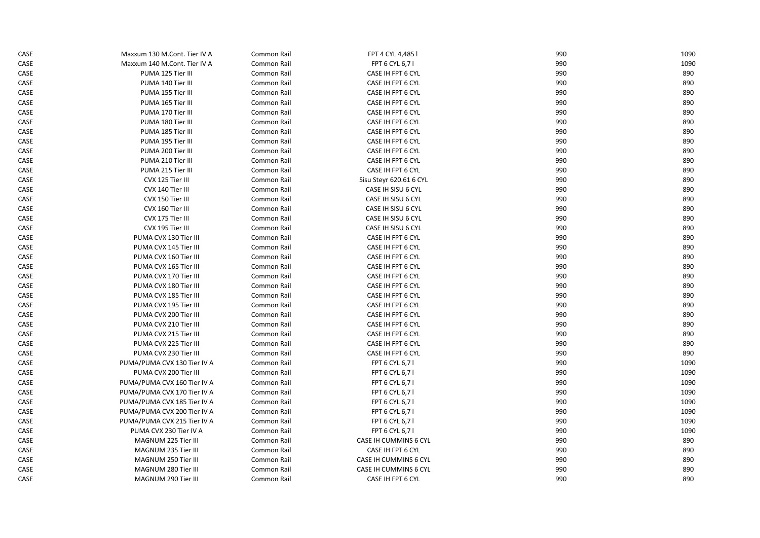| | | | | | |
|---|---|---|---|---|---|
| CASE | Maxxum 130 M.Cont. Tier IV A | Common Rail | FPT 4 CYL 4,485 l | 990 | 1090 |
| CASE | Maxxum 140 M.Cont. Tier IV A | Common Rail | FPT 6 CYL 6,7 l | 990 | 1090 |
| CASE | PUMA 125 Tier III | Common Rail | CASE IH FPT 6 CYL | 990 | 890 |
| CASE | PUMA 140 Tier III | Common Rail | CASE IH FPT 6 CYL | 990 | 890 |
| CASE | PUMA 155 Tier III | Common Rail | CASE IH FPT 6 CYL | 990 | 890 |
| CASE | PUMA 165 Tier III | Common Rail | CASE IH FPT 6 CYL | 990 | 890 |
| CASE | PUMA 170 Tier III | Common Rail | CASE IH FPT 6 CYL | 990 | 890 |
| CASE | PUMA 180 Tier III | Common Rail | CASE IH FPT 6 CYL | 990 | 890 |
| CASE | PUMA 185 Tier III | Common Rail | CASE IH FPT 6 CYL | 990 | 890 |
| CASE | PUMA 195 Tier III | Common Rail | CASE IH FPT 6 CYL | 990 | 890 |
| CASE | PUMA 200 Tier III | Common Rail | CASE IH FPT 6 CYL | 990 | 890 |
| CASE | PUMA 210 Tier III | Common Rail | CASE IH FPT 6 CYL | 990 | 890 |
| CASE | PUMA 215 Tier III | Common Rail | CASE IH FPT 6 CYL | 990 | 890 |
| CASE | CVX 125 Tier III | Common Rail | Sisu Steyr 620.61 6 CYL | 990 | 890 |
| CASE | CVX 140 Tier III | Common Rail | CASE IH SISU 6 CYL | 990 | 890 |
| CASE | CVX 150 Tier III | Common Rail | CASE IH SISU 6 CYL | 990 | 890 |
| CASE | CVX 160 Tier III | Common Rail | CASE IH SISU 6 CYL | 990 | 890 |
| CASE | CVX 175 Tier III | Common Rail | CASE IH SISU 6 CYL | 990 | 890 |
| CASE | CVX 195 Tier III | Common Rail | CASE IH SISU 6 CYL | 990 | 890 |
| CASE | PUMA CVX 130 Tier III | Common Rail | CASE IH FPT 6 CYL | 990 | 890 |
| CASE | PUMA CVX 145 Tier III | Common Rail | CASE IH FPT 6 CYL | 990 | 890 |
| CASE | PUMA CVX 160 Tier III | Common Rail | CASE IH FPT 6 CYL | 990 | 890 |
| CASE | PUMA CVX 165 Tier III | Common Rail | CASE IH FPT 6 CYL | 990 | 890 |
| CASE | PUMA CVX 170 Tier III | Common Rail | CASE IH FPT 6 CYL | 990 | 890 |
| CASE | PUMA CVX 180 Tier III | Common Rail | CASE IH FPT 6 CYL | 990 | 890 |
| CASE | PUMA CVX 185 Tier III | Common Rail | CASE IH FPT 6 CYL | 990 | 890 |
| CASE | PUMA CVX 195 Tier III | Common Rail | CASE IH FPT 6 CYL | 990 | 890 |
| CASE | PUMA CVX 200 Tier III | Common Rail | CASE IH FPT 6 CYL | 990 | 890 |
| CASE | PUMA CVX 210 Tier III | Common Rail | CASE IH FPT 6 CYL | 990 | 890 |
| CASE | PUMA CVX 215 Tier III | Common Rail | CASE IH FPT 6 CYL | 990 | 890 |
| CASE | PUMA CVX 225 Tier III | Common Rail | CASE IH FPT 6 CYL | 990 | 890 |
| CASE | PUMA CVX 230 Tier III | Common Rail | CASE IH FPT 6 CYL | 990 | 890 |
| CASE | PUMA/PUMA CVX 130 Tier IV A | Common Rail | FPT 6 CYL 6,7 l | 990 | 1090 |
| CASE | PUMA CVX 200 Tier III | Common Rail | FPT 6 CYL 6,7 l | 990 | 1090 |
| CASE | PUMA/PUMA CVX 160 Tier IV A | Common Rail | FPT 6 CYL 6,7 l | 990 | 1090 |
| CASE | PUMA/PUMA CVX 170 Tier IV A | Common Rail | FPT 6 CYL 6,7 l | 990 | 1090 |
| CASE | PUMA/PUMA CVX 185 Tier IV A | Common Rail | FPT 6 CYL 6,7 l | 990 | 1090 |
| CASE | PUMA/PUMA CVX 200 Tier IV A | Common Rail | FPT 6 CYL 6,7 l | 990 | 1090 |
| CASE | PUMA/PUMA CVX 215 Tier IV A | Common Rail | FPT 6 CYL 6,7 l | 990 | 1090 |
| CASE | PUMA CVX 230 Tier IV A | Common Rail | FPT 6 CYL 6,7 l | 990 | 1090 |
| CASE | MAGNUM 225 Tier III | Common Rail | CASE IH CUMMINS 6 CYL | 990 | 890 |
| CASE | MAGNUM 235 Tier III | Common Rail | CASE IH FPT 6 CYL | 990 | 890 |
| CASE | MAGNUM 250 Tier III | Common Rail | CASE IH CUMMINS 6 CYL | 990 | 890 |
| CASE | MAGNUM 280 Tier III | Common Rail | CASE IH CUMMINS 6 CYL | 990 | 890 |
| CASE | MAGNUM 290 Tier III | Common Rail | CASE IH FPT 6 CYL | 990 | 890 |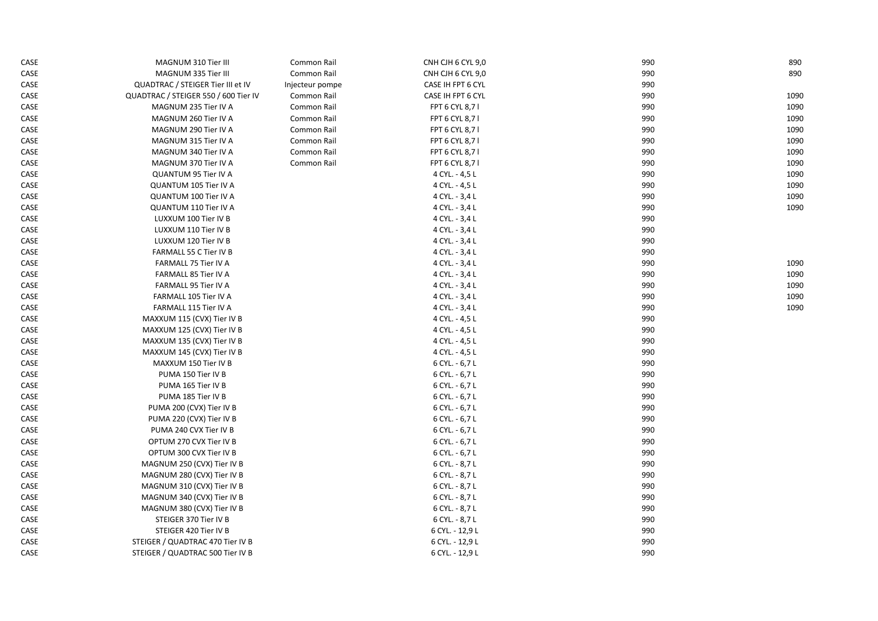| | | | | | |
|---|---|---|---|---|---|
| CASE | MAGNUM 310 Tier III | Common Rail | CNH CJH 6 CYL 9,0 | 990 | 890 |
| CASE | MAGNUM 335 Tier III | Common Rail | CNH CJH 6 CYL 9,0 | 990 | 890 |
| CASE | QUADTRAC / STEIGER Tier III et IV | Injecteur pompe | CASE IH FPT 6 CYL | 990 | |
| CASE | QUADTRAC / STEIGER 550 / 600 Tier IV | Common Rail | CASE IH FPT 6 CYL | 990 | 1090 |
| CASE | MAGNUM 235 Tier IV A | Common Rail | FPT 6 CYL 8,7 l | 990 | 1090 |
| CASE | MAGNUM 260 Tier IV A | Common Rail | FPT 6 CYL 8,7 l | 990 | 1090 |
| CASE | MAGNUM 290 Tier IV A | Common Rail | FPT 6 CYL 8,7 l | 990 | 1090 |
| CASE | MAGNUM 315 Tier IV A | Common Rail | FPT 6 CYL 8,7 l | 990 | 1090 |
| CASE | MAGNUM 340 Tier IV A | Common Rail | FPT 6 CYL 8,7 l | 990 | 1090 |
| CASE | MAGNUM 370 Tier IV A | Common Rail | FPT 6 CYL 8,7 l | 990 | 1090 |
| CASE | QUANTUM 95 Tier IV A | | 4 CYL. - 4,5 L | 990 | 1090 |
| CASE | QUANTUM 105 Tier IV A | | 4 CYL. - 4,5 L | 990 | 1090 |
| CASE | QUANTUM 100 Tier IV A | | 4 CYL. - 3,4 L | 990 | 1090 |
| CASE | QUANTUM 110 Tier IV A | | 4 CYL. - 3,4 L | 990 | 1090 |
| CASE | LUXXUM 100 Tier IV B | | 4 CYL. - 3,4 L | 990 | |
| CASE | LUXXUM 110 Tier IV B | | 4 CYL. - 3,4 L | 990 | |
| CASE | LUXXUM 120 Tier IV B | | 4 CYL. - 3,4 L | 990 | |
| CASE | FARMALL 55 C Tier IV B | | 4 CYL. - 3,4 L | 990 | |
| CASE | FARMALL 75 Tier IV A | | 4 CYL. - 3,4 L | 990 | 1090 |
| CASE | FARMALL 85 Tier IV A | | 4 CYL. - 3,4 L | 990 | 1090 |
| CASE | FARMALL 95 Tier IV A | | 4 CYL. - 3,4 L | 990 | 1090 |
| CASE | FARMALL 105 Tier IV A | | 4 CYL. - 3,4 L | 990 | 1090 |
| CASE | FARMALL 115 Tier IV A | | 4 CYL. - 3,4 L | 990 | 1090 |
| CASE | MAXXUM 115 (CVX) Tier IV B | | 4 CYL. - 4,5 L | 990 | |
| CASE | MAXXUM 125 (CVX) Tier IV B | | 4 CYL. - 4,5 L | 990 | |
| CASE | MAXXUM 135 (CVX) Tier IV B | | 4 CYL. - 4,5 L | 990 | |
| CASE | MAXXUM 145 (CVX) Tier IV B | | 4 CYL. - 4,5 L | 990 | |
| CASE | MAXXUM 150 Tier IV B | | 6 CYL. - 6,7 L | 990 | |
| CASE | PUMA 150 Tier IV B | | 6 CYL. - 6,7 L | 990 | |
| CASE | PUMA 165 Tier IV B | | 6 CYL. - 6,7 L | 990 | |
| CASE | PUMA 185 Tier IV B | | 6 CYL. - 6,7 L | 990 | |
| CASE | PUMA 200 (CVX) Tier IV B | | 6 CYL. - 6,7 L | 990 | |
| CASE | PUMA 220 (CVX) Tier IV B | | 6 CYL. - 6,7 L | 990 | |
| CASE | PUMA 240 CVX Tier IV B | | 6 CYL. - 6,7 L | 990 | |
| CASE | OPTUM 270 CVX Tier IV B | | 6 CYL. - 6,7 L | 990 | |
| CASE | OPTUM 300 CVX Tier IV B | | 6 CYL. - 6,7 L | 990 | |
| CASE | MAGNUM 250 (CVX) Tier IV B | | 6 CYL. - 8,7 L | 990 | |
| CASE | MAGNUM 280 (CVX) Tier IV B | | 6 CYL. - 8,7 L | 990 | |
| CASE | MAGNUM 310 (CVX) Tier IV B | | 6 CYL. - 8,7 L | 990 | |
| CASE | MAGNUM 340 (CVX) Tier IV B | | 6 CYL. - 8,7 L | 990 | |
| CASE | MAGNUM 380 (CVX) Tier IV B | | 6 CYL. - 8,7 L | 990 | |
| CASE | STEIGER 370 Tier IV B | | 6 CYL. - 8,7 L | 990 | |
| CASE | STEIGER 420 Tier IV B | | 6 CYL. - 12,9 L | 990 | |
| CASE | STEIGER / QUADTRAC 470 Tier IV B | | 6 CYL. - 12,9 L | 990 | |
| CASE | STEIGER / QUADTRAC 500 Tier IV B | | 6 CYL. - 12,9 L | 990 | |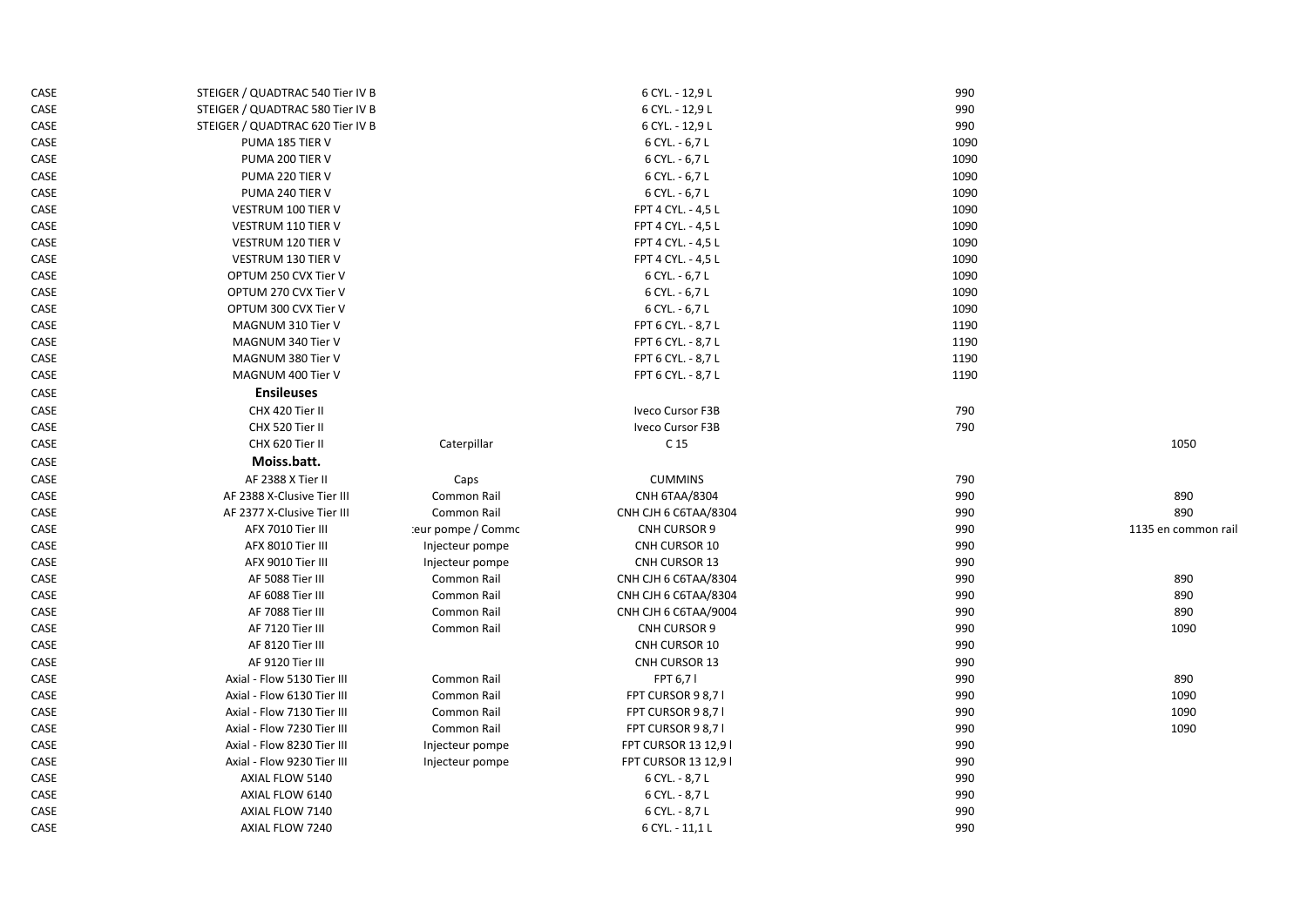| | | | | | |
|---|---|---|---|---|---|
| CASE | STEIGER / QUADTRAC 540 Tier IV B | | 6 CYL. - 12,9 L | 990 | |
| CASE | STEIGER / QUADTRAC 580 Tier IV B | | 6 CYL. - 12,9 L | 990 | |
| CASE | STEIGER / QUADTRAC 620 Tier IV B | | 6 CYL. - 12,9 L | 990 | |
| CASE | PUMA 185 TIER V | | 6 CYL. - 6,7 L | 1090 | |
| CASE | PUMA 200 TIER V | | 6 CYL. - 6,7 L | 1090 | |
| CASE | PUMA 220 TIER V | | 6 CYL. - 6,7 L | 1090 | |
| CASE | PUMA 240 TIER V | | 6 CYL. - 6,7 L | 1090 | |
| CASE | VESTRUM 100 TIER V | | FPT 4 CYL. - 4,5 L | 1090 | |
| CASE | VESTRUM 110 TIER V | | FPT 4 CYL. - 4,5 L | 1090 | |
| CASE | VESTRUM 120 TIER V | | FPT 4 CYL. - 4,5 L | 1090 | |
| CASE | VESTRUM 130 TIER V | | FPT 4 CYL. - 4,5 L | 1090 | |
| CASE | OPTUM 250 CVX Tier V | | 6 CYL. - 6,7 L | 1090 | |
| CASE | OPTUM 270 CVX Tier V | | 6 CYL. - 6,7 L | 1090 | |
| CASE | OPTUM 300 CVX Tier V | | 6 CYL. - 6,7 L | 1090 | |
| CASE | MAGNUM 310 Tier V | | FPT 6 CYL. - 8,7 L | 1190 | |
| CASE | MAGNUM 340 Tier V | | FPT 6 CYL. - 8,7 L | 1190 | |
| CASE | MAGNUM 380 Tier V | | FPT 6 CYL. - 8,7 L | 1190 | |
| CASE | MAGNUM 400 Tier V | | FPT 6 CYL. - 8,7 L | 1190 | |
| CASE | **Ensileuses** | | | | |
| CASE | CHX 420 Tier II | | Iveco Cursor F3B | 790 | |
| CASE | CHX 520 Tier II | | Iveco Cursor F3B | 790 | |
| CASE | CHX 620 Tier II | Caterpillar | C 15 | | 1050 |
| CASE | **Moiss.batt.** | | | | |
| CASE | AF 2388 X Tier II | Caps | CUMMINS | 790 | |
| CASE | AF 2388 X-Clusive Tier III | Common Rail | CNH 6TAA/8304 | 990 | 890 |
| CASE | AF 2377 X-Clusive Tier III | Common Rail | CNH CJH 6 C6TAA/8304 | 990 | 890 |
| CASE | AFX 7010 Tier III | :eur pompe / Commc | CNH CURSOR 9 | 990 | 1135 en common rail |
| CASE | AFX 8010 Tier III | Injecteur pompe | CNH CURSOR 10 | 990 | |
| CASE | AFX 9010 Tier III | Injecteur pompe | CNH CURSOR 13 | 990 | |
| CASE | AF 5088 Tier III | Common Rail | CNH CJH 6 C6TAA/8304 | 990 | 890 |
| CASE | AF 6088 Tier III | Common Rail | CNH CJH 6 C6TAA/8304 | 990 | 890 |
| CASE | AF 7088 Tier III | Common Rail | CNH CJH 6 C6TAA/9004 | 990 | 890 |
| CASE | AF 7120 Tier III | Common Rail | CNH CURSOR 9 | 990 | 1090 |
| CASE | AF 8120 Tier III | | CNH CURSOR 10 | 990 | |
| CASE | AF 9120 Tier III | | CNH CURSOR 13 | 990 | |
| CASE | Axial - Flow 5130 Tier III | Common Rail | FPT 6,7 l | 990 | 890 |
| CASE | Axial - Flow 6130 Tier III | Common Rail | FPT CURSOR 9 8,7 l | 990 | 1090 |
| CASE | Axial - Flow 7130 Tier III | Common Rail | FPT CURSOR 9 8,7 l | 990 | 1090 |
| CASE | Axial - Flow 7230 Tier III | Common Rail | FPT CURSOR 9 8,7 l | 990 | 1090 |
| CASE | Axial - Flow 8230 Tier III | Injecteur pompe | FPT CURSOR 13 12,9 l | 990 | |
| CASE | Axial - Flow 9230 Tier III | Injecteur pompe | FPT CURSOR 13 12,9 l | 990 | |
| CASE | AXIAL FLOW 5140 | | 6 CYL. - 8,7 L | 990 | |
| CASE | AXIAL FLOW 6140 | | 6 CYL. - 8,7 L | 990 | |
| CASE | AXIAL FLOW 7140 | | 6 CYL. - 8,7 L | 990 | |
| CASE | AXIAL FLOW 7240 | | 6 CYL. - 11,1 L | 990 | |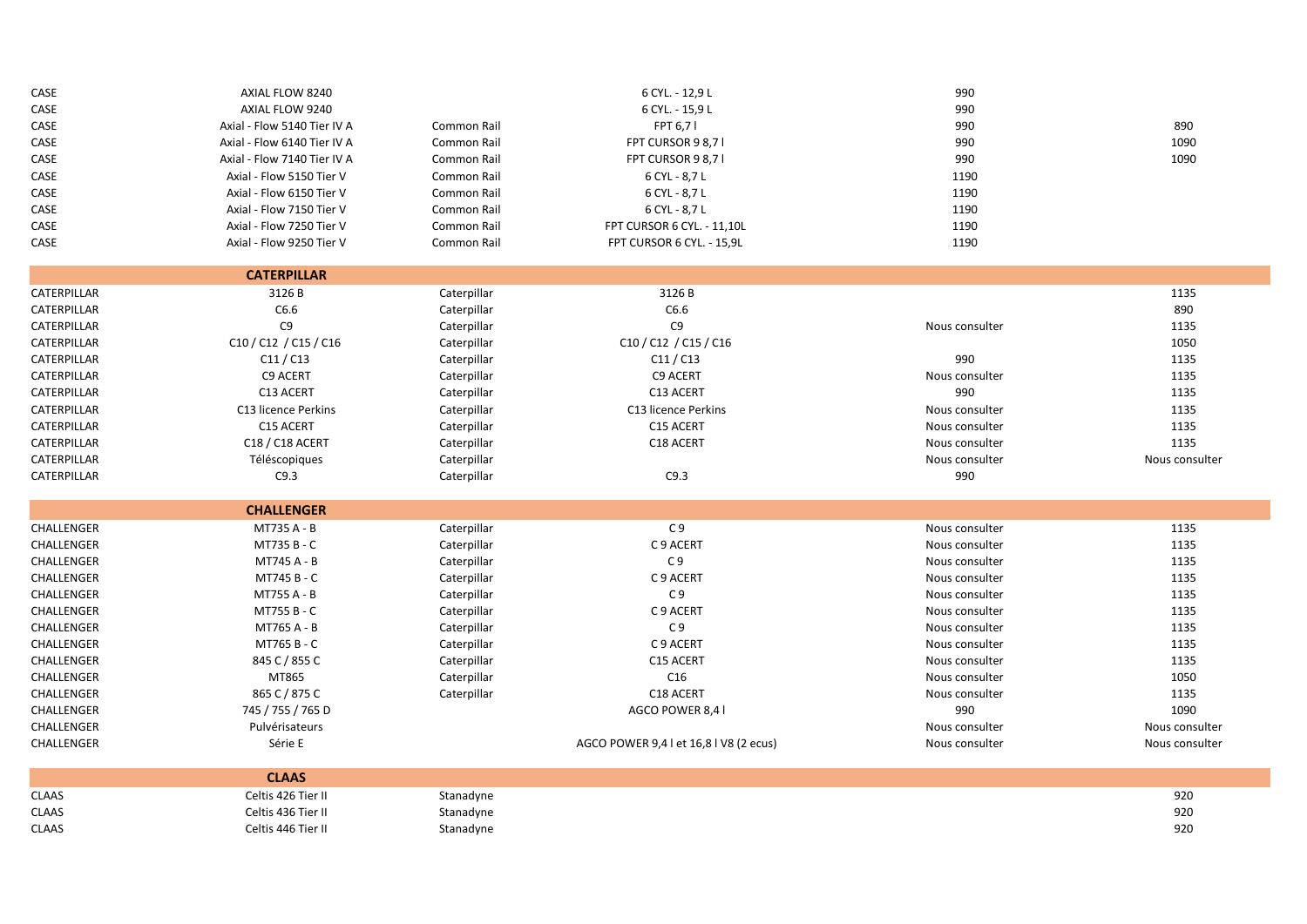| | | | | | |
|---|---|---|---|---|---|
| CASE | AXIAL FLOW 8240 | | 6 CYL. - 12,9 L | 990 | |
| CASE | AXIAL FLOW 9240 | | 6 CYL. - 15,9 L | 990 | |
| CASE | Axial - Flow 5140 Tier IV A | Common Rail | FPT 6,7 l | 990 | 890 |
| CASE | Axial - Flow 6140 Tier IV A | Common Rail | FPT CURSOR 9 8,7 l | 990 | 1090 |
| CASE | Axial - Flow 7140 Tier IV A | Common Rail | FPT CURSOR 9 8,7 l | 990 | 1090 |
| CASE | Axial - Flow 5150 Tier V | Common Rail | 6 CYL - 8,7 L | 1190 | |
| CASE | Axial - Flow 6150 Tier V | Common Rail | 6 CYL - 8,7 L | 1190 | |
| CASE | Axial - Flow 7150 Tier V | Common Rail | 6 CYL - 8,7 L | 1190 | |
| CASE | Axial - Flow 7250 Tier V | Common Rail | FPT CURSOR 6 CYL. - 11,10L | 1190 | |
| CASE | Axial - Flow 9250 Tier V | Common Rail | FPT CURSOR 6 CYL. - 15,9L | 1190 | |
| | **CATERPILLAR** | | | | |
| CATERPILLAR | 3126 B | Caterpillar | 3126 B | | 1135 |
| CATERPILLAR | C6.6 | Caterpillar | C6.6 | | 890 |
| CATERPILLAR | C9 | Caterpillar | C9 | Nous consulter | 1135 |
| CATERPILLAR | C10 / C12 / C15 / C16 | Caterpillar | C10 / C12 / C15 / C16 | | 1050 |
| CATERPILLAR | C11 / C13 | Caterpillar | C11 / C13 | 990 | 1135 |
| CATERPILLAR | C9 ACERT | Caterpillar | C9 ACERT | Nous consulter | 1135 |
| CATERPILLAR | C13 ACERT | Caterpillar | C13 ACERT | 990 | 1135 |
| CATERPILLAR | C13 licence Perkins | Caterpillar | C13 licence Perkins | Nous consulter | 1135 |
| CATERPILLAR | C15 ACERT | Caterpillar | C15 ACERT | Nous consulter | 1135 |
| CATERPILLAR | C18 / C18 ACERT | Caterpillar | C18 ACERT | Nous consulter | 1135 |
| CATERPILLAR | Téléscopiques | Caterpillar | | Nous consulter | Nous consulter |
| CATERPILLAR | C9.3 | Caterpillar | C9.3 | 990 | |
| | **CHALLENGER** | | | | |
| CHALLENGER | MT735 A - B | Caterpillar | C 9 | Nous consulter | 1135 |
| CHALLENGER | MT735 B - C | Caterpillar | C 9 ACERT | Nous consulter | 1135 |
| CHALLENGER | MT745 A - B | Caterpillar | C 9 | Nous consulter | 1135 |
| CHALLENGER | MT745 B - C | Caterpillar | C 9 ACERT | Nous consulter | 1135 |
| CHALLENGER | MT755 A - B | Caterpillar | C 9 | Nous consulter | 1135 |
| CHALLENGER | MT755 B - C | Caterpillar | C 9 ACERT | Nous consulter | 1135 |
| CHALLENGER | MT765 A - B | Caterpillar | C 9 | Nous consulter | 1135 |
| CHALLENGER | MT765 B - C | Caterpillar | C 9 ACERT | Nous consulter | 1135 |
| CHALLENGER | 845 C / 855 C | Caterpillar | C15 ACERT | Nous consulter | 1135 |
| CHALLENGER | MT865 | Caterpillar | C16 | Nous consulter | 1050 |
| CHALLENGER | 865 C / 875 C | Caterpillar | C18 ACERT | Nous consulter | 1135 |
| CHALLENGER | 745 / 755 / 765 D | | AGCO POWER 8,4 l | 990 | 1090 |
| CHALLENGER | Pulvérisateurs | | | Nous consulter | Nous consulter |
| CHALLENGER | Série E | | AGCO POWER 9,4 l et 16,8 l V8 (2 ecus) | Nous consulter | Nous consulter |
| | **CLAAS** | | | | |
| CLAAS | Celtis 426 Tier II | Stanadyne | | | 920 |
| CLAAS | Celtis 436 Tier II | Stanadyne | | | 920 |
| CLAAS | Celtis 446 Tier II | Stanadyne | | | 920 |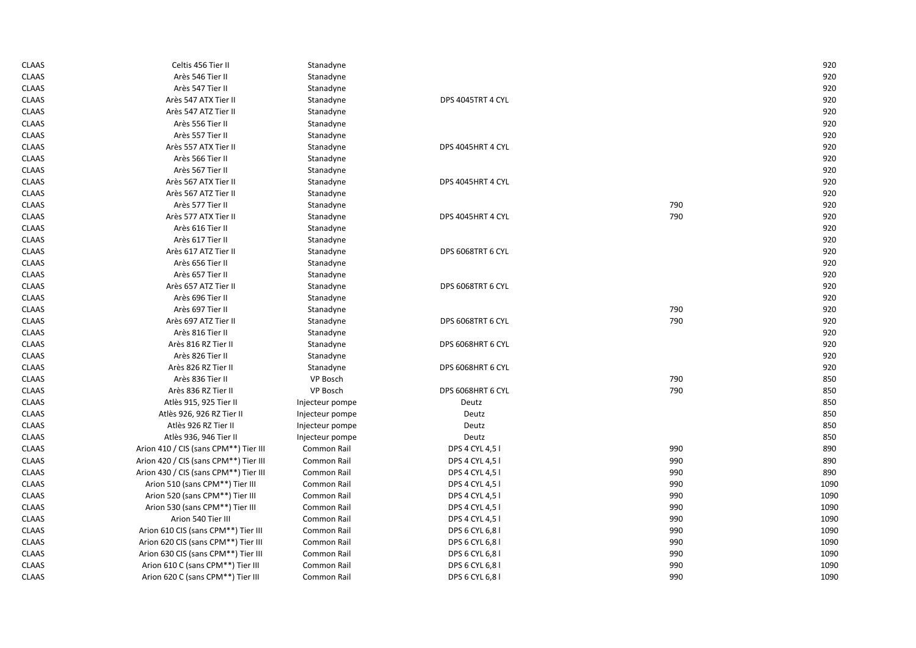| | | | | | |
|---|---|---|---|---|---|
| CLAAS | Celtis 456 Tier II | Stanadyne | | | 920 |
| CLAAS | Arès 546 Tier II | Stanadyne | | | 920 |
| CLAAS | Arès 547 Tier II | Stanadyne | | | 920 |
| CLAAS | Arès 547 ATX Tier II | Stanadyne | DPS 4045TRT 4 CYL | | 920 |
| CLAAS | Arès 547 ATZ Tier II | Stanadyne | | | 920 |
| CLAAS | Arès 556 Tier II | Stanadyne | | | 920 |
| CLAAS | Arès 557 Tier II | Stanadyne | | | 920 |
| CLAAS | Arès 557 ATX Tier II | Stanadyne | DPS 4045HRT 4 CYL | | 920 |
| CLAAS | Arès 566 Tier II | Stanadyne | | | 920 |
| CLAAS | Arès 567 Tier II | Stanadyne | | | 920 |
| CLAAS | Arès 567 ATX Tier II | Stanadyne | DPS 4045HRT 4 CYL | | 920 |
| CLAAS | Arès 567 ATZ Tier II | Stanadyne | | | 920 |
| CLAAS | Arès 577 Tier II | Stanadyne | | 790 | 920 |
| CLAAS | Arès 577 ATX Tier II | Stanadyne | DPS 4045HRT 4 CYL | 790 | 920 |
| CLAAS | Arès 616 Tier II | Stanadyne | | | 920 |
| CLAAS | Arès 617 Tier II | Stanadyne | | | 920 |
| CLAAS | Arès 617 ATZ Tier II | Stanadyne | DPS 6068TRT 6 CYL | | 920 |
| CLAAS | Arès 656 Tier II | Stanadyne | | | 920 |
| CLAAS | Arès 657 Tier II | Stanadyne | | | 920 |
| CLAAS | Arès 657 ATZ Tier II | Stanadyne | DPS 6068TRT 6 CYL | | 920 |
| CLAAS | Arès 696 Tier II | Stanadyne | | | 920 |
| CLAAS | Arès 697 Tier II | Stanadyne | | 790 | 920 |
| CLAAS | Arès 697 ATZ Tier II | Stanadyne | DPS 6068TRT 6 CYL | 790 | 920 |
| CLAAS | Arès 816 Tier II | Stanadyne | | | 920 |
| CLAAS | Arès 816 RZ Tier II | Stanadyne | DPS 6068HRT 6 CYL | | 920 |
| CLAAS | Arès 826 Tier II | Stanadyne | | | 920 |
| CLAAS | Arès 826 RZ Tier II | Stanadyne | DPS 6068HRT 6 CYL | | 920 |
| CLAAS | Arès 836 Tier II | VP Bosch | | 790 | 850 |
| CLAAS | Arès 836 RZ Tier II | VP Bosch | DPS 6068HRT 6 CYL | 790 | 850 |
| CLAAS | Atlès 915, 925 Tier II | Injecteur pompe | Deutz | | 850 |
| CLAAS | Atlès 926, 926 RZ Tier II | Injecteur pompe | Deutz | | 850 |
| CLAAS | Atlès 926 RZ Tier II | Injecteur pompe | Deutz | | 850 |
| CLAAS | Atlès 936, 946 Tier II | Injecteur pompe | Deutz | | 850 |
| CLAAS | Arion 410 / CIS (sans CPM**) Tier III | Common Rail | DPS 4 CYL 4,5 l | 990 | 890 |
| CLAAS | Arion 420 / CIS (sans CPM**) Tier III | Common Rail | DPS 4 CYL 4,5 l | 990 | 890 |
| CLAAS | Arion 430 / CIS (sans CPM**) Tier III | Common Rail | DPS 4 CYL 4,5 l | 990 | 890 |
| CLAAS | Arion 510 (sans CPM**) Tier III | Common Rail | DPS 4 CYL 4,5 l | 990 | 1090 |
| CLAAS | Arion 520 (sans CPM**) Tier III | Common Rail | DPS 4 CYL 4,5 l | 990 | 1090 |
| CLAAS | Arion 530 (sans CPM**) Tier III | Common Rail | DPS 4 CYL 4,5 l | 990 | 1090 |
| CLAAS | Arion 540 Tier III | Common Rail | DPS 4 CYL 4,5 l | 990 | 1090 |
| CLAAS | Arion 610 CIS (sans CPM**) Tier III | Common Rail | DPS 6 CYL 6,8 l | 990 | 1090 |
| CLAAS | Arion 620 CIS (sans CPM**) Tier III | Common Rail | DPS 6 CYL 6,8 l | 990 | 1090 |
| CLAAS | Arion 630 CIS (sans CPM**) Tier III | Common Rail | DPS 6 CYL 6,8 l | 990 | 1090 |
| CLAAS | Arion 610 C (sans CPM**) Tier III | Common Rail | DPS 6 CYL 6,8 l | 990 | 1090 |
| CLAAS | Arion 620 C (sans CPM**) Tier III | Common Rail | DPS 6 CYL 6,8 l | 990 | 1090 |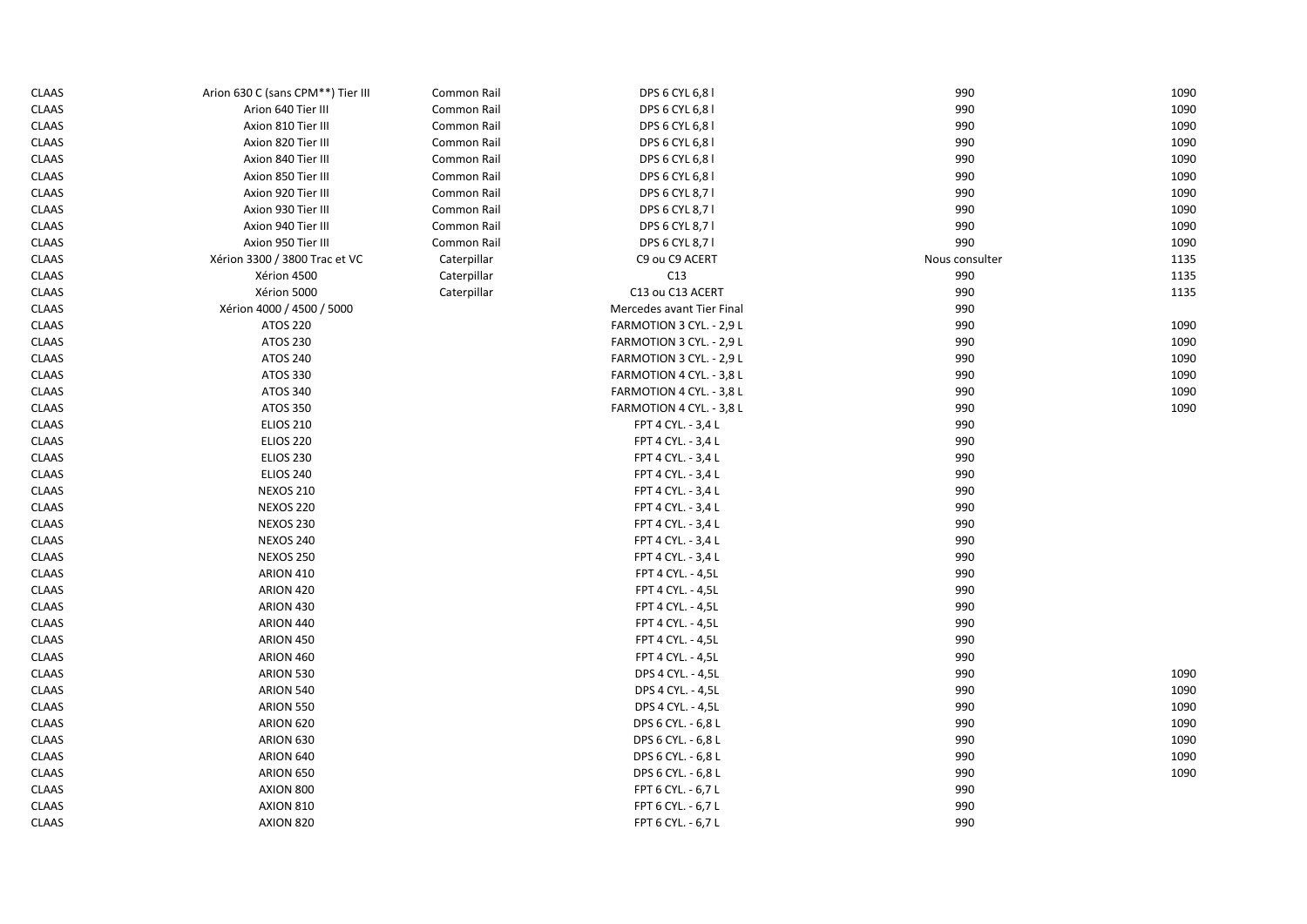| | | | | | |
|---|---|---|---|---|---|
| CLAAS | Arion 630 C (sans CPM**) Tier III | Common Rail | DPS 6 CYL 6,8 l | 990 | 1090 |
| CLAAS | Arion 640 Tier III | Common Rail | DPS 6 CYL 6,8 l | 990 | 1090 |
| CLAAS | Axion 810 Tier III | Common Rail | DPS 6 CYL 6,8 l | 990 | 1090 |
| CLAAS | Axion 820 Tier III | Common Rail | DPS 6 CYL 6,8 l | 990 | 1090 |
| CLAAS | Axion 840 Tier III | Common Rail | DPS 6 CYL 6,8 l | 990 | 1090 |
| CLAAS | Axion 850 Tier III | Common Rail | DPS 6 CYL 6,8 l | 990 | 1090 |
| CLAAS | Axion 920 Tier III | Common Rail | DPS 6 CYL 8,7 l | 990 | 1090 |
| CLAAS | Axion 930 Tier III | Common Rail | DPS 6 CYL 8,7 l | 990 | 1090 |
| CLAAS | Axion 940 Tier III | Common Rail | DPS 6 CYL 8,7 l | 990 | 1090 |
| CLAAS | Axion 950 Tier III | Common Rail | DPS 6 CYL 8,7 l | 990 | 1090 |
| CLAAS | Xérion 3300 / 3800 Trac et VC | Caterpillar | C9 ou C9 ACERT | Nous consulter | 1135 |
| CLAAS | Xérion 4500 | Caterpillar | C13 | 990 | 1135 |
| CLAAS | Xérion 5000 | Caterpillar | C13 ou C13 ACERT | 990 | 1135 |
| CLAAS | Xérion 4000 / 4500 / 5000 | | Mercedes avant Tier Final | 990 | |
| CLAAS | ATOS 220 | | FARMOTION 3 CYL. - 2,9 L | 990 | 1090 |
| CLAAS | ATOS 230 | | FARMOTION 3 CYL. - 2,9 L | 990 | 1090 |
| CLAAS | ATOS 240 | | FARMOTION 3 CYL. - 2,9 L | 990 | 1090 |
| CLAAS | ATOS 330 | | FARMOTION 4 CYL. - 3,8 L | 990 | 1090 |
| CLAAS | ATOS 340 | | FARMOTION 4 CYL. - 3,8 L | 990 | 1090 |
| CLAAS | ATOS 350 | | FARMOTION 4 CYL. - 3,8 L | 990 | 1090 |
| CLAAS | ELIOS 210 | | FPT 4 CYL. - 3,4 L | 990 | |
| CLAAS | ELIOS 220 | | FPT 4 CYL. - 3,4 L | 990 | |
| CLAAS | ELIOS 230 | | FPT 4 CYL. - 3,4 L | 990 | |
| CLAAS | ELIOS 240 | | FPT 4 CYL. - 3,4 L | 990 | |
| CLAAS | NEXOS 210 | | FPT 4 CYL. - 3,4 L | 990 | |
| CLAAS | NEXOS 220 | | FPT 4 CYL. - 3,4 L | 990 | |
| CLAAS | NEXOS 230 | | FPT 4 CYL. - 3,4 L | 990 | |
| CLAAS | NEXOS 240 | | FPT 4 CYL. - 3,4 L | 990 | |
| CLAAS | NEXOS 250 | | FPT 4 CYL. - 3,4 L | 990 | |
| CLAAS | ARION 410 | | FPT 4 CYL. - 4,5L | 990 | |
| CLAAS | ARION 420 | | FPT 4 CYL. - 4,5L | 990 | |
| CLAAS | ARION 430 | | FPT 4 CYL. - 4,5L | 990 | |
| CLAAS | ARION 440 | | FPT 4 CYL. - 4,5L | 990 | |
| CLAAS | ARION 450 | | FPT 4 CYL. - 4,5L | 990 | |
| CLAAS | ARION 460 | | FPT 4 CYL. - 4,5L | 990 | |
| CLAAS | ARION 530 | | DPS 4 CYL. - 4,5L | 990 | 1090 |
| CLAAS | ARION 540 | | DPS 4 CYL. - 4,5L | 990 | 1090 |
| CLAAS | ARION 550 | | DPS 4 CYL. - 4,5L | 990 | 1090 |
| CLAAS | ARION 620 | | DPS 6 CYL. - 6,8 L | 990 | 1090 |
| CLAAS | ARION 630 | | DPS 6 CYL. - 6,8 L | 990 | 1090 |
| CLAAS | ARION 640 | | DPS 6 CYL. - 6,8 L | 990 | 1090 |
| CLAAS | ARION 650 | | DPS 6 CYL. - 6,8 L | 990 | 1090 |
| CLAAS | AXION 800 | | FPT 6 CYL. - 6,7 L | 990 | |
| CLAAS | AXION 810 | | FPT 6 CYL. - 6,7 L | 990 | |
| CLAAS | AXION 820 | | FPT 6 CYL. - 6,7 L | 990 | |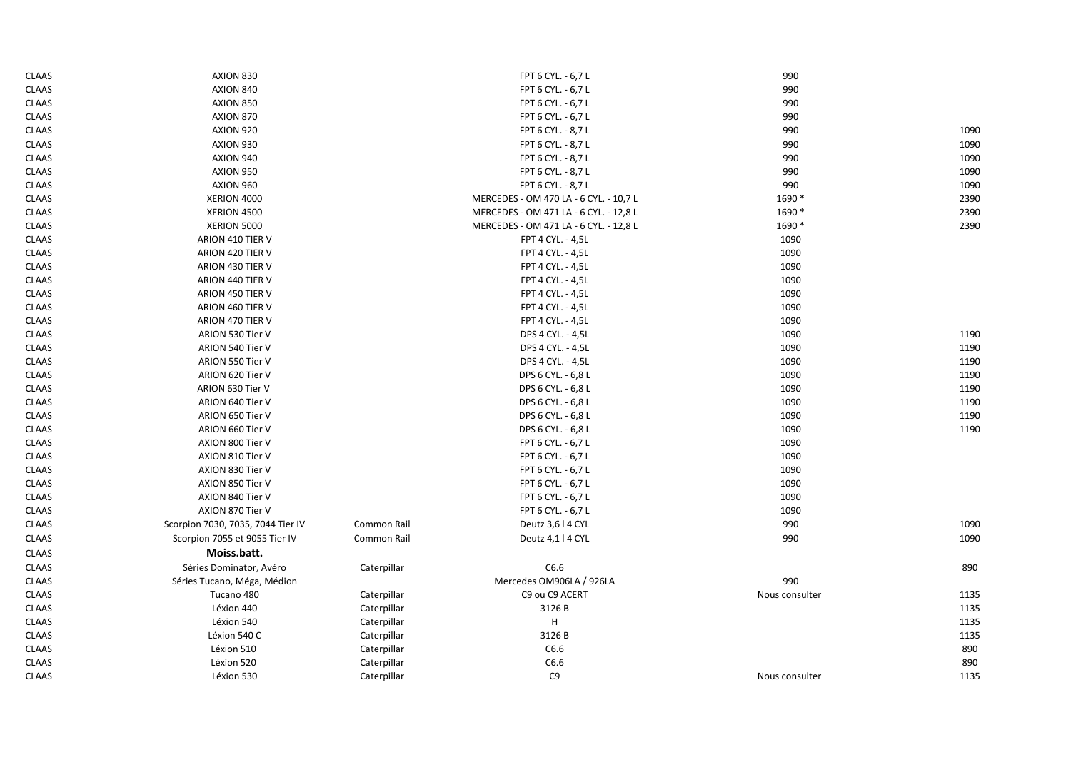| | | | | | |
|---|---|---|---|---|---|
| CLAAS | AXION 830 | | FPT 6 CYL. - 6,7 L | 990 | |
| CLAAS | AXION 840 | | FPT 6 CYL. - 6,7 L | 990 | |
| CLAAS | AXION 850 | | FPT 6 CYL. - 6,7 L | 990 | |
| CLAAS | AXION 870 | | FPT 6 CYL. - 6,7 L | 990 | |
| CLAAS | AXION 920 | | FPT 6 CYL. - 8,7 L | 990 | 1090 |
| CLAAS | AXION 930 | | FPT 6 CYL. - 8,7 L | 990 | 1090 |
| CLAAS | AXION 940 | | FPT 6 CYL. - 8,7 L | 990 | 1090 |
| CLAAS | AXION 950 | | FPT 6 CYL. - 8,7 L | 990 | 1090 |
| CLAAS | AXION 960 | | FPT 6 CYL. - 8,7 L | 990 | 1090 |
| CLAAS | XERION 4000 | | MERCEDES - OM 470 LA - 6 CYL. - 10,7 L | 1690 * | 2390 |
| CLAAS | XERION 4500 | | MERCEDES - OM 471 LA - 6 CYL. - 12,8 L | 1690 * | 2390 |
| CLAAS | XERION 5000 | | MERCEDES - OM 471 LA - 6 CYL. - 12,8 L | 1690 * | 2390 |
| CLAAS | ARION 410 TIER V | | FPT 4 CYL. - 4,5L | 1090 | |
| CLAAS | ARION 420 TIER V | | FPT 4 CYL. - 4,5L | 1090 | |
| CLAAS | ARION 430 TIER V | | FPT 4 CYL. - 4,5L | 1090 | |
| CLAAS | ARION 440 TIER V | | FPT 4 CYL. - 4,5L | 1090 | |
| CLAAS | ARION 450 TIER V | | FPT 4 CYL. - 4,5L | 1090 | |
| CLAAS | ARION 460 TIER V | | FPT 4 CYL. - 4,5L | 1090 | |
| CLAAS | ARION 470 TIER V | | FPT 4 CYL. - 4,5L | 1090 | |
| CLAAS | ARION 530 Tier V | | DPS 4 CYL. - 4,5L | 1090 | 1190 |
| CLAAS | ARION 540 Tier V | | DPS 4 CYL. - 4,5L | 1090 | 1190 |
| CLAAS | ARION 550 Tier V | | DPS 4 CYL. - 4,5L | 1090 | 1190 |
| CLAAS | ARION 620 Tier V | | DPS 6 CYL. - 6,8 L | 1090 | 1190 |
| CLAAS | ARION 630 Tier V | | DPS 6 CYL. - 6,8 L | 1090 | 1190 |
| CLAAS | ARION 640 Tier V | | DPS 6 CYL. - 6,8 L | 1090 | 1190 |
| CLAAS | ARION 650 Tier V | | DPS 6 CYL. - 6,8 L | 1090 | 1190 |
| CLAAS | ARION 660 Tier V | | DPS 6 CYL. - 6,8 L | 1090 | 1190 |
| CLAAS | AXION 800 Tier V | | FPT 6 CYL. - 6,7 L | 1090 | |
| CLAAS | AXION 810 Tier V | | FPT 6 CYL. - 6,7 L | 1090 | |
| CLAAS | AXION 830 Tier V | | FPT 6 CYL. - 6,7 L | 1090 | |
| CLAAS | AXION 850 Tier V | | FPT 6 CYL. - 6,7 L | 1090 | |
| CLAAS | AXION 840 Tier V | | FPT 6 CYL. - 6,7 L | 1090 | |
| CLAAS | AXION 870 Tier V | | FPT 6 CYL. - 6,7 L | 1090 | |
| CLAAS | Scorpion 7030, 7035, 7044 Tier IV | Common Rail | Deutz 3,6 l 4 CYL | 990 | 1090 |
| CLAAS | Scorpion 7055 et 9055 Tier IV | Common Rail | Deutz 4,1 l 4 CYL | 990 | 1090 |
| CLAAS | **Moiss.batt.** | | | | |
| CLAAS | Séries Dominator, Avéro | Caterpillar | C6.6 | | 890 |
| CLAAS | Séries Tucano, Méga, Médion | | Mercedes OM906LA / 926LA | 990 | |
| CLAAS | Tucano 480 | Caterpillar | C9 ou C9 ACERT | Nous consulter | 1135 |
| CLAAS | Léxion 440 | Caterpillar | 3126 B | | 1135 |
| CLAAS | Léxion 540 | Caterpillar | H | | 1135 |
| CLAAS | Léxion 540 C | Caterpillar | 3126 B | | 1135 |
| CLAAS | Léxion 510 | Caterpillar | C6.6 | | 890 |
| CLAAS | Léxion 520 | Caterpillar | C6.6 | | 890 |
| CLAAS | Léxion 530 | Caterpillar | C9 | Nous consulter | 1135 |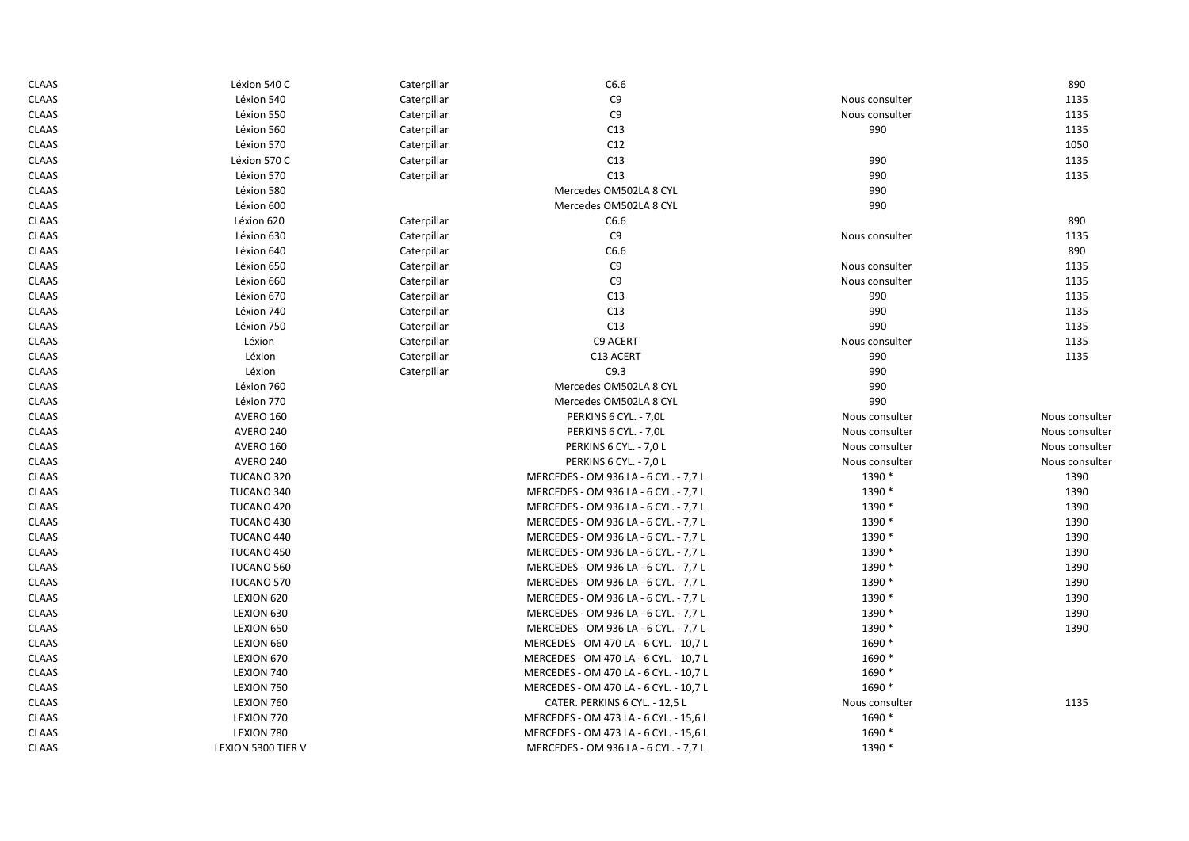| | | | | | |
|---|---|---|---|---|---|
| CLAAS | Léxion 540 C | Caterpillar | C6.6 | | 890 |
| CLAAS | Léxion 540 | Caterpillar | C9 | Nous consulter | 1135 |
| CLAAS | Léxion 550 | Caterpillar | C9 | Nous consulter | 1135 |
| CLAAS | Léxion 560 | Caterpillar | C13 | 990 | 1135 |
| CLAAS | Léxion 570 | Caterpillar | C12 | | 1050 |
| CLAAS | Léxion 570 C | Caterpillar | C13 | 990 | 1135 |
| CLAAS | Léxion 570 | Caterpillar | C13 | 990 | 1135 |
| CLAAS | Léxion 580 | | Mercedes OM502LA 8 CYL | 990 | |
| CLAAS | Léxion 600 | | Mercedes OM502LA 8 CYL | 990 | |
| CLAAS | Léxion 620 | Caterpillar | C6.6 | | 890 |
| CLAAS | Léxion 630 | Caterpillar | C9 | Nous consulter | 1135 |
| CLAAS | Léxion 640 | Caterpillar | C6.6 | | 890 |
| CLAAS | Léxion 650 | Caterpillar | C9 | Nous consulter | 1135 |
| CLAAS | Léxion 660 | Caterpillar | C9 | Nous consulter | 1135 |
| CLAAS | Léxion 670 | Caterpillar | C13 | 990 | 1135 |
| CLAAS | Léxion 740 | Caterpillar | C13 | 990 | 1135 |
| CLAAS | Léxion 750 | Caterpillar | C13 | 990 | 1135 |
| CLAAS | Léxion | Caterpillar | C9 ACERT | Nous consulter | 1135 |
| CLAAS | Léxion | Caterpillar | C13 ACERT | 990 | 1135 |
| CLAAS | Léxion | Caterpillar | C9.3 | 990 | |
| CLAAS | Léxion 760 | | Mercedes OM502LA 8 CYL | 990 | |
| CLAAS | Léxion 770 | | Mercedes OM502LA 8 CYL | 990 | |
| CLAAS | AVERO 160 | | PERKINS 6 CYL. - 7,0L | Nous consulter | Nous consulter |
| CLAAS | AVERO 240 | | PERKINS 6 CYL. - 7,0L | Nous consulter | Nous consulter |
| CLAAS | AVERO 160 | | PERKINS 6 CYL. - 7,0 L | Nous consulter | Nous consulter |
| CLAAS | AVERO 240 | | PERKINS 6 CYL. - 7,0 L | Nous consulter | Nous consulter |
| CLAAS | TUCANO 320 | | MERCEDES - OM 936 LA - 6 CYL. - 7,7 L | 1390 * | 1390 |
| CLAAS | TUCANO 340 | | MERCEDES - OM 936 LA - 6 CYL. - 7,7 L | 1390 * | 1390 |
| CLAAS | TUCANO 420 | | MERCEDES - OM 936 LA - 6 CYL. - 7,7 L | 1390 * | 1390 |
| CLAAS | TUCANO 430 | | MERCEDES - OM 936 LA - 6 CYL. - 7,7 L | 1390 * | 1390 |
| CLAAS | TUCANO 440 | | MERCEDES - OM 936 LA - 6 CYL. - 7,7 L | 1390 * | 1390 |
| CLAAS | TUCANO 450 | | MERCEDES - OM 936 LA - 6 CYL. - 7,7 L | 1390 * | 1390 |
| CLAAS | TUCANO 560 | | MERCEDES - OM 936 LA - 6 CYL. - 7,7 L | 1390 * | 1390 |
| CLAAS | TUCANO 570 | | MERCEDES - OM 936 LA - 6 CYL. - 7,7 L | 1390 * | 1390 |
| CLAAS | LEXION 620 | | MERCEDES - OM 936 LA - 6 CYL. - 7,7 L | 1390 * | 1390 |
| CLAAS | LEXION 630 | | MERCEDES - OM 936 LA - 6 CYL. - 7,7 L | 1390 * | 1390 |
| CLAAS | LEXION 650 | | MERCEDES - OM 936 LA - 6 CYL. - 7,7 L | 1390 * | 1390 |
| CLAAS | LEXION 660 | | MERCEDES - OM 470 LA - 6 CYL. - 10,7 L | 1690 * | |
| CLAAS | LEXION 670 | | MERCEDES - OM 470 LA - 6 CYL. - 10,7 L | 1690 * | |
| CLAAS | LEXION 740 | | MERCEDES - OM 470 LA - 6 CYL. - 10,7 L | 1690 * | |
| CLAAS | LEXION 750 | | MERCEDES - OM 470 LA - 6 CYL. - 10,7 L | 1690 * | |
| CLAAS | LEXION 760 | | CATER. PERKINS 6 CYL. - 12,5 L | Nous consulter | 1135 |
| CLAAS | LEXION 770 | | MERCEDES - OM 473 LA - 6 CYL. - 15,6 L | 1690 * | |
| CLAAS | LEXION 780 | | MERCEDES - OM 473 LA - 6 CYL. - 15,6 L | 1690 * | |
| CLAAS | LEXION 5300 TIER V | | MERCEDES - OM 936 LA - 6 CYL. - 7,7 L | 1390 * | |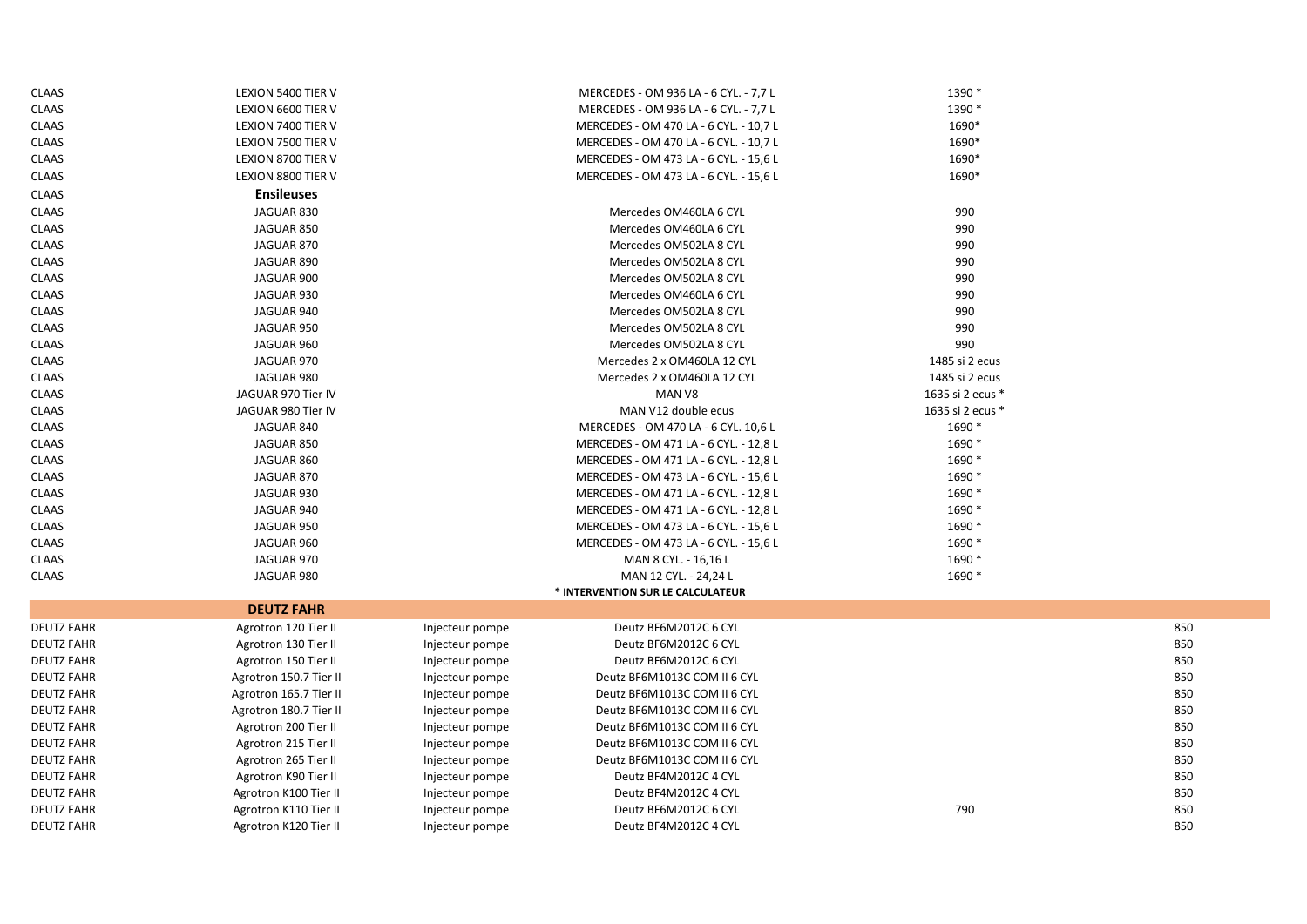| | | | | | |
|---|---|---|---|---|---|
| CLAAS | LEXION 5400 TIER V | | MERCEDES - OM 936 LA - 6 CYL. - 7,7 L | 1390 * | |
| CLAAS | LEXION 6600 TIER V | | MERCEDES - OM 936 LA - 6 CYL. - 7,7 L | 1390 * | |
| CLAAS | LEXION 7400 TIER V | | MERCEDES - OM 470 LA - 6 CYL. - 10,7 L | 1690* | |
| CLAAS | LEXION 7500 TIER V | | MERCEDES - OM 470 LA - 6 CYL. - 10,7 L | 1690* | |
| CLAAS | LEXION 8700 TIER V | | MERCEDES - OM 473 LA - 6 CYL. - 15,6 L | 1690* | |
| CLAAS | LEXION 8800 TIER V | | MERCEDES - OM 473 LA - 6 CYL. - 15,6 L | 1690* | |
| CLAAS | **Ensileuses** | | | | |
| CLAAS | JAGUAR 830 | | Mercedes OM460LA 6 CYL | 990 | |
| CLAAS | JAGUAR 850 | | Mercedes OM460LA 6 CYL | 990 | |
| CLAAS | JAGUAR 870 | | Mercedes OM502LA 8 CYL | 990 | |
| CLAAS | JAGUAR 890 | | Mercedes OM502LA 8 CYL | 990 | |
| CLAAS | JAGUAR 900 | | Mercedes OM502LA 8 CYL | 990 | |
| CLAAS | JAGUAR 930 | | Mercedes OM460LA 6 CYL | 990 | |
| CLAAS | JAGUAR 940 | | Mercedes OM502LA 8 CYL | 990 | |
| CLAAS | JAGUAR 950 | | Mercedes OM502LA 8 CYL | 990 | |
| CLAAS | JAGUAR 960 | | Mercedes OM502LA 8 CYL | 990 | |
| CLAAS | JAGUAR 970 | | Mercedes 2 x OM460LA 12 CYL | 1485 si 2 ecus | |
| CLAAS | JAGUAR 980 | | Mercedes 2 x OM460LA 12 CYL | 1485 si 2 ecus | |
| CLAAS | JAGUAR 970 Tier IV | | MAN V8 | 1635 si 2 ecus * | |
| CLAAS | JAGUAR 980 Tier IV | | MAN V12 double ecus | 1635 si 2 ecus * | |
| CLAAS | JAGUAR 840 | | MERCEDES - OM 470 LA - 6 CYL. 10,6 L | 1690 * | |
| CLAAS | JAGUAR 850 | | MERCEDES - OM 471 LA - 6 CYL. - 12,8 L | 1690 * | |
| CLAAS | JAGUAR 860 | | MERCEDES - OM 471 LA - 6 CYL. - 12,8 L | 1690 * | |
| CLAAS | JAGUAR 870 | | MERCEDES - OM 473 LA - 6 CYL. - 15,6 L | 1690 * | |
| CLAAS | JAGUAR 930 | | MERCEDES - OM 471 LA - 6 CYL. - 12,8 L | 1690 * | |
| CLAAS | JAGUAR 940 | | MERCEDES - OM 471 LA - 6 CYL. - 12,8 L | 1690 * | |
| CLAAS | JAGUAR 950 | | MERCEDES - OM 473 LA - 6 CYL. - 15,6 L | 1690 * | |
| CLAAS | JAGUAR 960 | | MERCEDES - OM 473 LA - 6 CYL. - 15,6 L | 1690 * | |
| CLAAS | JAGUAR 970 | | MAN 8 CYL. - 16,16 L | 1690 * | |
| CLAAS | JAGUAR 980 | | MAN 12 CYL. - 24,24 L | 1690 * | |
| | | | **\* INTERVENTION SUR LE CALCULATEUR** | | |
| | **DEUTZ FAHR** | | | | |
| DEUTZ FAHR | Agrotron 120 Tier II | Injecteur pompe | Deutz BF6M2012C 6 CYL | | 850 |
| DEUTZ FAHR | Agrotron 130 Tier II | Injecteur pompe | Deutz BF6M2012C 6 CYL | | 850 |
| DEUTZ FAHR | Agrotron 150 Tier II | Injecteur pompe | Deutz BF6M2012C 6 CYL | | 850 |
| DEUTZ FAHR | Agrotron 150.7 Tier II | Injecteur pompe | Deutz BF6M1013C COM II 6 CYL | | 850 |
| DEUTZ FAHR | Agrotron 165.7 Tier II | Injecteur pompe | Deutz BF6M1013C COM II 6 CYL | | 850 |
| DEUTZ FAHR | Agrotron 180.7 Tier II | Injecteur pompe | Deutz BF6M1013C COM II 6 CYL | | 850 |
| DEUTZ FAHR | Agrotron 200 Tier II | Injecteur pompe | Deutz BF6M1013C COM II 6 CYL | | 850 |
| DEUTZ FAHR | Agrotron 215 Tier II | Injecteur pompe | Deutz BF6M1013C COM II 6 CYL | | 850 |
| DEUTZ FAHR | Agrotron 265 Tier II | Injecteur pompe | Deutz BF6M1013C COM II 6 CYL | | 850 |
| DEUTZ FAHR | Agrotron K90 Tier II | Injecteur pompe | Deutz BF4M2012C 4 CYL | | 850 |
| DEUTZ FAHR | Agrotron K100 Tier II | Injecteur pompe | Deutz BF4M2012C 4 CYL | | 850 |
| DEUTZ FAHR | Agrotron K110 Tier II | Injecteur pompe | Deutz BF6M2012C 6 CYL | 790 | 850 |
| DEUTZ FAHR | Agrotron K120 Tier II | Injecteur pompe | Deutz BF4M2012C 4 CYL | | 850 |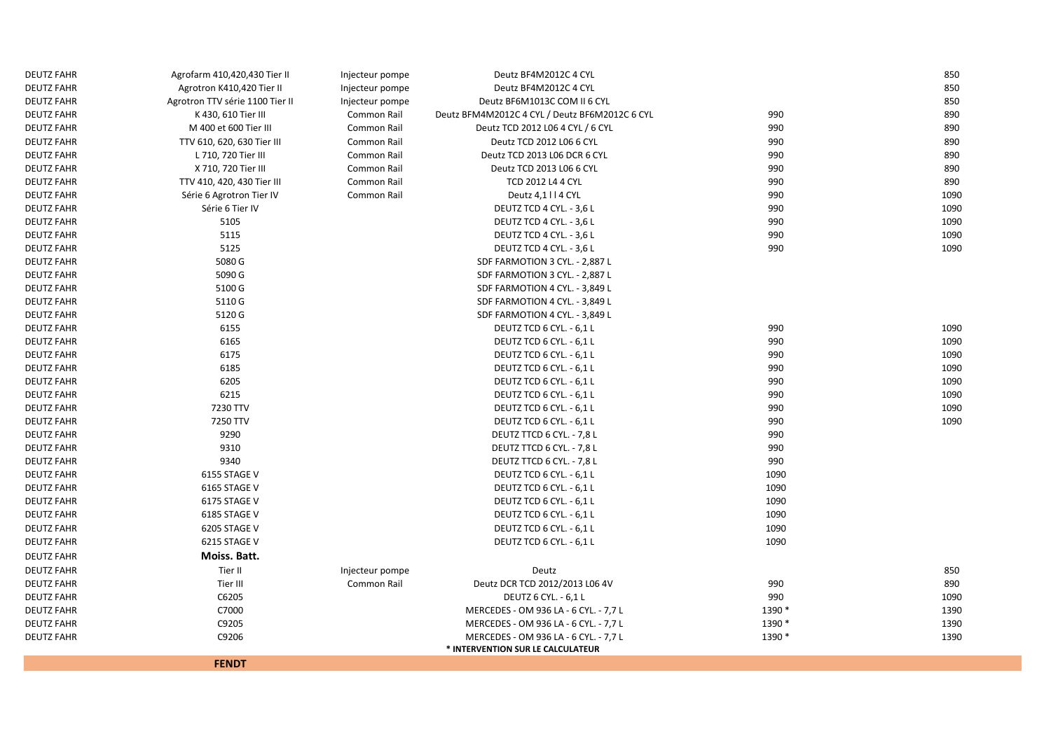| | | | | | |
|---|---|---|---|---|---|
| DEUTZ FAHR | Agrofarm 410,420,430 Tier II | Injecteur pompe | Deutz BF4M2012C 4 CYL | | 850 |
| DEUTZ FAHR | Agrotron K410,420 Tier II | Injecteur pompe | Deutz BF4M2012C 4 CYL | | 850 |
| DEUTZ FAHR | Agrotron TTV série 1100 Tier II | Injecteur pompe | Deutz BF6M1013C COM II 6 CYL | | 850 |
| DEUTZ FAHR | K 430, 610 Tier III | Common Rail | Deutz BFM4M2012C 4 CYL / Deutz BF6M2012C 6 CYL | 990 | 890 |
| DEUTZ FAHR | M 400 et 600 Tier III | Common Rail | Deutz TCD 2012 L06 4 CYL / 6 CYL | 990 | 890 |
| DEUTZ FAHR | TTV 610, 620, 630 Tier III | Common Rail | Deutz TCD 2012 L06 6 CYL | 990 | 890 |
| DEUTZ FAHR | L 710, 720 Tier III | Common Rail | Deutz TCD 2013 L06 DCR 6 CYL | 990 | 890 |
| DEUTZ FAHR | X 710, 720 Tier III | Common Rail | Deutz TCD 2013 L06 6 CYL | 990 | 890 |
| DEUTZ FAHR | TTV 410, 420, 430 Tier III | Common Rail | TCD 2012 L4 4 CYL | 990 | 890 |
| DEUTZ FAHR | Série 6 Agrotron Tier IV | Common Rail | Deutz 4,1 l l 4 CYL | 990 | 1090 |
| DEUTZ FAHR | Série 6 Tier IV | | DEUTZ TCD 4 CYL. - 3,6 L | 990 | 1090 |
| DEUTZ FAHR | 5105 | | DEUTZ TCD 4 CYL. - 3,6 L | 990 | 1090 |
| DEUTZ FAHR | 5115 | | DEUTZ TCD 4 CYL. - 3,6 L | 990 | 1090 |
| DEUTZ FAHR | 5125 | | DEUTZ TCD 4 CYL. - 3,6 L | 990 | 1090 |
| DEUTZ FAHR | 5080 G | | SDF FARMOTION 3 CYL. - 2,887 L | | |
| DEUTZ FAHR | 5090 G | | SDF FARMOTION 3 CYL. - 2,887 L | | |
| DEUTZ FAHR | 5100 G | | SDF FARMOTION 4 CYL. - 3,849 L | | |
| DEUTZ FAHR | 5110 G | | SDF FARMOTION 4 CYL. - 3,849 L | | |
| DEUTZ FAHR | 5120 G | | SDF FARMOTION 4 CYL. - 3,849 L | | |
| DEUTZ FAHR | 6155 | | DEUTZ TCD 6 CYL. - 6,1 L | 990 | 1090 |
| DEUTZ FAHR | 6165 | | DEUTZ TCD 6 CYL. - 6,1 L | 990 | 1090 |
| DEUTZ FAHR | 6175 | | DEUTZ TCD 6 CYL. - 6,1 L | 990 | 1090 |
| DEUTZ FAHR | 6185 | | DEUTZ TCD 6 CYL. - 6,1 L | 990 | 1090 |
| DEUTZ FAHR | 6205 | | DEUTZ TCD 6 CYL. - 6,1 L | 990 | 1090 |
| DEUTZ FAHR | 6215 | | DEUTZ TCD 6 CYL. - 6,1 L | 990 | 1090 |
| DEUTZ FAHR | 7230 TTV | | DEUTZ TCD 6 CYL. - 6,1 L | 990 | 1090 |
| DEUTZ FAHR | 7250 TTV | | DEUTZ TCD 6 CYL. - 6,1 L | 990 | 1090 |
| DEUTZ FAHR | 9290 | | DEUTZ TTCD 6 CYL. - 7,8 L | 990 | |
| DEUTZ FAHR | 9310 | | DEUTZ TTCD 6 CYL. - 7,8 L | 990 | |
| DEUTZ FAHR | 9340 | | DEUTZ TTCD 6 CYL. - 7,8 L | 990 | |
| DEUTZ FAHR | 6155 STAGE V | | DEUTZ TCD 6 CYL. - 6,1 L | 1090 | |
| DEUTZ FAHR | 6165 STAGE V | | DEUTZ TCD 6 CYL. - 6,1 L | 1090 | |
| DEUTZ FAHR | 6175 STAGE V | | DEUTZ TCD 6 CYL. - 6,1 L | 1090 | |
| DEUTZ FAHR | 6185 STAGE V | | DEUTZ TCD 6 CYL. - 6,1 L | 1090 | |
| DEUTZ FAHR | 6205 STAGE V | | DEUTZ TCD 6 CYL. - 6,1 L | 1090 | |
| DEUTZ FAHR | 6215 STAGE V | | DEUTZ TCD 6 CYL. - 6,1 L | 1090 | |
| DEUTZ FAHR | **Moiss. Batt.** | | | | |
| DEUTZ FAHR | Tier II | Injecteur pompe | Deutz | | 850 |
| DEUTZ FAHR | Tier III | Common Rail | Deutz DCR TCD 2012/2013 L06 4V | 990 | 890 |
| DEUTZ FAHR | C6205 | | DEUTZ 6 CYL. - 6,1 L | 990 | 1090 |
| DEUTZ FAHR | C7000 | | MERCEDES - OM 936 LA - 6 CYL. - 7,7 L | 1390 * | 1390 |
| DEUTZ FAHR | C9205 | | MERCEDES - OM 936 LA - 6 CYL. - 7,7 L | 1390 * | 1390 |
| DEUTZ FAHR | C9206 | | MERCEDES - OM 936 LA - 6 CYL. - 7,7 L | 1390 * | 1390 |
| | | | **\* INTERVENTION SUR LE CALCULATEUR** | | |

**FENDT**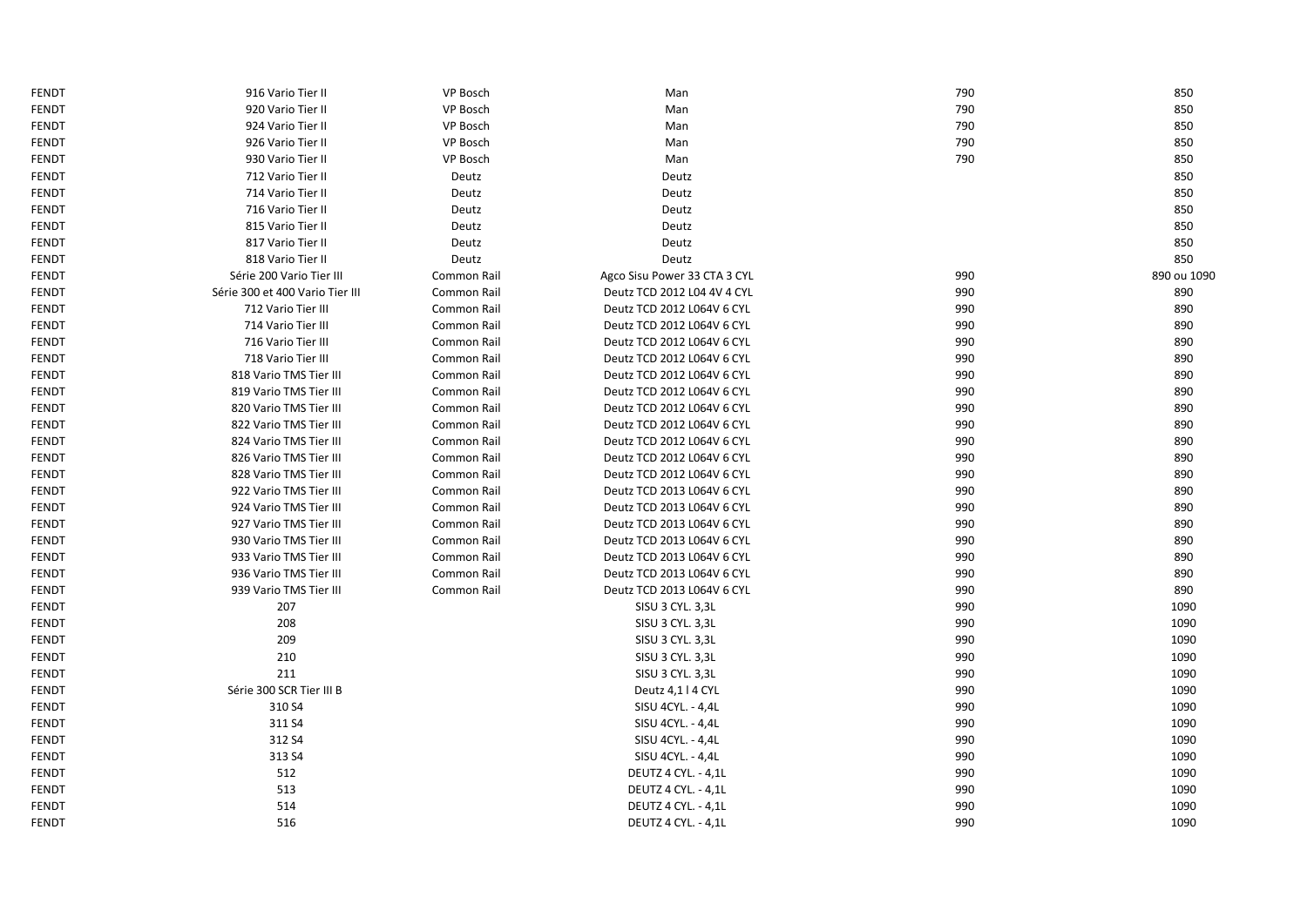| | | | | | |
|---|---|---|---|---|---|
| FENDT | 916 Vario Tier II | VP Bosch | Man | 790 | 850 |
| FENDT | 920 Vario Tier II | VP Bosch | Man | 790 | 850 |
| FENDT | 924 Vario Tier II | VP Bosch | Man | 790 | 850 |
| FENDT | 926 Vario Tier II | VP Bosch | Man | 790 | 850 |
| FENDT | 930 Vario Tier II | VP Bosch | Man | 790 | 850 |
| FENDT | 712 Vario Tier II | Deutz | Deutz | | 850 |
| FENDT | 714 Vario Tier II | Deutz | Deutz | | 850 |
| FENDT | 716 Vario Tier II | Deutz | Deutz | | 850 |
| FENDT | 815 Vario Tier II | Deutz | Deutz | | 850 |
| FENDT | 817 Vario Tier II | Deutz | Deutz | | 850 |
| FENDT | 818 Vario Tier II | Deutz | Deutz | | 850 |
| FENDT | Série 200 Vario Tier III | Common Rail | Agco Sisu Power 33 CTA 3 CYL | 990 | 890 ou 1090 |
| FENDT | Série 300 et 400 Vario Tier III | Common Rail | Deutz TCD 2012 L04 4V 4 CYL | 990 | 890 |
| FENDT | 712 Vario Tier III | Common Rail | Deutz TCD 2012 L064V 6 CYL | 990 | 890 |
| FENDT | 714 Vario Tier III | Common Rail | Deutz TCD 2012 L064V 6 CYL | 990 | 890 |
| FENDT | 716 Vario Tier III | Common Rail | Deutz TCD 2012 L064V 6 CYL | 990 | 890 |
| FENDT | 718 Vario Tier III | Common Rail | Deutz TCD 2012 L064V 6 CYL | 990 | 890 |
| FENDT | 818 Vario TMS Tier III | Common Rail | Deutz TCD 2012 L064V 6 CYL | 990 | 890 |
| FENDT | 819 Vario TMS Tier III | Common Rail | Deutz TCD 2012 L064V 6 CYL | 990 | 890 |
| FENDT | 820 Vario TMS Tier III | Common Rail | Deutz TCD 2012 L064V 6 CYL | 990 | 890 |
| FENDT | 822 Vario TMS Tier III | Common Rail | Deutz TCD 2012 L064V 6 CYL | 990 | 890 |
| FENDT | 824 Vario TMS Tier III | Common Rail | Deutz TCD 2012 L064V 6 CYL | 990 | 890 |
| FENDT | 826 Vario TMS Tier III | Common Rail | Deutz TCD 2012 L064V 6 CYL | 990 | 890 |
| FENDT | 828 Vario TMS Tier III | Common Rail | Deutz TCD 2012 L064V 6 CYL | 990 | 890 |
| FENDT | 922 Vario TMS Tier III | Common Rail | Deutz TCD 2013 L064V 6 CYL | 990 | 890 |
| FENDT | 924 Vario TMS Tier III | Common Rail | Deutz TCD 2013 L064V 6 CYL | 990 | 890 |
| FENDT | 927 Vario TMS Tier III | Common Rail | Deutz TCD 2013 L064V 6 CYL | 990 | 890 |
| FENDT | 930 Vario TMS Tier III | Common Rail | Deutz TCD 2013 L064V 6 CYL | 990 | 890 |
| FENDT | 933 Vario TMS Tier III | Common Rail | Deutz TCD 2013 L064V 6 CYL | 990 | 890 |
| FENDT | 936 Vario TMS Tier III | Common Rail | Deutz TCD 2013 L064V 6 CYL | 990 | 890 |
| FENDT | 939 Vario TMS Tier III | Common Rail | Deutz TCD 2013 L064V 6 CYL | 990 | 890 |
| FENDT | 207 | | SISU 3 CYL. 3,3L | 990 | 1090 |
| FENDT | 208 | | SISU 3 CYL. 3,3L | 990 | 1090 |
| FENDT | 209 | | SISU 3 CYL. 3,3L | 990 | 1090 |
| FENDT | 210 | | SISU 3 CYL. 3,3L | 990 | 1090 |
| FENDT | 211 | | SISU 3 CYL. 3,3L | 990 | 1090 |
| FENDT | Série 300 SCR Tier III B | | Deutz 4,1 l 4 CYL | 990 | 1090 |
| FENDT | 310 S4 | | SISU 4CYL. - 4,4L | 990 | 1090 |
| FENDT | 311 S4 | | SISU 4CYL. - 4,4L | 990 | 1090 |
| FENDT | 312 S4 | | SISU 4CYL. - 4,4L | 990 | 1090 |
| FENDT | 313 S4 | | SISU 4CYL. - 4,4L | 990 | 1090 |
| FENDT | 512 | | DEUTZ 4 CYL. - 4,1L | 990 | 1090 |
| FENDT | 513 | | DEUTZ 4 CYL. - 4,1L | 990 | 1090 |
| FENDT | 514 | | DEUTZ 4 CYL. - 4,1L | 990 | 1090 |
| FENDT | 516 | | DEUTZ 4 CYL. - 4,1L | 990 | 1090 |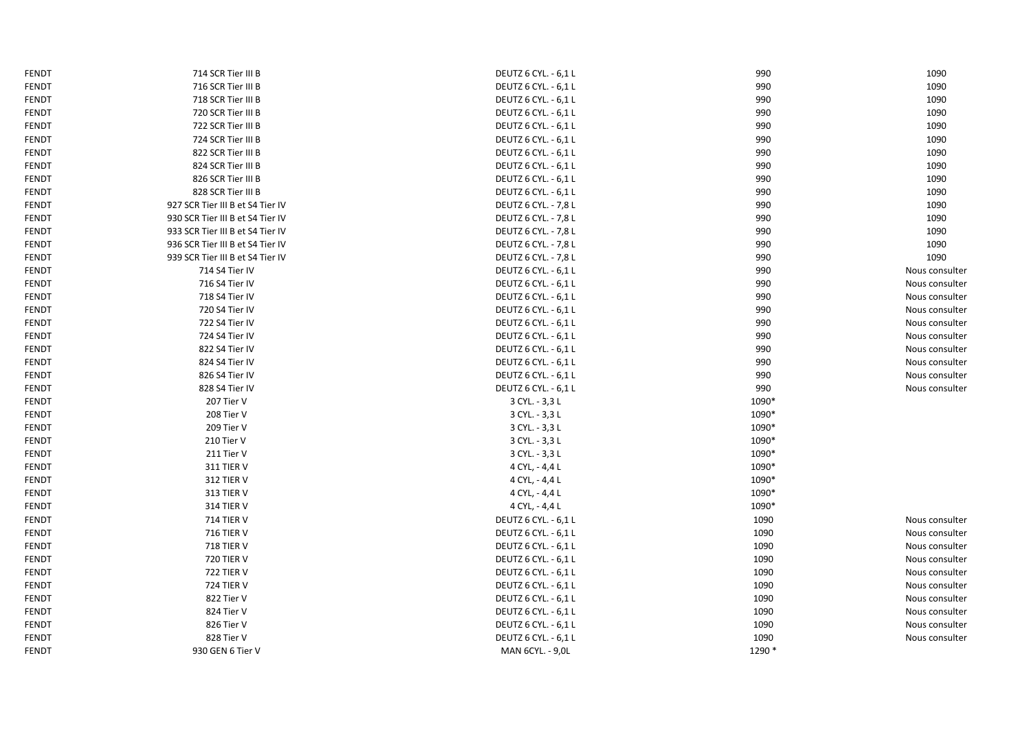| | | | | |
|---|---|---|---|---|
| FENDT | 714 SCR Tier III B | DEUTZ 6 CYL. - 6,1 L | 990 | 1090 |
| FENDT | 716 SCR Tier III B | DEUTZ 6 CYL. - 6,1 L | 990 | 1090 |
| FENDT | 718 SCR Tier III B | DEUTZ 6 CYL. - 6,1 L | 990 | 1090 |
| FENDT | 720 SCR Tier III B | DEUTZ 6 CYL. - 6,1 L | 990 | 1090 |
| FENDT | 722 SCR Tier III B | DEUTZ 6 CYL. - 6,1 L | 990 | 1090 |
| FENDT | 724 SCR Tier III B | DEUTZ 6 CYL. - 6,1 L | 990 | 1090 |
| FENDT | 822 SCR Tier III B | DEUTZ 6 CYL. - 6,1 L | 990 | 1090 |
| FENDT | 824 SCR Tier III B | DEUTZ 6 CYL. - 6,1 L | 990 | 1090 |
| FENDT | 826 SCR Tier III B | DEUTZ 6 CYL. - 6,1 L | 990 | 1090 |
| FENDT | 828 SCR Tier III B | DEUTZ 6 CYL. - 6,1 L | 990 | 1090 |
| FENDT | 927 SCR Tier III B et S4 Tier IV | DEUTZ 6 CYL. - 7,8 L | 990 | 1090 |
| FENDT | 930 SCR Tier III B et S4 Tier IV | DEUTZ 6 CYL. - 7,8 L | 990 | 1090 |
| FENDT | 933 SCR Tier III B et S4 Tier IV | DEUTZ 6 CYL. - 7,8 L | 990 | 1090 |
| FENDT | 936 SCR Tier III B et S4 Tier IV | DEUTZ 6 CYL. - 7,8 L | 990 | 1090 |
| FENDT | 939 SCR Tier III B et S4 Tier IV | DEUTZ 6 CYL. - 7,8 L | 990 | 1090 |
| FENDT | 714 S4 Tier IV | DEUTZ 6 CYL. - 6,1 L | 990 | Nous consulter |
| FENDT | 716 S4 Tier IV | DEUTZ 6 CYL. - 6,1 L | 990 | Nous consulter |
| FENDT | 718 S4 Tier IV | DEUTZ 6 CYL. - 6,1 L | 990 | Nous consulter |
| FENDT | 720 S4 Tier IV | DEUTZ 6 CYL. - 6,1 L | 990 | Nous consulter |
| FENDT | 722 S4 Tier IV | DEUTZ 6 CYL. - 6,1 L | 990 | Nous consulter |
| FENDT | 724 S4 Tier IV | DEUTZ 6 CYL. - 6,1 L | 990 | Nous consulter |
| FENDT | 822 S4 Tier IV | DEUTZ 6 CYL. - 6,1 L | 990 | Nous consulter |
| FENDT | 824 S4 Tier IV | DEUTZ 6 CYL. - 6,1 L | 990 | Nous consulter |
| FENDT | 826 S4 Tier IV | DEUTZ 6 CYL. - 6,1 L | 990 | Nous consulter |
| FENDT | 828 S4 Tier IV | DEUTZ 6 CYL. - 6,1 L | 990 | Nous consulter |
| FENDT | 207 Tier V | 3 CYL. - 3,3 L | 1090* | |
| FENDT | 208 Tier V | 3 CYL. - 3,3 L | 1090* | |
| FENDT | 209 Tier V | 3 CYL. - 3,3 L | 1090* | |
| FENDT | 210 Tier V | 3 CYL. - 3,3 L | 1090* | |
| FENDT | 211 Tier V | 3 CYL. - 3,3 L | 1090* | |
| FENDT | 311 TIER V | 4 CYL, - 4,4 L | 1090* | |
| FENDT | 312 TIER V | 4 CYL, - 4,4 L | 1090* | |
| FENDT | 313 TIER V | 4 CYL, - 4,4 L | 1090* | |
| FENDT | 314 TIER V | 4 CYL, - 4,4 L | 1090* | |
| FENDT | 714 TIER V | DEUTZ 6 CYL. - 6,1 L | 1090 | Nous consulter |
| FENDT | 716 TIER V | DEUTZ 6 CYL. - 6,1 L | 1090 | Nous consulter |
| FENDT | 718 TIER V | DEUTZ 6 CYL. - 6,1 L | 1090 | Nous consulter |
| FENDT | 720 TIER V | DEUTZ 6 CYL. - 6,1 L | 1090 | Nous consulter |
| FENDT | 722 TIER V | DEUTZ 6 CYL. - 6,1 L | 1090 | Nous consulter |
| FENDT | 724 TIER V | DEUTZ 6 CYL. - 6,1 L | 1090 | Nous consulter |
| FENDT | 822 Tier V | DEUTZ 6 CYL. - 6,1 L | 1090 | Nous consulter |
| FENDT | 824 Tier V | DEUTZ 6 CYL. - 6,1 L | 1090 | Nous consulter |
| FENDT | 826 Tier V | DEUTZ 6 CYL. - 6,1 L | 1090 | Nous consulter |
| FENDT | 828 Tier V | DEUTZ 6 CYL. - 6,1 L | 1090 | Nous consulter |
| FENDT | 930 GEN 6 Tier V | MAN 6CYL. - 9,0L | 1290 * | |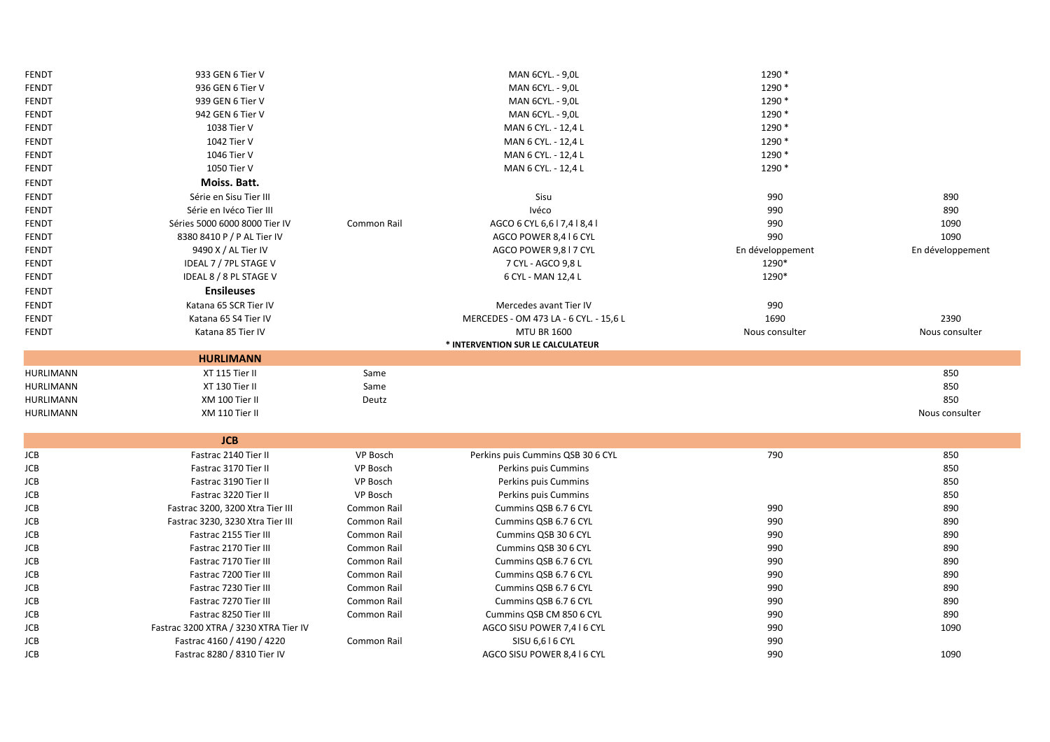| | | | | | |
|---|---|---|---|---|---|
| FENDT | 933 GEN 6 Tier V | | MAN 6CYL. - 9,0L | 1290 * | |
| FENDT | 936 GEN 6 Tier V | | MAN 6CYL. - 9,0L | 1290 * | |
| FENDT | 939 GEN 6 Tier V | | MAN 6CYL. - 9,0L | 1290 * | |
| FENDT | 942 GEN 6 Tier V | | MAN 6CYL. - 9,0L | 1290 * | |
| FENDT | 1038 Tier V | | MAN 6 CYL. - 12,4 L | 1290 * | |
| FENDT | 1042 Tier V | | MAN 6 CYL. - 12,4 L | 1290 * | |
| FENDT | 1046 Tier V | | MAN 6 CYL. - 12,4 L | 1290 * | |
| FENDT | 1050 Tier V | | MAN 6 CYL. - 12,4 L | 1290 * | |
| FENDT | **Moiss. Batt.** | | | | |
| FENDT | Série en Sisu Tier III | | Sisu | 990 | 890 |
| FENDT | Série en Ivéco Tier III | | Ivéco | 990 | 890 |
| FENDT | Séries 5000 6000 8000 Tier IV | Common Rail | AGCO 6 CYL 6,6 l 7,4 l 8,4 l | 990 | 1090 |
| FENDT | 8380 8410 P / P AL Tier IV | | AGCO POWER 8,4 l 6 CYL | 990 | 1090 |
| FENDT | 9490 X / AL Tier IV | | AGCO POWER 9,8 l 7 CYL | En développement | En développement |
| FENDT | IDEAL 7 / 7PL STAGE V | | 7 CYL - AGCO 9,8 L | 1290* | |
| FENDT | IDEAL 8 / 8 PL STAGE V | | 6 CYL - MAN 12,4 L | 1290* | |
| FENDT | **Ensileuses** | | | | |
| FENDT | Katana 65 SCR Tier IV | | Mercedes avant Tier IV | 990 | |
| FENDT | Katana 65 S4 Tier IV | | MERCEDES - OM 473 LA - 6 CYL. - 15,6 L | 1690 | 2390 |
| FENDT | Katana 85 Tier IV | | MTU BR 1600 | Nous consulter | Nous consulter |
| | | | **\* INTERVENTION SUR LE CALCULATEUR** | | |
| | **HURLIMANN** | | | | |
| HURLIMANN | XT 115 Tier II | Same | | | 850 |
| HURLIMANN | XT 130 Tier II | Same | | | 850 |
| HURLIMANN | XM 100 Tier II | Deutz | | | 850 |
| HURLIMANN | XM 110 Tier II | | | | Nous consulter |
| | **JCB** | | | | |
| JCB | Fastrac 2140 Tier II | VP Bosch | Perkins puis Cummins QSB 30 6 CYL | 790 | 850 |
| JCB | Fastrac 3170 Tier II | VP Bosch | Perkins puis Cummins | | 850 |
| JCB | Fastrac 3190 Tier II | VP Bosch | Perkins puis Cummins | | 850 |
| JCB | Fastrac 3220 Tier II | VP Bosch | Perkins puis Cummins | | 850 |
| JCB | Fastrac 3200, 3200 Xtra Tier III | Common Rail | Cummins QSB 6.7 6 CYL | 990 | 890 |
| JCB | Fastrac 3230, 3230 Xtra Tier III | Common Rail | Cummins QSB 6.7 6 CYL | 990 | 890 |
| JCB | Fastrac 2155 Tier III | Common Rail | Cummins QSB 30 6 CYL | 990 | 890 |
| JCB | Fastrac 2170 Tier III | Common Rail | Cummins QSB 30 6 CYL | 990 | 890 |
| JCB | Fastrac 7170 Tier III | Common Rail | Cummins QSB 6.7 6 CYL | 990 | 890 |
| JCB | Fastrac 7200 Tier III | Common Rail | Cummins QSB 6.7 6 CYL | 990 | 890 |
| JCB | Fastrac 7230 Tier III | Common Rail | Cummins QSB 6.7 6 CYL | 990 | 890 |
| JCB | Fastrac 7270 Tier III | Common Rail | Cummins QSB 6.7 6 CYL | 990 | 890 |
| JCB | Fastrac 8250 Tier III | Common Rail | Cummins QSB CM 850 6 CYL | 990 | 890 |
| JCB | Fastrac 3200 XTRA / 3230 XTRA Tier IV | | AGCO SISU POWER 7,4 l 6 CYL | 990 | 1090 |
| JCB | Fastrac 4160 / 4190 / 4220 | Common Rail | SISU 6,6 l 6 CYL | 990 | |
| JCB | Fastrac 8280 / 8310 Tier IV | | AGCO SISU POWER 8,4 l 6 CYL | 990 | 1090 |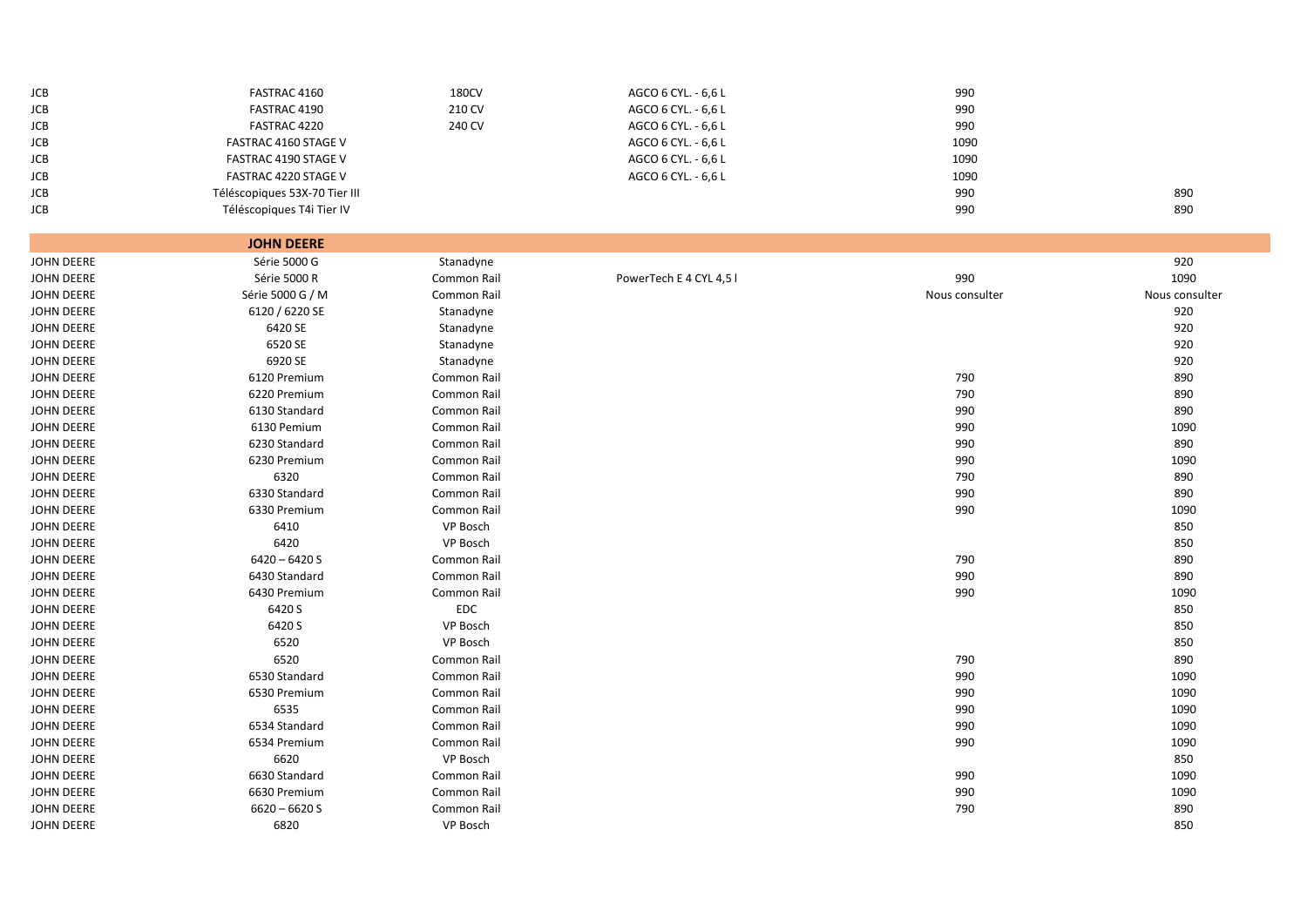| | | | | | |
|---|---|---|---|---|---|
| JCB | FASTRAC 4160 | 180CV | AGCO 6 CYL. - 6,6 L | 990 | |
| JCB | FASTRAC 4190 | 210 CV | AGCO 6 CYL. - 6,6 L | 990 | |
| JCB | FASTRAC 4220 | 240 CV | AGCO 6 CYL. - 6,6 L | 990 | |
| JCB | FASTRAC 4160 STAGE V | | AGCO 6 CYL. - 6,6 L | 1090 | |
| JCB | FASTRAC 4190 STAGE V | | AGCO 6 CYL. - 6,6 L | 1090 | |
| JCB | FASTRAC 4220 STAGE V | | AGCO 6 CYL. - 6,6 L | 1090 | |
| JCB | Téléscopiques 53X-70 Tier III | | | 990 | 890 |
| JCB | Téléscopiques T4i Tier IV | | | 990 | 890 |
| | **JOHN DEERE** | | | | |
| JOHN DEERE | Série 5000 G | Stanadyne | | | 920 |
| JOHN DEERE | Série 5000 R | Common Rail | PowerTech E 4 CYL 4,5 l | 990 | 1090 |
| JOHN DEERE | Série 5000 G / M | Common Rail | | Nous consulter | Nous consulter |
| JOHN DEERE | 6120 / 6220 SE | Stanadyne | | | 920 |
| JOHN DEERE | 6420 SE | Stanadyne | | | 920 |
| JOHN DEERE | 6520 SE | Stanadyne | | | 920 |
| JOHN DEERE | 6920 SE | Stanadyne | | | 920 |
| JOHN DEERE | 6120 Premium | Common Rail | | 790 | 890 |
| JOHN DEERE | 6220 Premium | Common Rail | | 790 | 890 |
| JOHN DEERE | 6130 Standard | Common Rail | | 990 | 890 |
| JOHN DEERE | 6130 Pemium | Common Rail | | 990 | 1090 |
| JOHN DEERE | 6230 Standard | Common Rail | | 990 | 890 |
| JOHN DEERE | 6230 Premium | Common Rail | | 990 | 1090 |
| JOHN DEERE | 6320 | Common Rail | | 790 | 890 |
| JOHN DEERE | 6330 Standard | Common Rail | | 990 | 890 |
| JOHN DEERE | 6330 Premium | Common Rail | | 990 | 1090 |
| JOHN DEERE | 6410 | VP Bosch | | | 850 |
| JOHN DEERE | 6420 | VP Bosch | | | 850 |
| JOHN DEERE | 6420 – 6420 S | Common Rail | | 790 | 890 |
| JOHN DEERE | 6430 Standard | Common Rail | | 990 | 890 |
| JOHN DEERE | 6430 Premium | Common Rail | | 990 | 1090 |
| JOHN DEERE | 6420 S | EDC | | | 850 |
| JOHN DEERE | 6420 S | VP Bosch | | | 850 |
| JOHN DEERE | 6520 | VP Bosch | | | 850 |
| JOHN DEERE | 6520 | Common Rail | | 790 | 890 |
| JOHN DEERE | 6530 Standard | Common Rail | | 990 | 1090 |
| JOHN DEERE | 6530 Premium | Common Rail | | 990 | 1090 |
| JOHN DEERE | 6535 | Common Rail | | 990 | 1090 |
| JOHN DEERE | 6534 Standard | Common Rail | | 990 | 1090 |
| JOHN DEERE | 6534 Premium | Common Rail | | 990 | 1090 |
| JOHN DEERE | 6620 | VP Bosch | | | 850 |
| JOHN DEERE | 6630 Standard | Common Rail | | 990 | 1090 |
| JOHN DEERE | 6630 Premium | Common Rail | | 990 | 1090 |
| JOHN DEERE | 6620 – 6620 S | Common Rail | | 790 | 890 |
| JOHN DEERE | 6820 | VP Bosch | | | 850 |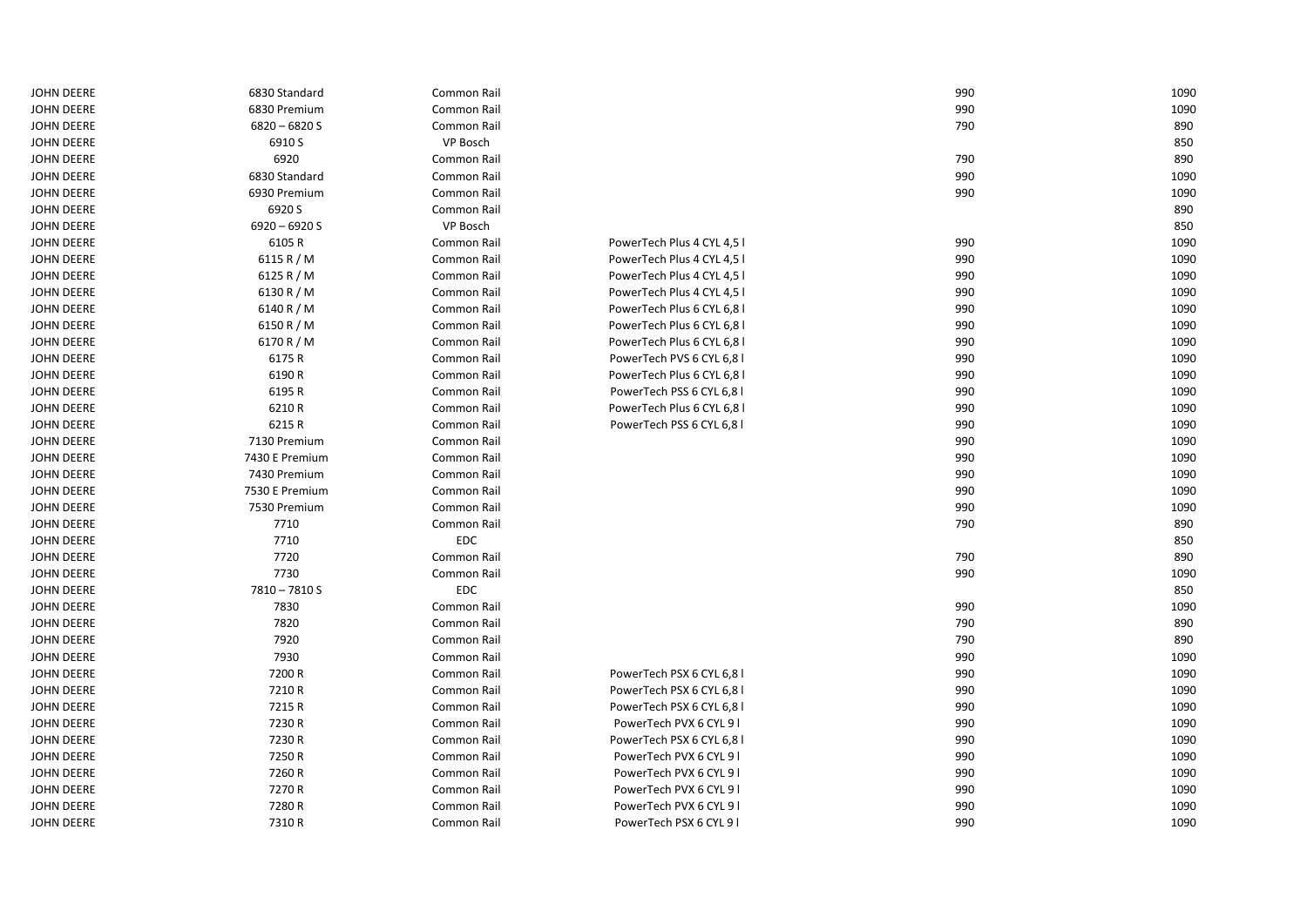| | | | | | |
|---|---|---|---|---|---|
| JOHN DEERE | 6830 Standard | Common Rail | | 990 | 1090 |
| JOHN DEERE | 6830 Premium | Common Rail | | 990 | 1090 |
| JOHN DEERE | 6820 – 6820 S | Common Rail | | 790 | 890 |
| JOHN DEERE | 6910 S | VP Bosch | | | 850 |
| JOHN DEERE | 6920 | Common Rail | | 790 | 890 |
| JOHN DEERE | 6830 Standard | Common Rail | | 990 | 1090 |
| JOHN DEERE | 6930 Premium | Common Rail | | 990 | 1090 |
| JOHN DEERE | 6920 S | Common Rail | | | 890 |
| JOHN DEERE | 6920 – 6920 S | VP Bosch | | | 850 |
| JOHN DEERE | 6105 R | Common Rail | PowerTech Plus 4 CYL 4,5 l | 990 | 1090 |
| JOHN DEERE | 6115 R / M | Common Rail | PowerTech Plus 4 CYL 4,5 l | 990 | 1090 |
| JOHN DEERE | 6125 R / M | Common Rail | PowerTech Plus 4 CYL 4,5 l | 990 | 1090 |
| JOHN DEERE | 6130 R / M | Common Rail | PowerTech Plus 4 CYL 4,5 l | 990 | 1090 |
| JOHN DEERE | 6140 R / M | Common Rail | PowerTech Plus 6 CYL 6,8 l | 990 | 1090 |
| JOHN DEERE | 6150 R / M | Common Rail | PowerTech Plus 6 CYL 6,8 l | 990 | 1090 |
| JOHN DEERE | 6170 R / M | Common Rail | PowerTech Plus 6 CYL 6,8 l | 990 | 1090 |
| JOHN DEERE | 6175 R | Common Rail | PowerTech PVS 6 CYL 6,8 l | 990 | 1090 |
| JOHN DEERE | 6190 R | Common Rail | PowerTech Plus 6 CYL 6,8 l | 990 | 1090 |
| JOHN DEERE | 6195 R | Common Rail | PowerTech PSS 6 CYL 6,8 l | 990 | 1090 |
| JOHN DEERE | 6210 R | Common Rail | PowerTech Plus 6 CYL 6,8 l | 990 | 1090 |
| JOHN DEERE | 6215 R | Common Rail | PowerTech PSS 6 CYL 6,8 l | 990 | 1090 |
| JOHN DEERE | 7130 Premium | Common Rail | | 990 | 1090 |
| JOHN DEERE | 7430 E Premium | Common Rail | | 990 | 1090 |
| JOHN DEERE | 7430 Premium | Common Rail | | 990 | 1090 |
| JOHN DEERE | 7530 E Premium | Common Rail | | 990 | 1090 |
| JOHN DEERE | 7530 Premium | Common Rail | | 990 | 1090 |
| JOHN DEERE | 7710 | Common Rail | | 790 | 890 |
| JOHN DEERE | 7710 | EDC | | | 850 |
| JOHN DEERE | 7720 | Common Rail | | 790 | 890 |
| JOHN DEERE | 7730 | Common Rail | | 990 | 1090 |
| JOHN DEERE | 7810 – 7810 S | EDC | | | 850 |
| JOHN DEERE | 7830 | Common Rail | | 990 | 1090 |
| JOHN DEERE | 7820 | Common Rail | | 790 | 890 |
| JOHN DEERE | 7920 | Common Rail | | 790 | 890 |
| JOHN DEERE | 7930 | Common Rail | | 990 | 1090 |
| JOHN DEERE | 7200 R | Common Rail | PowerTech PSX 6 CYL 6,8 l | 990 | 1090 |
| JOHN DEERE | 7210 R | Common Rail | PowerTech PSX 6 CYL 6,8 l | 990 | 1090 |
| JOHN DEERE | 7215 R | Common Rail | PowerTech PSX 6 CYL 6,8 l | 990 | 1090 |
| JOHN DEERE | 7230 R | Common Rail | PowerTech PVX 6 CYL 9 l | 990 | 1090 |
| JOHN DEERE | 7230 R | Common Rail | PowerTech PSX 6 CYL 6,8 l | 990 | 1090 |
| JOHN DEERE | 7250 R | Common Rail | PowerTech PVX 6 CYL 9 l | 990 | 1090 |
| JOHN DEERE | 7260 R | Common Rail | PowerTech PVX 6 CYL 9 l | 990 | 1090 |
| JOHN DEERE | 7270 R | Common Rail | PowerTech PVX 6 CYL 9 l | 990 | 1090 |
| JOHN DEERE | 7280 R | Common Rail | PowerTech PVX 6 CYL 9 l | 990 | 1090 |
| JOHN DEERE | 7310 R | Common Rail | PowerTech PSX 6 CYL 9 l | 990 | 1090 |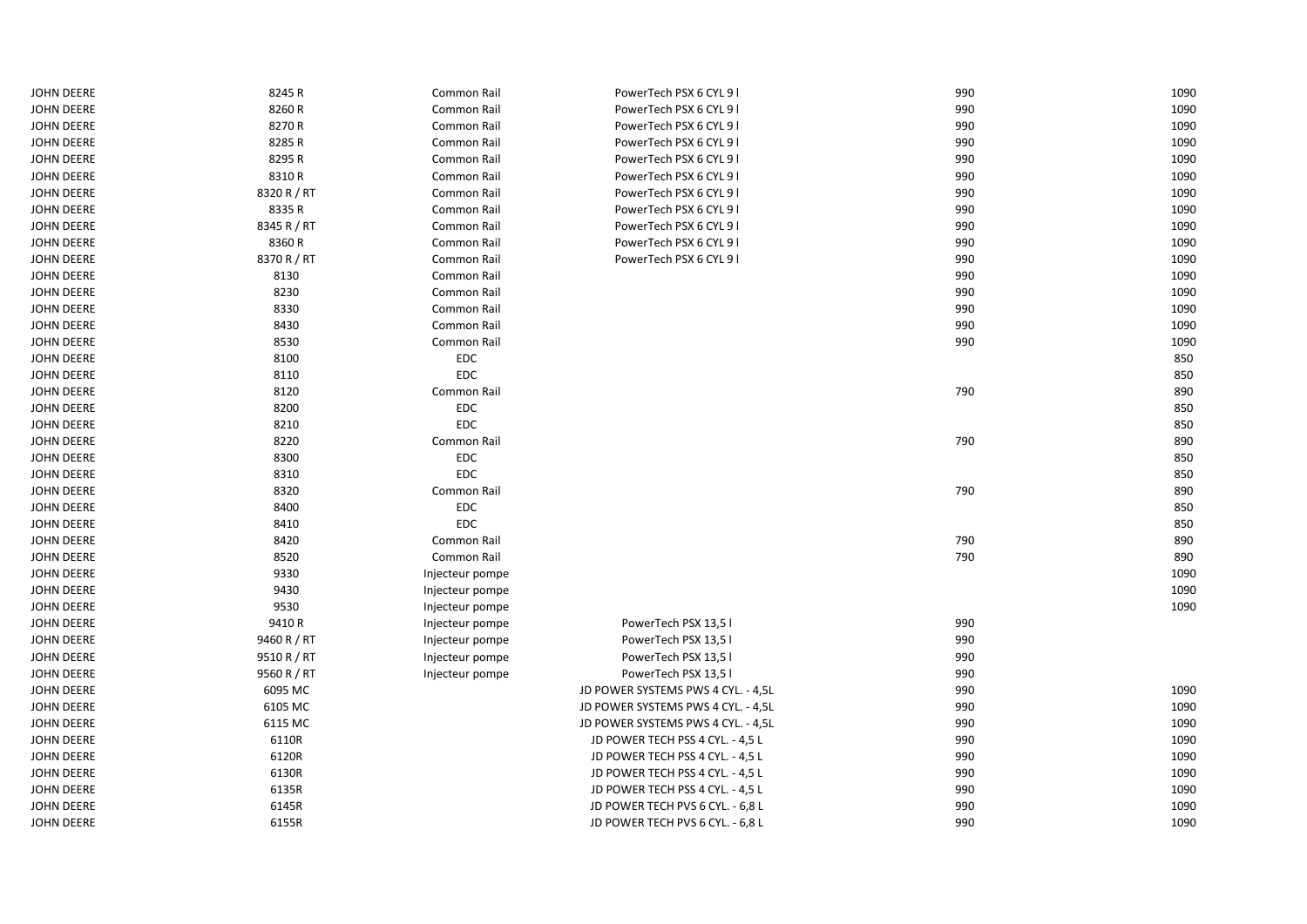| | | | | | |
|---|---|---|---|---|---|
| JOHN DEERE | 8245 R | Common Rail | PowerTech PSX 6 CYL 9 l | 990 | 1090 |
| JOHN DEERE | 8260 R | Common Rail | PowerTech PSX 6 CYL 9 l | 990 | 1090 |
| JOHN DEERE | 8270 R | Common Rail | PowerTech PSX 6 CYL 9 l | 990 | 1090 |
| JOHN DEERE | 8285 R | Common Rail | PowerTech PSX 6 CYL 9 l | 990 | 1090 |
| JOHN DEERE | 8295 R | Common Rail | PowerTech PSX 6 CYL 9 l | 990 | 1090 |
| JOHN DEERE | 8310 R | Common Rail | PowerTech PSX 6 CYL 9 l | 990 | 1090 |
| JOHN DEERE | 8320 R / RT | Common Rail | PowerTech PSX 6 CYL 9 l | 990 | 1090 |
| JOHN DEERE | 8335 R | Common Rail | PowerTech PSX 6 CYL 9 l | 990 | 1090 |
| JOHN DEERE | 8345 R / RT | Common Rail | PowerTech PSX 6 CYL 9 l | 990 | 1090 |
| JOHN DEERE | 8360 R | Common Rail | PowerTech PSX 6 CYL 9 l | 990 | 1090 |
| JOHN DEERE | 8370 R / RT | Common Rail | PowerTech PSX 6 CYL 9 l | 990 | 1090 |
| JOHN DEERE | 8130 | Common Rail | | 990 | 1090 |
| JOHN DEERE | 8230 | Common Rail | | 990 | 1090 |
| JOHN DEERE | 8330 | Common Rail | | 990 | 1090 |
| JOHN DEERE | 8430 | Common Rail | | 990 | 1090 |
| JOHN DEERE | 8530 | Common Rail | | 990 | 1090 |
| JOHN DEERE | 8100 | EDC | | | 850 |
| JOHN DEERE | 8110 | EDC | | | 850 |
| JOHN DEERE | 8120 | Common Rail | | 790 | 890 |
| JOHN DEERE | 8200 | EDC | | | 850 |
| JOHN DEERE | 8210 | EDC | | | 850 |
| JOHN DEERE | 8220 | Common Rail | | 790 | 890 |
| JOHN DEERE | 8300 | EDC | | | 850 |
| JOHN DEERE | 8310 | EDC | | | 850 |
| JOHN DEERE | 8320 | Common Rail | | 790 | 890 |
| JOHN DEERE | 8400 | EDC | | | 850 |
| JOHN DEERE | 8410 | EDC | | | 850 |
| JOHN DEERE | 8420 | Common Rail | | 790 | 890 |
| JOHN DEERE | 8520 | Common Rail | | 790 | 890 |
| JOHN DEERE | 9330 | Injecteur pompe | | | 1090 |
| JOHN DEERE | 9430 | Injecteur pompe | | | 1090 |
| JOHN DEERE | 9530 | Injecteur pompe | | | 1090 |
| JOHN DEERE | 9410 R | Injecteur pompe | PowerTech PSX 13,5 l | 990 | |
| JOHN DEERE | 9460 R / RT | Injecteur pompe | PowerTech PSX 13,5 l | 990 | |
| JOHN DEERE | 9510 R / RT | Injecteur pompe | PowerTech PSX 13,5 l | 990 | |
| JOHN DEERE | 9560 R / RT | Injecteur pompe | PowerTech PSX 13,5 l | 990 | |
| JOHN DEERE | 6095 MC | | JD POWER SYSTEMS PWS 4 CYL. - 4,5L | 990 | 1090 |
| JOHN DEERE | 6105 MC | | JD POWER SYSTEMS PWS 4 CYL. - 4,5L | 990 | 1090 |
| JOHN DEERE | 6115 MC | | JD POWER SYSTEMS PWS 4 CYL. - 4,5L | 990 | 1090 |
| JOHN DEERE | 6110R | | JD POWER TECH PSS 4 CYL. - 4,5 L | 990 | 1090 |
| JOHN DEERE | 6120R | | JD POWER TECH PSS 4 CYL. - 4,5 L | 990 | 1090 |
| JOHN DEERE | 6130R | | JD POWER TECH PSS 4 CYL. - 4,5 L | 990 | 1090 |
| JOHN DEERE | 6135R | | JD POWER TECH PSS 4 CYL. - 4,5 L | 990 | 1090 |
| JOHN DEERE | 6145R | | JD POWER TECH PVS 6 CYL. - 6,8 L | 990 | 1090 |
| JOHN DEERE | 6155R | | JD POWER TECH PVS 6 CYL. - 6,8 L | 990 | 1090 |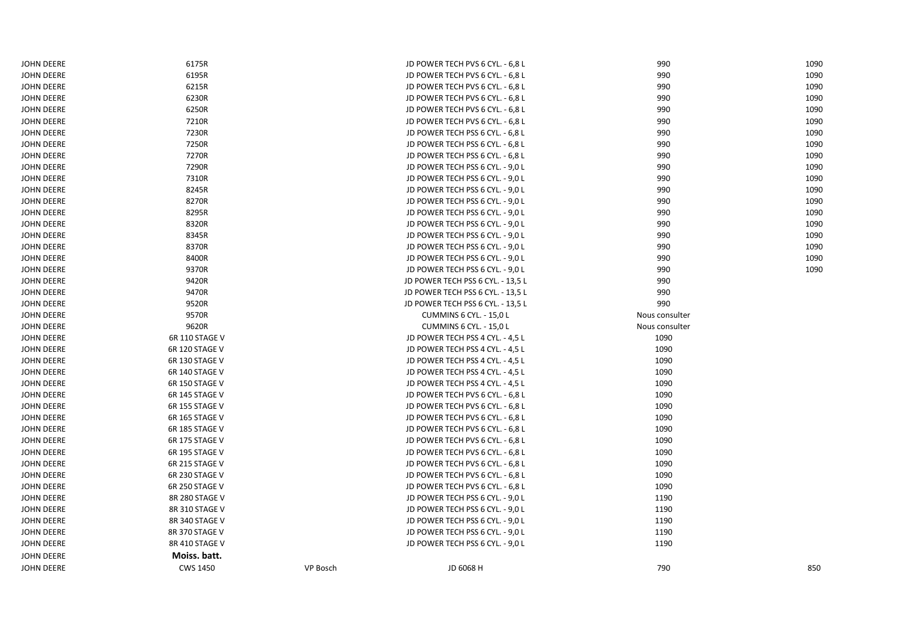| | | | | | |
|---|---|---|---|---|---|
| JOHN DEERE | 6175R | | JD POWER TECH PVS 6 CYL. - 6,8 L | 990 | 1090 |
| JOHN DEERE | 6195R | | JD POWER TECH PVS 6 CYL. - 6,8 L | 990 | 1090 |
| JOHN DEERE | 6215R | | JD POWER TECH PVS 6 CYL. - 6,8 L | 990 | 1090 |
| JOHN DEERE | 6230R | | JD POWER TECH PVS 6 CYL. - 6,8 L | 990 | 1090 |
| JOHN DEERE | 6250R | | JD POWER TECH PVS 6 CYL. - 6,8 L | 990 | 1090 |
| JOHN DEERE | 7210R | | JD POWER TECH PVS 6 CYL. - 6,8 L | 990 | 1090 |
| JOHN DEERE | 7230R | | JD POWER TECH PSS 6 CYL. - 6,8 L | 990 | 1090 |
| JOHN DEERE | 7250R | | JD POWER TECH PSS 6 CYL. - 6,8 L | 990 | 1090 |
| JOHN DEERE | 7270R | | JD POWER TECH PSS 6 CYL. - 6,8 L | 990 | 1090 |
| JOHN DEERE | 7290R | | JD POWER TECH PSS 6 CYL. - 9,0 L | 990 | 1090 |
| JOHN DEERE | 7310R | | JD POWER TECH PSS 6 CYL. - 9,0 L | 990 | 1090 |
| JOHN DEERE | 8245R | | JD POWER TECH PSS 6 CYL. - 9,0 L | 990 | 1090 |
| JOHN DEERE | 8270R | | JD POWER TECH PSS 6 CYL. - 9,0 L | 990 | 1090 |
| JOHN DEERE | 8295R | | JD POWER TECH PSS 6 CYL. - 9,0 L | 990 | 1090 |
| JOHN DEERE | 8320R | | JD POWER TECH PSS 6 CYL. - 9,0 L | 990 | 1090 |
| JOHN DEERE | 8345R | | JD POWER TECH PSS 6 CYL. - 9,0 L | 990 | 1090 |
| JOHN DEERE | 8370R | | JD POWER TECH PSS 6 CYL. - 9,0 L | 990 | 1090 |
| JOHN DEERE | 8400R | | JD POWER TECH PSS 6 CYL. - 9,0 L | 990 | 1090 |
| JOHN DEERE | 9370R | | JD POWER TECH PSS 6 CYL. - 9,0 L | 990 | 1090 |
| JOHN DEERE | 9420R | | JD POWER TECH PSS 6 CYL. - 13,5 L | 990 | |
| JOHN DEERE | 9470R | | JD POWER TECH PSS 6 CYL. - 13,5 L | 990 | |
| JOHN DEERE | 9520R | | JD POWER TECH PSS 6 CYL. - 13,5 L | 990 | |
| JOHN DEERE | 9570R | | CUMMINS 6 CYL. - 15,0 L | Nous consulter | |
| JOHN DEERE | 9620R | | CUMMINS 6 CYL. - 15,0 L | Nous consulter | |
| JOHN DEERE | 6R 110 STAGE V | | JD POWER TECH PSS 4 CYL. - 4,5 L | 1090 | |
| JOHN DEERE | 6R 120 STAGE V | | JD POWER TECH PSS 4 CYL. - 4,5 L | 1090 | |
| JOHN DEERE | 6R 130 STAGE V | | JD POWER TECH PSS 4 CYL. - 4,5 L | 1090 | |
| JOHN DEERE | 6R 140 STAGE V | | JD POWER TECH PSS 4 CYL. - 4,5 L | 1090 | |
| JOHN DEERE | 6R 150 STAGE V | | JD POWER TECH PSS 4 CYL. - 4,5 L | 1090 | |
| JOHN DEERE | 6R 145 STAGE V | | JD POWER TECH PVS 6 CYL. - 6,8 L | 1090 | |
| JOHN DEERE | 6R 155 STAGE V | | JD POWER TECH PVS 6 CYL. - 6,8 L | 1090 | |
| JOHN DEERE | 6R 165 STAGE V | | JD POWER TECH PVS 6 CYL. - 6,8 L | 1090 | |
| JOHN DEERE | 6R 185 STAGE V | | JD POWER TECH PVS 6 CYL. - 6,8 L | 1090 | |
| JOHN DEERE | 6R 175 STAGE V | | JD POWER TECH PVS 6 CYL. - 6,8 L | 1090 | |
| JOHN DEERE | 6R 195 STAGE V | | JD POWER TECH PVS 6 CYL. - 6,8 L | 1090 | |
| JOHN DEERE | 6R 215 STAGE V | | JD POWER TECH PVS 6 CYL. - 6,8 L | 1090 | |
| JOHN DEERE | 6R 230 STAGE V | | JD POWER TECH PVS 6 CYL. - 6,8 L | 1090 | |
| JOHN DEERE | 6R 250 STAGE V | | JD POWER TECH PVS 6 CYL. - 6,8 L | 1090 | |
| JOHN DEERE | 8R 280 STAGE V | | JD POWER TECH PSS 6 CYL. - 9,0 L | 1190 | |
| JOHN DEERE | 8R 310 STAGE V | | JD POWER TECH PSS 6 CYL. - 9,0 L | 1190 | |
| JOHN DEERE | 8R 340 STAGE V | | JD POWER TECH PSS 6 CYL. - 9,0 L | 1190 | |
| JOHN DEERE | 8R 370 STAGE V | | JD POWER TECH PSS 6 CYL. - 9,0 L | 1190 | |
| JOHN DEERE | 8R 410 STAGE V | | JD POWER TECH PSS 6 CYL. - 9,0 L | 1190 | |
| JOHN DEERE | **Moiss. batt.** | | | | |
| JOHN DEERE | CWS 1450 | VP Bosch | JD 6068 H | 790 | 850 |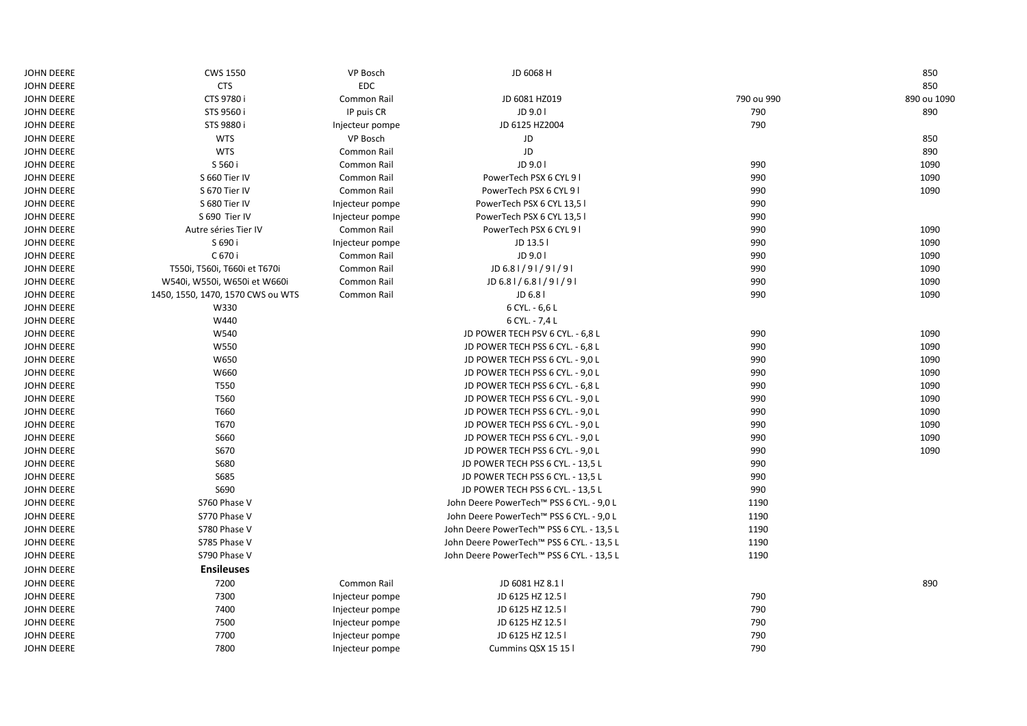| | | | | | |
|---|---|---|---|---|---|
| JOHN DEERE | CWS 1550 | VP Bosch | JD 6068 H | | 850 |
| JOHN DEERE | CTS | EDC | | | 850 |
| JOHN DEERE | CTS 9780 i | Common Rail | JD 6081 HZ019 | 790 ou 990 | 890 ou 1090 |
| JOHN DEERE | STS 9560 i | IP puis CR | JD 9.0 l | 790 | 890 |
| JOHN DEERE | STS 9880 i | Injecteur pompe | JD 6125 HZ2004 | 790 | |
| JOHN DEERE | WTS | VP Bosch | JD | | 850 |
| JOHN DEERE | WTS | Common Rail | JD | | 890 |
| JOHN DEERE | S 560 i | Common Rail | JD 9.0 l | 990 | 1090 |
| JOHN DEERE | S 660 Tier IV | Common Rail | PowerTech PSX 6 CYL 9 l | 990 | 1090 |
| JOHN DEERE | S 670 Tier IV | Common Rail | PowerTech PSX 6 CYL 9 l | 990 | 1090 |
| JOHN DEERE | S 680 Tier IV | Injecteur pompe | PowerTech PSX 6 CYL 13,5 l | 990 | |
| JOHN DEERE | S 690 Tier IV | Injecteur pompe | PowerTech PSX 6 CYL 13,5 l | 990 | |
| JOHN DEERE | Autre séries Tier IV | Common Rail | PowerTech PSX 6 CYL 9 l | 990 | 1090 |
| JOHN DEERE | S 690 i | Injecteur pompe | JD 13.5 l | 990 | 1090 |
| JOHN DEERE | C 670 i | Common Rail | JD 9.0 l | 990 | 1090 |
| JOHN DEERE | T550i, T560i, T660i et T670i | Common Rail | JD 6.8 l / 9 l / 9 l / 9 l | 990 | 1090 |
| JOHN DEERE | W540i, W550i, W650i et W660i | Common Rail | JD 6.8 l / 6.8 l / 9 l / 9 l | 990 | 1090 |
| JOHN DEERE | 1450, 1550, 1470, 1570 CWS ou WTS | Common Rail | JD 6.8 l | 990 | 1090 |
| JOHN DEERE | W330 | | 6 CYL. - 6,6 L | | |
| JOHN DEERE | W440 | | 6 CYL. - 7,4 L | | |
| JOHN DEERE | W540 | | JD POWER TECH PSV 6 CYL. - 6,8 L | 990 | 1090 |
| JOHN DEERE | W550 | | JD POWER TECH PSS 6 CYL. - 6,8 L | 990 | 1090 |
| JOHN DEERE | W650 | | JD POWER TECH PSS 6 CYL. - 9,0 L | 990 | 1090 |
| JOHN DEERE | W660 | | JD POWER TECH PSS 6 CYL. - 9,0 L | 990 | 1090 |
| JOHN DEERE | T550 | | JD POWER TECH PSS 6 CYL. - 6,8 L | 990 | 1090 |
| JOHN DEERE | T560 | | JD POWER TECH PSS 6 CYL. - 9,0 L | 990 | 1090 |
| JOHN DEERE | T660 | | JD POWER TECH PSS 6 CYL. - 9,0 L | 990 | 1090 |
| JOHN DEERE | T670 | | JD POWER TECH PSS 6 CYL. - 9,0 L | 990 | 1090 |
| JOHN DEERE | S660 | | JD POWER TECH PSS 6 CYL. - 9,0 L | 990 | 1090 |
| JOHN DEERE | S670 | | JD POWER TECH PSS 6 CYL. - 9,0 L | 990 | 1090 |
| JOHN DEERE | S680 | | JD POWER TECH PSS 6 CYL. - 13,5 L | 990 | |
| JOHN DEERE | S685 | | JD POWER TECH PSS 6 CYL. - 13,5 L | 990 | |
| JOHN DEERE | S690 | | JD POWER TECH PSS 6 CYL. - 13,5 L | 990 | |
| JOHN DEERE | S760 Phase V | | John Deere PowerTech™ PSS 6 CYL. - 9,0 L | 1190 | |
| JOHN DEERE | S770 Phase V | | John Deere PowerTech™ PSS 6 CYL. - 9,0 L | 1190 | |
| JOHN DEERE | S780 Phase V | | John Deere PowerTech™ PSS 6 CYL. - 13,5 L | 1190 | |
| JOHN DEERE | S785 Phase V | | John Deere PowerTech™ PSS 6 CYL. - 13,5 L | 1190 | |
| JOHN DEERE | S790 Phase V | | John Deere PowerTech™ PSS 6 CYL. - 13,5 L | 1190 | |
| JOHN DEERE | **Ensileuses** | | | | |
| JOHN DEERE | 7200 | Common Rail | JD 6081 HZ 8.1 l | | 890 |
| JOHN DEERE | 7300 | Injecteur pompe | JD 6125 HZ 12.5 l | 790 | |
| JOHN DEERE | 7400 | Injecteur pompe | JD 6125 HZ 12.5 l | 790 | |
| JOHN DEERE | 7500 | Injecteur pompe | JD 6125 HZ 12.5 l | 790 | |
| JOHN DEERE | 7700 | Injecteur pompe | JD 6125 HZ 12.5 l | 790 | |
| JOHN DEERE | 7800 | Injecteur pompe | Cummins QSX 15 15 l | 790 | |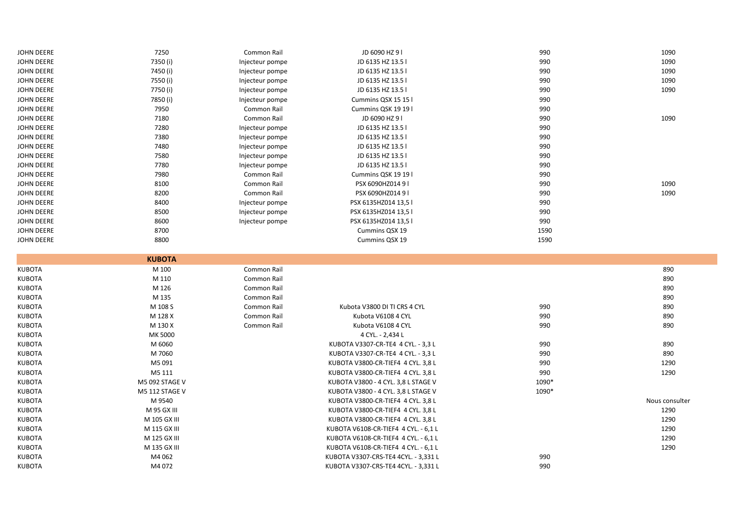| | | | | | |
|---|---|---|---|---|---|
| JOHN DEERE | 7250 | Common Rail | JD 6090 HZ 9 l | 990 | 1090 |
| JOHN DEERE | 7350 (i) | Injecteur pompe | JD 6135 HZ 13.5 l | 990 | 1090 |
| JOHN DEERE | 7450 (i) | Injecteur pompe | JD 6135 HZ 13.5 l | 990 | 1090 |
| JOHN DEERE | 7550 (i) | Injecteur pompe | JD 6135 HZ 13.5 l | 990 | 1090 |
| JOHN DEERE | 7750 (i) | Injecteur pompe | JD 6135 HZ 13.5 l | 990 | 1090 |
| JOHN DEERE | 7850 (i) | Injecteur pompe | Cummins QSX 15 15 l | 990 | |
| JOHN DEERE | 7950 | Common Rail | Cummins QSK 19 19 l | 990 | |
| JOHN DEERE | 7180 | Common Rail | JD 6090 HZ 9 l | 990 | 1090 |
| JOHN DEERE | 7280 | Injecteur pompe | JD 6135 HZ 13.5 l | 990 | |
| JOHN DEERE | 7380 | Injecteur pompe | JD 6135 HZ 13.5 l | 990 | |
| JOHN DEERE | 7480 | Injecteur pompe | JD 6135 HZ 13.5 l | 990 | |
| JOHN DEERE | 7580 | Injecteur pompe | JD 6135 HZ 13.5 l | 990 | |
| JOHN DEERE | 7780 | Injecteur pompe | JD 6135 HZ 13.5 l | 990 | |
| JOHN DEERE | 7980 | Common Rail | Cummins QSK 19 19 l | 990 | |
| JOHN DEERE | 8100 | Common Rail | PSX 6090HZ014 9 l | 990 | 1090 |
| JOHN DEERE | 8200 | Common Rail | PSX 6090HZ014 9 l | 990 | 1090 |
| JOHN DEERE | 8400 | Injecteur pompe | PSX 6135HZ014 13,5 l | 990 | |
| JOHN DEERE | 8500 | Injecteur pompe | PSX 6135HZ014 13,5 l | 990 | |
| JOHN DEERE | 8600 | Injecteur pompe | PSX 6135HZ014 13,5 l | 990 | |
| JOHN DEERE | 8700 | | Cummins QSX 19 | 1590 | |
| JOHN DEERE | 8800 | | Cummins QSX 19 | 1590 | |
| | **KUBOTA** | | | | |
| KUBOTA | M 100 | Common Rail | | | 890 |
| KUBOTA | M 110 | Common Rail | | | 890 |
| KUBOTA | M 126 | Common Rail | | | 890 |
| KUBOTA | M 135 | Common Rail | | | 890 |
| KUBOTA | M 108 S | Common Rail | Kubota V3800 DI TI CRS 4 CYL | 990 | 890 |
| KUBOTA | M 128 X | Common Rail | Kubota V6108 4 CYL | 990 | 890 |
| KUBOTA | M 130 X | Common Rail | Kubota V6108 4 CYL | 990 | 890 |
| KUBOTA | MK 5000 | | 4 CYL. - 2,434 L | | |
| KUBOTA | M 6060 | | KUBOTA V3307-CR-TE4 4 CYL. - 3,3 L | 990 | 890 |
| KUBOTA | M 7060 | | KUBOTA V3307-CR-TE4 4 CYL. - 3,3 L | 990 | 890 |
| KUBOTA | M5 091 | | KUBOTA V3800-CR-TIEF4 4 CYL. 3,8 L | 990 | 1290 |
| KUBOTA | M5 111 | | KUBOTA V3800-CR-TIEF4 4 CYL. 3,8 L | 990 | 1290 |
| KUBOTA | M5 092 STAGE V | | KUBOTA V3800 - 4 CYL. 3,8 L STAGE V | 1090* | |
| KUBOTA | M5 112 STAGE V | | KUBOTA V3800 - 4 CYL. 3,8 L STAGE V | 1090* | |
| KUBOTA | M 9540 | | KUBOTA V3800-CR-TIEF4 4 CYL. 3,8 L | | Nous consulter |
| KUBOTA | M 95 GX III | | KUBOTA V3800-CR-TIEF4 4 CYL. 3,8 L | | 1290 |
| KUBOTA | M 105 GX III | | KUBOTA V3800-CR-TIEF4 4 CYL. 3,8 L | | 1290 |
| KUBOTA | M 115 GX III | | KUBOTA V6108-CR-TIEF4 4 CYL. - 6,1 L | | 1290 |
| KUBOTA | M 125 GX III | | KUBOTA V6108-CR-TIEF4 4 CYL. - 6,1 L | | 1290 |
| KUBOTA | M 135 GX III | | KUBOTA V6108-CR-TIEF4 4 CYL. - 6,1 L | | 1290 |
| KUBOTA | M4 062 | | KUBOTA V3307-CRS-TE4 4CYL. - 3,331 L | 990 | |
| KUBOTA | M4 072 | | KUBOTA V3307-CRS-TE4 4CYL. - 3,331 L | 990 | |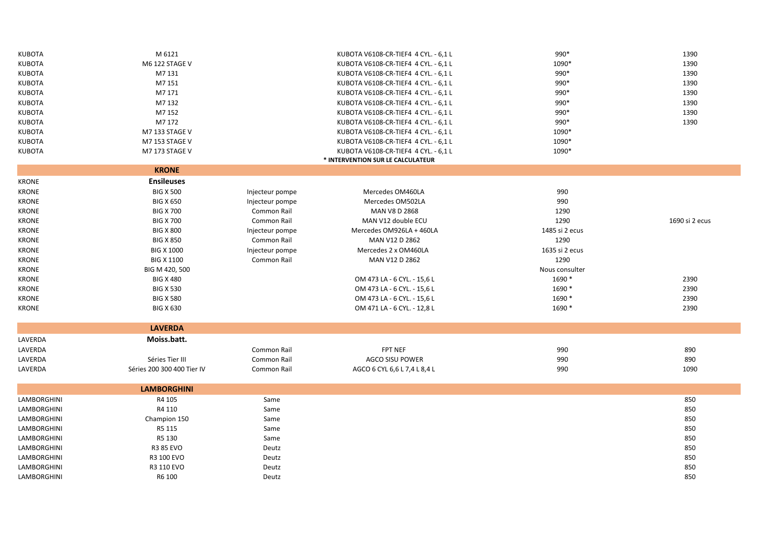| | | | | | |
|---|---|---|---|---|---|
| KUBOTA | M 6121 | | KUBOTA V6108-CR-TIEF4 4 CYL. - 6,1 L | 990* | 1390 |
| KUBOTA | M6 122 STAGE V | | KUBOTA V6108-CR-TIEF4 4 CYL. - 6,1 L | 1090* | 1390 |
| KUBOTA | M7 131 | | KUBOTA V6108-CR-TIEF4 4 CYL. - 6,1 L | 990* | 1390 |
| KUBOTA | M7 151 | | KUBOTA V6108-CR-TIEF4 4 CYL. - 6,1 L | 990* | 1390 |
| KUBOTA | M7 171 | | KUBOTA V6108-CR-TIEF4 4 CYL. - 6,1 L | 990* | 1390 |
| KUBOTA | M7 132 | | KUBOTA V6108-CR-TIEF4 4 CYL. - 6,1 L | 990* | 1390 |
| KUBOTA | M7 152 | | KUBOTA V6108-CR-TIEF4 4 CYL. - 6,1 L | 990* | 1390 |
| KUBOTA | M7 172 | | KUBOTA V6108-CR-TIEF4 4 CYL. - 6,1 L | 990* | 1390 |
| KUBOTA | M7 133 STAGE V | | KUBOTA V6108-CR-TIEF4 4 CYL. - 6,1 L | 1090* | |
| KUBOTA | M7 153 STAGE V | | KUBOTA V6108-CR-TIEF4 4 CYL. - 6,1 L | 1090* | |
| KUBOTA | M7 173 STAGE V | | KUBOTA V6108-CR-TIEF4 4 CYL. - 6,1 L | 1090* | |
| | | | **\* INTERVENTION SUR LE CALCULATEUR** | | |
| | **KRONE** | | | | |
| KRONE | **Ensileuses** | | | | |
| KRONE | BIG X 500 | Injecteur pompe | Mercedes OM460LA | 990 | |
| KRONE | BIG X 650 | Injecteur pompe | Mercedes OM502LA | 990 | |
| KRONE | BIG X 700 | Common Rail | MAN V8 D 2868 | 1290 | |
| KRONE | BIG X 700 | Common Rail | MAN V12 double ECU | 1290 | 1690 si 2 ecus |
| KRONE | BIG X 800 | Injecteur pompe | Mercedes OM926LA + 460LA | 1485 si 2 ecus | |
| KRONE | BIG X 850 | Common Rail | MAN V12 D 2862 | 1290 | |
| KRONE | BIG X 1000 | Injecteur pompe | Mercedes 2 x OM460LA | 1635 si 2 ecus | |
| KRONE | BIG X 1100 | Common Rail | MAN V12 D 2862 | 1290 | |
| KRONE | BIG M 420, 500 | | | Nous consulter | |
| KRONE | BIG X 480 | | OM 473 LA - 6 CYL. - 15,6 L | 1690 * | 2390 |
| KRONE | BIG X 530 | | OM 473 LA - 6 CYL. - 15,6 L | 1690 * | 2390 |
| KRONE | BIG X 580 | | OM 473 LA - 6 CYL. - 15,6 L | 1690 * | 2390 |
| KRONE | BIG X 630 | | OM 471 LA - 6 CYL. - 12,8 L | 1690 * | 2390 |
| | **LAVERDA** | | | | |
| LAVERDA | **Moiss.batt.** | | | | |
| LAVERDA | | Common Rail | FPT NEF | 990 | 890 |
| LAVERDA | Séries Tier III | Common Rail | AGCO SISU POWER | 990 | 890 |
| LAVERDA | Séries 200 300 400 Tier IV | Common Rail | AGCO 6 CYL 6,6 L 7,4 L 8,4 L | 990 | 1090 |
| | **LAMBORGHINI** | | | | |
| LAMBORGHINI | R4 105 | Same | | | 850 |
| LAMBORGHINI | R4 110 | Same | | | 850 |
| LAMBORGHINI | Champion 150 | Same | | | 850 |
| LAMBORGHINI | R5 115 | Same | | | 850 |
| LAMBORGHINI | R5 130 | Same | | | 850 |
| LAMBORGHINI | R3 85 EVO | Deutz | | | 850 |
| LAMBORGHINI | R3 100 EVO | Deutz | | | 850 |
| LAMBORGHINI | R3 110 EVO | Deutz | | | 850 |
| LAMBORGHINI | R6 100 | Deutz | | | 850 |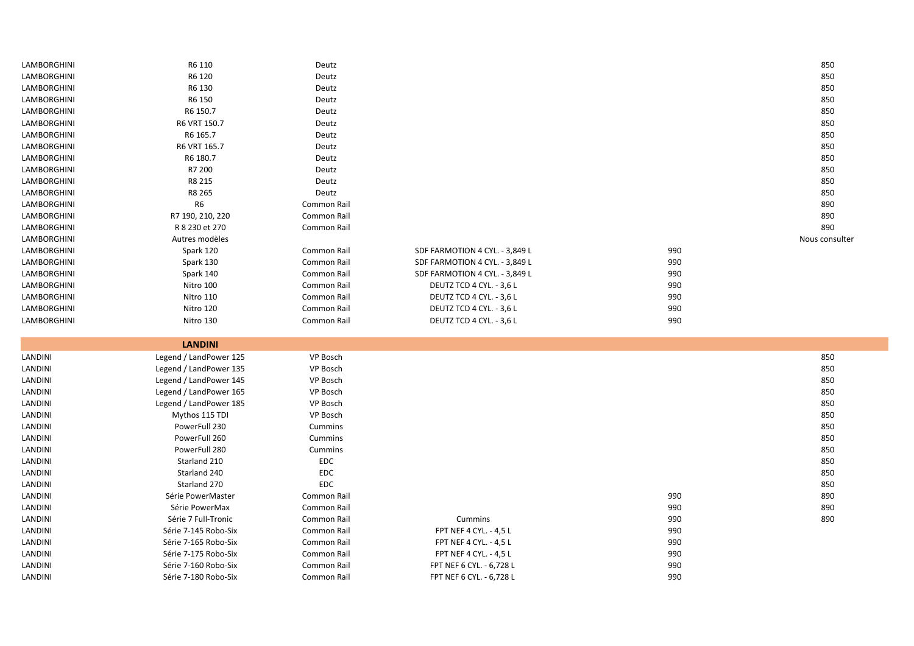| | | | | | |
|---|---|---|---|---|---|
| LAMBORGHINI | R6 110 | Deutz | | | 850 |
| LAMBORGHINI | R6 120 | Deutz | | | 850 |
| LAMBORGHINI | R6 130 | Deutz | | | 850 |
| LAMBORGHINI | R6 150 | Deutz | | | 850 |
| LAMBORGHINI | R6 150.7 | Deutz | | | 850 |
| LAMBORGHINI | R6 VRT 150.7 | Deutz | | | 850 |
| LAMBORGHINI | R6 165.7 | Deutz | | | 850 |
| LAMBORGHINI | R6 VRT 165.7 | Deutz | | | 850 |
| LAMBORGHINI | R6 180.7 | Deutz | | | 850 |
| LAMBORGHINI | R7 200 | Deutz | | | 850 |
| LAMBORGHINI | R8 215 | Deutz | | | 850 |
| LAMBORGHINI | R8 265 | Deutz | | | 850 |
| LAMBORGHINI | R6 | Common Rail | | | 890 |
| LAMBORGHINI | R7 190, 210, 220 | Common Rail | | | 890 |
| LAMBORGHINI | R 8 230 et 270 | Common Rail | | | 890 |
| LAMBORGHINI | Autres modèles | | | | Nous consulter |
| LAMBORGHINI | Spark 120 | Common Rail | SDF FARMOTION 4 CYL. - 3,849 L | 990 | |
| LAMBORGHINI | Spark 130 | Common Rail | SDF FARMOTION 4 CYL. - 3,849 L | 990 | |
| LAMBORGHINI | Spark 140 | Common Rail | SDF FARMOTION 4 CYL. - 3,849 L | 990 | |
| LAMBORGHINI | Nitro 100 | Common Rail | DEUTZ TCD 4 CYL. - 3,6 L | 990 | |
| LAMBORGHINI | Nitro 110 | Common Rail | DEUTZ TCD 4 CYL. - 3,6 L | 990 | |
| LAMBORGHINI | Nitro 120 | Common Rail | DEUTZ TCD 4 CYL. - 3,6 L | 990 | |
| LAMBORGHINI | Nitro 130 | Common Rail | DEUTZ TCD 4 CYL. - 3,6 L | 990 | |
| | **LANDINI** | | | | |
| LANDINI | Legend / LandPower 125 | VP Bosch | | | 850 |
| LANDINI | Legend / LandPower 135 | VP Bosch | | | 850 |
| LANDINI | Legend / LandPower 145 | VP Bosch | | | 850 |
| LANDINI | Legend / LandPower 165 | VP Bosch | | | 850 |
| LANDINI | Legend / LandPower 185 | VP Bosch | | | 850 |
| LANDINI | Mythos 115 TDI | VP Bosch | | | 850 |
| LANDINI | PowerFull 230 | Cummins | | | 850 |
| LANDINI | PowerFull 260 | Cummins | | | 850 |
| LANDINI | PowerFull 280 | Cummins | | | 850 |
| LANDINI | Starland 210 | EDC | | | 850 |
| LANDINI | Starland 240 | EDC | | | 850 |
| LANDINI | Starland 270 | EDC | | | 850 |
| LANDINI | Série PowerMaster | Common Rail | | 990 | 890 |
| LANDINI | Série PowerMax | Common Rail | | 990 | 890 |
| LANDINI | Série 7 Full-Tronic | Common Rail | Cummins | 990 | 890 |
| LANDINI | Série 7-145 Robo-Six | Common Rail | FPT NEF 4 CYL. - 4,5 L | 990 | |
| LANDINI | Série 7-165 Robo-Six | Common Rail | FPT NEF 4 CYL. - 4,5 L | 990 | |
| LANDINI | Série 7-175 Robo-Six | Common Rail | FPT NEF 4 CYL. - 4,5 L | 990 | |
| LANDINI | Série 7-160 Robo-Six | Common Rail | FPT NEF 6 CYL. - 6,728 L | 990 | |
| LANDINI | Série 7-180 Robo-Six | Common Rail | FPT NEF 6 CYL. - 6,728 L | 990 | |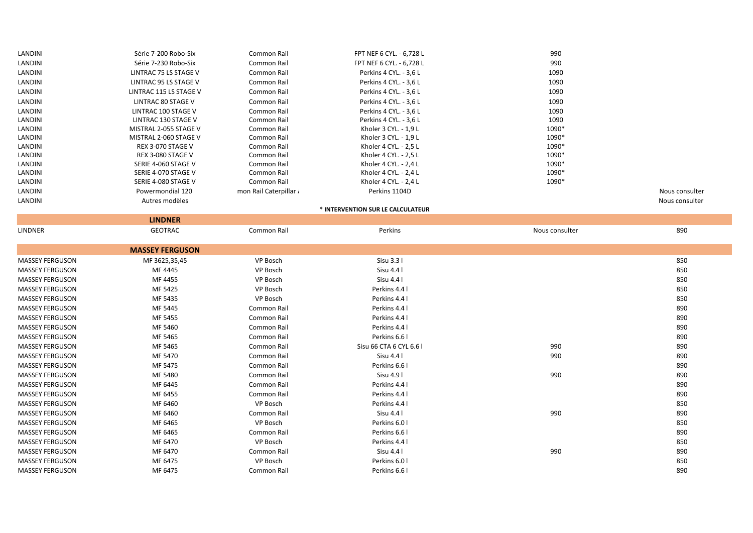| | | | | | |
|---|---|---|---|---|---|
| LANDINI | Série 7-200 Robo-Six | Common Rail | FPT NEF 6 CYL. - 6,728 L | 990 | |
| LANDINI | Série 7-230 Robo-Six | Common Rail | FPT NEF 6 CYL. - 6,728 L | 990 | |
| LANDINI | LINTRAC 75 LS STAGE V | Common Rail | Perkins 4 CYL. - 3,6 L | 1090 | |
| LANDINI | LINTRAC 95 LS STAGE V | Common Rail | Perkins 4 CYL. - 3,6 L | 1090 | |
| LANDINI | LINTRAC 115 LS STAGE V | Common Rail | Perkins 4 CYL. - 3,6 L | 1090 | |
| LANDINI | LINTRAC 80 STAGE V | Common Rail | Perkins 4 CYL. - 3,6 L | 1090 | |
| LANDINI | LINTRAC 100 STAGE V | Common Rail | Perkins 4 CYL. - 3,6 L | 1090 | |
| LANDINI | LINTRAC 130 STAGE V | Common Rail | Perkins 4 CYL. - 3,6 L | 1090 | |
| LANDINI | MISTRAL 2-055 STAGE V | Common Rail | Kholer 3 CYL. - 1,9 L | 1090* | |
| LANDINI | MISTRAL 2-060 STAGE V | Common Rail | Kholer 3 CYL. - 1,9 L | 1090* | |
| LANDINI | REX 3-070 STAGE V | Common Rail | Kholer 4 CYL. - 2,5 L | 1090* | |
| LANDINI | REX 3-080 STAGE V | Common Rail | Kholer 4 CYL. - 2,5 L | 1090* | |
| LANDINI | SERIE 4-060 STAGE V | Common Rail | Kholer 4 CYL. - 2,4 L | 1090* | |
| LANDINI | SERIE 4-070 STAGE V | Common Rail | Kholer 4 CYL. - 2,4 L | 1090* | |
| LANDINI | SERIE 4-080 STAGE V | Common Rail | Kholer 4 CYL. - 2,4 L | 1090* | |
| LANDINI | Powermondial 120 | mon Rail Caterpillar / | Perkins 1104D | | Nous consulter |
| LANDINI | Autres modèles | | | | Nous consulter |
| | | | * INTERVENTION SUR LE CALCULATEUR | | |
| | **LINDNER** | | | | |
| LINDNER | GEOTRAC | Common Rail | Perkins | Nous consulter | 890 |
| | **MASSEY FERGUSON** | | | | |
| MASSEY FERGUSON | MF 3625,35,45 | VP Bosch | Sisu 3.3 l | | 850 |
| MASSEY FERGUSON | MF 4445 | VP Bosch | Sisu 4.4 l | | 850 |
| MASSEY FERGUSON | MF 4455 | VP Bosch | Sisu 4.4 l | | 850 |
| MASSEY FERGUSON | MF 5425 | VP Bosch | Perkins 4.4 l | | 850 |
| MASSEY FERGUSON | MF 5435 | VP Bosch | Perkins 4.4 l | | 850 |
| MASSEY FERGUSON | MF 5445 | Common Rail | Perkins 4.4 l | | 890 |
| MASSEY FERGUSON | MF 5455 | Common Rail | Perkins 4.4 l | | 890 |
| MASSEY FERGUSON | MF 5460 | Common Rail | Perkins 4.4 l | | 890 |
| MASSEY FERGUSON | MF 5465 | Common Rail | Perkins 6.6 l | | 890 |
| MASSEY FERGUSON | MF 5465 | Common Rail | Sisu 66 CTA 6 CYL 6.6 l | 990 | 890 |
| MASSEY FERGUSON | MF 5470 | Common Rail | Sisu 4.4 l | 990 | 890 |
| MASSEY FERGUSON | MF 5475 | Common Rail | Perkins 6.6 l | | 890 |
| MASSEY FERGUSON | MF 5480 | Common Rail | Sisu 4.9 l | 990 | 890 |
| MASSEY FERGUSON | MF 6445 | Common Rail | Perkins 4.4 l | | 890 |
| MASSEY FERGUSON | MF 6455 | Common Rail | Perkins 4.4 l | | 890 |
| MASSEY FERGUSON | MF 6460 | VP Bosch | Perkins 4.4 l | | 850 |
| MASSEY FERGUSON | MF 6460 | Common Rail | Sisu 4.4 l | 990 | 890 |
| MASSEY FERGUSON | MF 6465 | VP Bosch | Perkins 6.0 l | | 850 |
| MASSEY FERGUSON | MF 6465 | Common Rail | Perkins 6.6 l | | 890 |
| MASSEY FERGUSON | MF 6470 | VP Bosch | Perkins 4.4 l | | 850 |
| MASSEY FERGUSON | MF 6470 | Common Rail | Sisu 4.4 l | 990 | 890 |
| MASSEY FERGUSON | MF 6475 | VP Bosch | Perkins 6.0 l | | 850 |
| MASSEY FERGUSON | MF 6475 | Common Rail | Perkins 6.6 l | | 890 |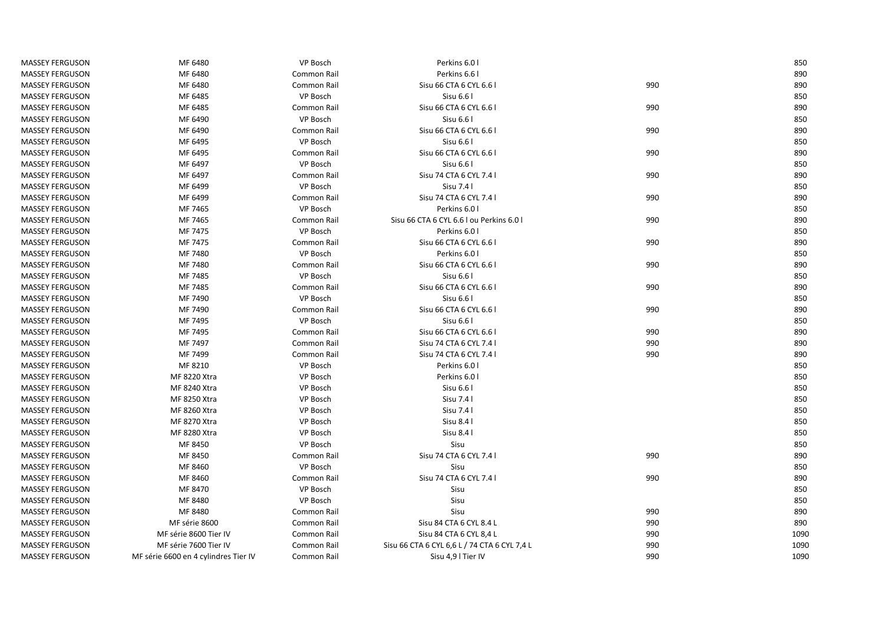| | | | | | |
|---|---|---|---|---|---|
| MASSEY FERGUSON | MF 6480 | VP Bosch | Perkins 6.0 l | | 850 |
| MASSEY FERGUSON | MF 6480 | Common Rail | Perkins 6.6 l | | 890 |
| MASSEY FERGUSON | MF 6480 | Common Rail | Sisu 66 CTA 6 CYL 6.6 l | 990 | 890 |
| MASSEY FERGUSON | MF 6485 | VP Bosch | Sisu 6.6 l | | 850 |
| MASSEY FERGUSON | MF 6485 | Common Rail | Sisu 66 CTA 6 CYL 6.6 l | 990 | 890 |
| MASSEY FERGUSON | MF 6490 | VP Bosch | Sisu 6.6 l | | 850 |
| MASSEY FERGUSON | MF 6490 | Common Rail | Sisu 66 CTA 6 CYL 6.6 l | 990 | 890 |
| MASSEY FERGUSON | MF 6495 | VP Bosch | Sisu 6.6 l | | 850 |
| MASSEY FERGUSON | MF 6495 | Common Rail | Sisu 66 CTA 6 CYL 6.6 l | 990 | 890 |
| MASSEY FERGUSON | MF 6497 | VP Bosch | Sisu 6.6 l | | 850 |
| MASSEY FERGUSON | MF 6497 | Common Rail | Sisu 74 CTA 6 CYL 7.4 l | 990 | 890 |
| MASSEY FERGUSON | MF 6499 | VP Bosch | Sisu 7.4 l | | 850 |
| MASSEY FERGUSON | MF 6499 | Common Rail | Sisu 74 CTA 6 CYL 7.4 l | 990 | 890 |
| MASSEY FERGUSON | MF 7465 | VP Bosch | Perkins 6.0 l | | 850 |
| MASSEY FERGUSON | MF 7465 | Common Rail | Sisu 66 CTA 6 CYL 6.6 l ou Perkins 6.0 l | 990 | 890 |
| MASSEY FERGUSON | MF 7475 | VP Bosch | Perkins 6.0 l | | 850 |
| MASSEY FERGUSON | MF 7475 | Common Rail | Sisu 66 CTA 6 CYL 6.6 l | 990 | 890 |
| MASSEY FERGUSON | MF 7480 | VP Bosch | Perkins 6.0 l | | 850 |
| MASSEY FERGUSON | MF 7480 | Common Rail | Sisu 66 CTA 6 CYL 6.6 l | 990 | 890 |
| MASSEY FERGUSON | MF 7485 | VP Bosch | Sisu 6.6 l | | 850 |
| MASSEY FERGUSON | MF 7485 | Common Rail | Sisu 66 CTA 6 CYL 6.6 l | 990 | 890 |
| MASSEY FERGUSON | MF 7490 | VP Bosch | Sisu 6.6 l | | 850 |
| MASSEY FERGUSON | MF 7490 | Common Rail | Sisu 66 CTA 6 CYL 6.6 l | 990 | 890 |
| MASSEY FERGUSON | MF 7495 | VP Bosch | Sisu 6.6 l | | 850 |
| MASSEY FERGUSON | MF 7495 | Common Rail | Sisu 66 CTA 6 CYL 6.6 l | 990 | 890 |
| MASSEY FERGUSON | MF 7497 | Common Rail | Sisu 74 CTA 6 CYL 7.4 l | 990 | 890 |
| MASSEY FERGUSON | MF 7499 | Common Rail | Sisu 74 CTA 6 CYL 7.4 l | 990 | 890 |
| MASSEY FERGUSON | MF 8210 | VP Bosch | Perkins 6.0 l | | 850 |
| MASSEY FERGUSON | MF 8220 Xtra | VP Bosch | Perkins 6.0 l | | 850 |
| MASSEY FERGUSON | MF 8240 Xtra | VP Bosch | Sisu 6.6 l | | 850 |
| MASSEY FERGUSON | MF 8250 Xtra | VP Bosch | Sisu 7.4 l | | 850 |
| MASSEY FERGUSON | MF 8260 Xtra | VP Bosch | Sisu 7.4 l | | 850 |
| MASSEY FERGUSON | MF 8270 Xtra | VP Bosch | Sisu 8.4 l | | 850 |
| MASSEY FERGUSON | MF 8280 Xtra | VP Bosch | Sisu 8.4 l | | 850 |
| MASSEY FERGUSON | MF 8450 | VP Bosch | Sisu | | 850 |
| MASSEY FERGUSON | MF 8450 | Common Rail | Sisu 74 CTA 6 CYL 7.4 l | 990 | 890 |
| MASSEY FERGUSON | MF 8460 | VP Bosch | Sisu | | 850 |
| MASSEY FERGUSON | MF 8460 | Common Rail | Sisu 74 CTA 6 CYL 7.4 l | 990 | 890 |
| MASSEY FERGUSON | MF 8470 | VP Bosch | Sisu | | 850 |
| MASSEY FERGUSON | MF 8480 | VP Bosch | Sisu | | 850 |
| MASSEY FERGUSON | MF 8480 | Common Rail | Sisu | 990 | 890 |
| MASSEY FERGUSON | MF série 8600 | Common Rail | Sisu 84 CTA 6 CYL 8.4 L | 990 | 890 |
| MASSEY FERGUSON | MF série 8600 Tier IV | Common Rail | Sisu 84 CTA 6 CYL 8,4 L | 990 | 1090 |
| MASSEY FERGUSON | MF série 7600 Tier IV | Common Rail | Sisu 66 CTA 6 CYL 6,6 L / 74 CTA 6 CYL 7,4 L | 990 | 1090 |
| MASSEY FERGUSON | MF série 6600 en 4 cylindres Tier IV | Common Rail | Sisu 4,9 l Tier IV | 990 | 1090 |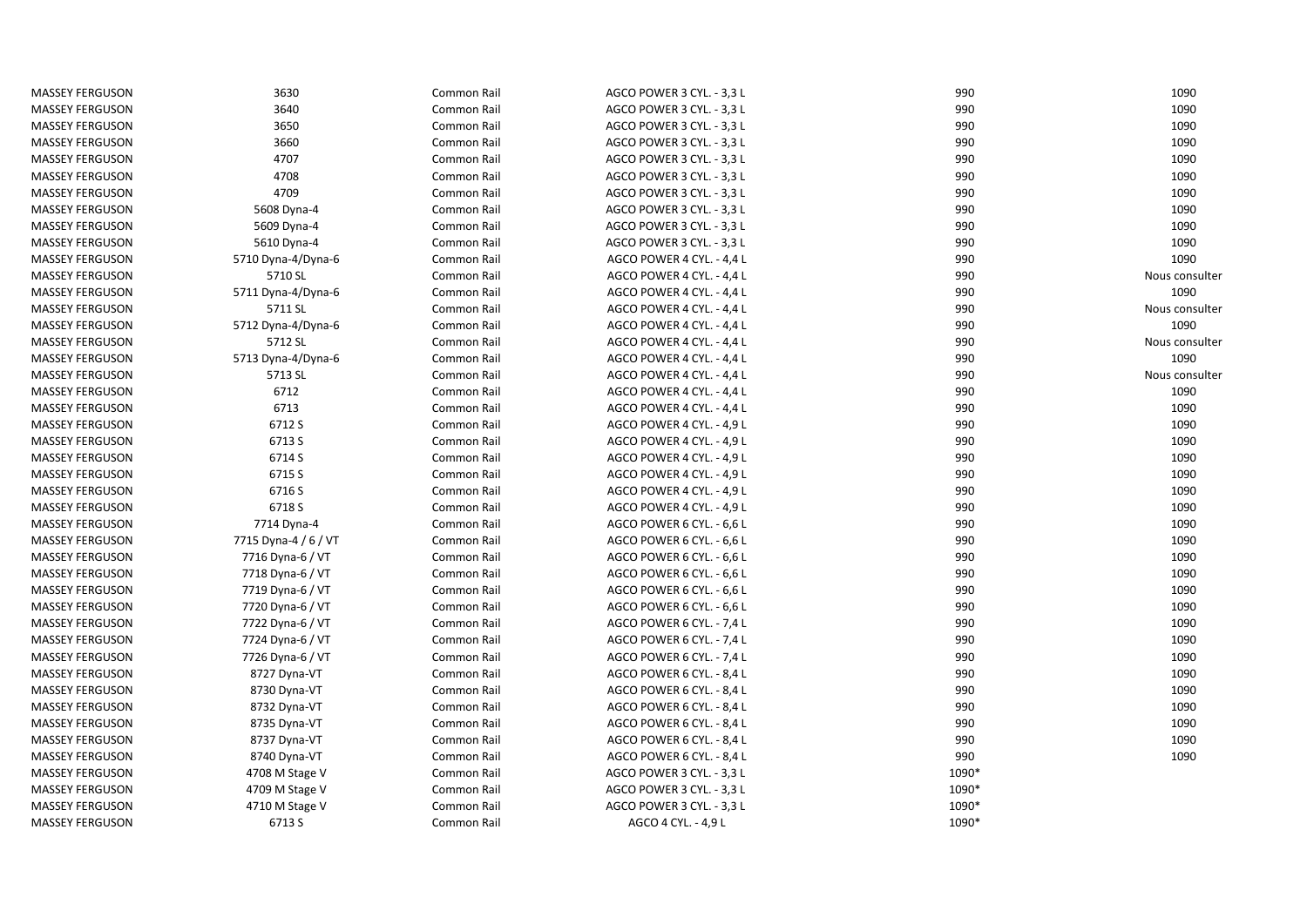| | | | | | |
|---|---|---|---|---|---|
| MASSEY FERGUSON | 3630 | Common Rail | AGCO POWER 3 CYL. - 3,3 L | 990 | 1090 |
| MASSEY FERGUSON | 3640 | Common Rail | AGCO POWER 3 CYL. - 3,3 L | 990 | 1090 |
| MASSEY FERGUSON | 3650 | Common Rail | AGCO POWER 3 CYL. - 3,3 L | 990 | 1090 |
| MASSEY FERGUSON | 3660 | Common Rail | AGCO POWER 3 CYL. - 3,3 L | 990 | 1090 |
| MASSEY FERGUSON | 4707 | Common Rail | AGCO POWER 3 CYL. - 3,3 L | 990 | 1090 |
| MASSEY FERGUSON | 4708 | Common Rail | AGCO POWER 3 CYL. - 3,3 L | 990 | 1090 |
| MASSEY FERGUSON | 4709 | Common Rail | AGCO POWER 3 CYL. - 3,3 L | 990 | 1090 |
| MASSEY FERGUSON | 5608 Dyna-4 | Common Rail | AGCO POWER 3 CYL. - 3,3 L | 990 | 1090 |
| MASSEY FERGUSON | 5609 Dyna-4 | Common Rail | AGCO POWER 3 CYL. - 3,3 L | 990 | 1090 |
| MASSEY FERGUSON | 5610 Dyna-4 | Common Rail | AGCO POWER 3 CYL. - 3,3 L | 990 | 1090 |
| MASSEY FERGUSON | 5710 Dyna-4/Dyna-6 | Common Rail | AGCO POWER 4 CYL. - 4,4 L | 990 | 1090 |
| MASSEY FERGUSON | 5710 SL | Common Rail | AGCO POWER 4 CYL. - 4,4 L | 990 | Nous consulter |
| MASSEY FERGUSON | 5711 Dyna-4/Dyna-6 | Common Rail | AGCO POWER 4 CYL. - 4,4 L | 990 | 1090 |
| MASSEY FERGUSON | 5711 SL | Common Rail | AGCO POWER 4 CYL. - 4,4 L | 990 | Nous consulter |
| MASSEY FERGUSON | 5712 Dyna-4/Dyna-6 | Common Rail | AGCO POWER 4 CYL. - 4,4 L | 990 | 1090 |
| MASSEY FERGUSON | 5712 SL | Common Rail | AGCO POWER 4 CYL. - 4,4 L | 990 | Nous consulter |
| MASSEY FERGUSON | 5713 Dyna-4/Dyna-6 | Common Rail | AGCO POWER 4 CYL. - 4,4 L | 990 | 1090 |
| MASSEY FERGUSON | 5713 SL | Common Rail | AGCO POWER 4 CYL. - 4,4 L | 990 | Nous consulter |
| MASSEY FERGUSON | 6712 | Common Rail | AGCO POWER 4 CYL. - 4,4 L | 990 | 1090 |
| MASSEY FERGUSON | 6713 | Common Rail | AGCO POWER 4 CYL. - 4,4 L | 990 | 1090 |
| MASSEY FERGUSON | 6712 S | Common Rail | AGCO POWER 4 CYL. - 4,9 L | 990 | 1090 |
| MASSEY FERGUSON | 6713 S | Common Rail | AGCO POWER 4 CYL. - 4,9 L | 990 | 1090 |
| MASSEY FERGUSON | 6714 S | Common Rail | AGCO POWER 4 CYL. - 4,9 L | 990 | 1090 |
| MASSEY FERGUSON | 6715 S | Common Rail | AGCO POWER 4 CYL. - 4,9 L | 990 | 1090 |
| MASSEY FERGUSON | 6716 S | Common Rail | AGCO POWER 4 CYL. - 4,9 L | 990 | 1090 |
| MASSEY FERGUSON | 6718 S | Common Rail | AGCO POWER 4 CYL. - 4,9 L | 990 | 1090 |
| MASSEY FERGUSON | 7714 Dyna-4 | Common Rail | AGCO POWER 6 CYL. - 6,6 L | 990 | 1090 |
| MASSEY FERGUSON | 7715 Dyna-4 / 6 / VT | Common Rail | AGCO POWER 6 CYL. - 6,6 L | 990 | 1090 |
| MASSEY FERGUSON | 7716 Dyna-6 / VT | Common Rail | AGCO POWER 6 CYL. - 6,6 L | 990 | 1090 |
| MASSEY FERGUSON | 7718 Dyna-6 / VT | Common Rail | AGCO POWER 6 CYL. - 6,6 L | 990 | 1090 |
| MASSEY FERGUSON | 7719 Dyna-6 / VT | Common Rail | AGCO POWER 6 CYL. - 6,6 L | 990 | 1090 |
| MASSEY FERGUSON | 7720 Dyna-6 / VT | Common Rail | AGCO POWER 6 CYL. - 6,6 L | 990 | 1090 |
| MASSEY FERGUSON | 7722 Dyna-6 / VT | Common Rail | AGCO POWER 6 CYL. - 7,4 L | 990 | 1090 |
| MASSEY FERGUSON | 7724 Dyna-6 / VT | Common Rail | AGCO POWER 6 CYL. - 7,4 L | 990 | 1090 |
| MASSEY FERGUSON | 7726 Dyna-6 / VT | Common Rail | AGCO POWER 6 CYL. - 7,4 L | 990 | 1090 |
| MASSEY FERGUSON | 8727 Dyna-VT | Common Rail | AGCO POWER 6 CYL. - 8,4 L | 990 | 1090 |
| MASSEY FERGUSON | 8730 Dyna-VT | Common Rail | AGCO POWER 6 CYL. - 8,4 L | 990 | 1090 |
| MASSEY FERGUSON | 8732 Dyna-VT | Common Rail | AGCO POWER 6 CYL. - 8,4 L | 990 | 1090 |
| MASSEY FERGUSON | 8735 Dyna-VT | Common Rail | AGCO POWER 6 CYL. - 8,4 L | 990 | 1090 |
| MASSEY FERGUSON | 8737 Dyna-VT | Common Rail | AGCO POWER 6 CYL. - 8,4 L | 990 | 1090 |
| MASSEY FERGUSON | 8740 Dyna-VT | Common Rail | AGCO POWER 6 CYL. - 8,4 L | 990 | 1090 |
| MASSEY FERGUSON | 4708 M Stage V | Common Rail | AGCO POWER 3 CYL. - 3,3 L | 1090* | |
| MASSEY FERGUSON | 4709 M Stage V | Common Rail | AGCO POWER 3 CYL. - 3,3 L | 1090* | |
| MASSEY FERGUSON | 4710 M Stage V | Common Rail | AGCO POWER 3 CYL. - 3,3 L | 1090* | |
| MASSEY FERGUSON | 6713 S | Common Rail | AGCO 4 CYL. - 4,9 L | 1090* | |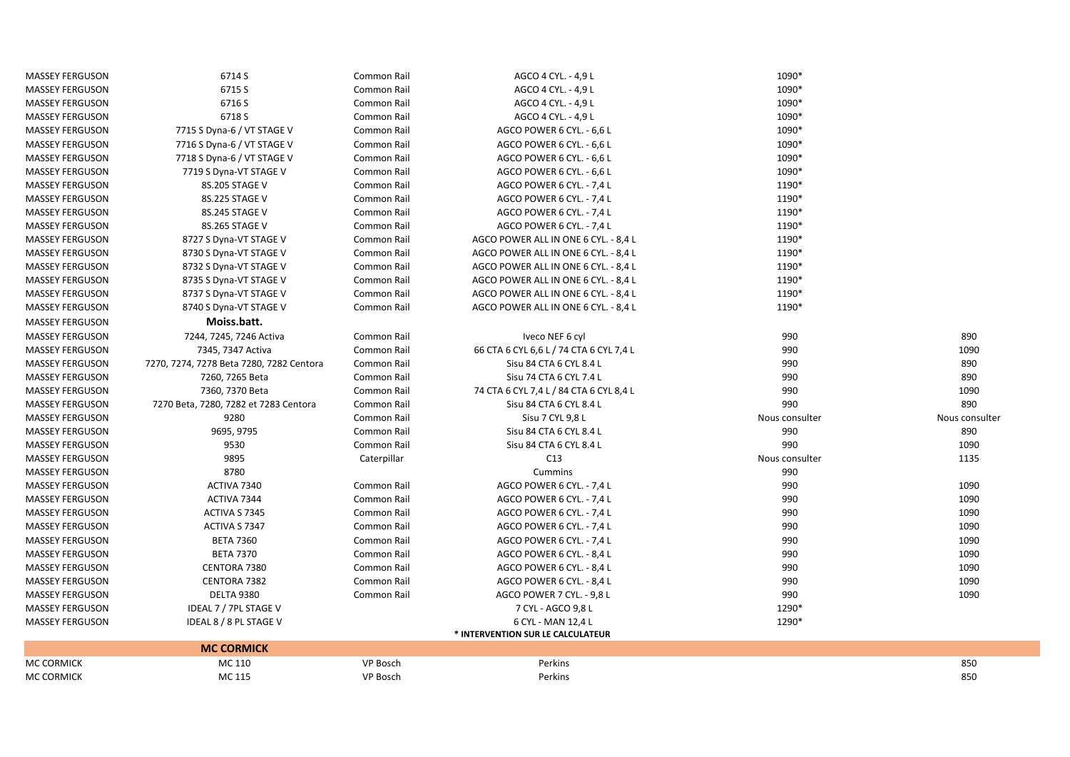| | | | | | |
|---|---|---|---|---|---|
| MASSEY FERGUSON | 6714 S | Common Rail | AGCO 4 CYL. - 4,9 L | 1090* | |
| MASSEY FERGUSON | 6715 S | Common Rail | AGCO 4 CYL. - 4,9 L | 1090* | |
| MASSEY FERGUSON | 6716 S | Common Rail | AGCO 4 CYL. - 4,9 L | 1090* | |
| MASSEY FERGUSON | 6718 S | Common Rail | AGCO 4 CYL. - 4,9 L | 1090* | |
| MASSEY FERGUSON | 7715 S Dyna-6 / VT STAGE V | Common Rail | AGCO POWER 6 CYL. - 6,6 L | 1090* | |
| MASSEY FERGUSON | 7716 S Dyna-6 / VT STAGE V | Common Rail | AGCO POWER 6 CYL. - 6,6 L | 1090* | |
| MASSEY FERGUSON | 7718 S Dyna-6 / VT STAGE V | Common Rail | AGCO POWER 6 CYL. - 6,6 L | 1090* | |
| MASSEY FERGUSON | 7719 S Dyna-VT STAGE V | Common Rail | AGCO POWER 6 CYL. - 6,6 L | 1090* | |
| MASSEY FERGUSON | 8S.205 STAGE V | Common Rail | AGCO POWER 6 CYL. - 7,4 L | 1190* | |
| MASSEY FERGUSON | 8S.225 STAGE V | Common Rail | AGCO POWER 6 CYL. - 7,4 L | 1190* | |
| MASSEY FERGUSON | 8S.245 STAGE V | Common Rail | AGCO POWER 6 CYL. - 7,4 L | 1190* | |
| MASSEY FERGUSON | 8S.265 STAGE V | Common Rail | AGCO POWER 6 CYL. - 7,4 L | 1190* | |
| MASSEY FERGUSON | 8727 S Dyna-VT STAGE V | Common Rail | AGCO POWER ALL IN ONE 6 CYL. - 8,4 L | 1190* | |
| MASSEY FERGUSON | 8730 S Dyna-VT STAGE V | Common Rail | AGCO POWER ALL IN ONE 6 CYL. - 8,4 L | 1190* | |
| MASSEY FERGUSON | 8732 S Dyna-VT STAGE V | Common Rail | AGCO POWER ALL IN ONE 6 CYL. - 8,4 L | 1190* | |
| MASSEY FERGUSON | 8735 S Dyna-VT STAGE V | Common Rail | AGCO POWER ALL IN ONE 6 CYL. - 8,4 L | 1190* | |
| MASSEY FERGUSON | 8737 S Dyna-VT STAGE V | Common Rail | AGCO POWER ALL IN ONE 6 CYL. - 8,4 L | 1190* | |
| MASSEY FERGUSON | 8740 S Dyna-VT STAGE V | Common Rail | AGCO POWER ALL IN ONE 6 CYL. - 8,4 L | 1190* | |
| MASSEY FERGUSON | **Moiss.batt.** | | | | |
| MASSEY FERGUSON | 7244, 7245, 7246 Activa | Common Rail | Iveco NEF 6 cyl | 990 | 890 |
| MASSEY FERGUSON | 7345, 7347 Activa | Common Rail | 66 CTA 6 CYL 6,6 L / 74 CTA 6 CYL 7,4 L | 990 | 1090 |
| MASSEY FERGUSON | 7270, 7274, 7278 Beta 7280, 7282 Centora | Common Rail | Sisu 84 CTA 6 CYL 8.4 L | 990 | 890 |
| MASSEY FERGUSON | 7260, 7265 Beta | Common Rail | Sisu 74 CTA 6 CYL 7.4 L | 990 | 890 |
| MASSEY FERGUSON | 7360, 7370 Beta | Common Rail | 74 CTA 6 CYL 7,4 L / 84 CTA 6 CYL 8,4 L | 990 | 1090 |
| MASSEY FERGUSON | 7270 Beta, 7280, 7282 et 7283 Centora | Common Rail | Sisu 84 CTA 6 CYL 8.4 L | 990 | 890 |
| MASSEY FERGUSON | 9280 | Common Rail | Sisu 7 CYL 9,8 L | Nous consulter | Nous consulter |
| MASSEY FERGUSON | 9695, 9795 | Common Rail | Sisu 84 CTA 6 CYL 8.4 L | 990 | 890 |
| MASSEY FERGUSON | 9530 | Common Rail | Sisu 84 CTA 6 CYL 8.4 L | 990 | 1090 |
| MASSEY FERGUSON | 9895 | Caterpillar | C13 | Nous consulter | 1135 |
| MASSEY FERGUSON | 8780 | | Cummins | 990 | |
| MASSEY FERGUSON | ACTIVA 7340 | Common Rail | AGCO POWER 6 CYL. - 7,4 L | 990 | 1090 |
| MASSEY FERGUSON | ACTIVA 7344 | Common Rail | AGCO POWER 6 CYL. - 7,4 L | 990 | 1090 |
| MASSEY FERGUSON | ACTIVA S 7345 | Common Rail | AGCO POWER 6 CYL. - 7,4 L | 990 | 1090 |
| MASSEY FERGUSON | ACTIVA S 7347 | Common Rail | AGCO POWER 6 CYL. - 7,4 L | 990 | 1090 |
| MASSEY FERGUSON | BETA 7360 | Common Rail | AGCO POWER 6 CYL. - 7,4 L | 990 | 1090 |
| MASSEY FERGUSON | BETA 7370 | Common Rail | AGCO POWER 6 CYL. - 8,4 L | 990 | 1090 |
| MASSEY FERGUSON | CENTORA 7380 | Common Rail | AGCO POWER 6 CYL. - 8,4 L | 990 | 1090 |
| MASSEY FERGUSON | CENTORA 7382 | Common Rail | AGCO POWER 6 CYL. - 8,4 L | 990 | 1090 |
| MASSEY FERGUSON | DELTA 9380 | Common Rail | AGCO POWER 7 CYL. - 9,8 L | 990 | 1090 |
| MASSEY FERGUSON | IDEAL 7 / 7PL STAGE V | | 7 CYL - AGCO 9,8 L | 1290* | |
| MASSEY FERGUSON | IDEAL 8 / 8 PL STAGE V | | 6 CYL - MAN 12,4 L | 1290* | |
| | | | * INTERVENTION SUR LE CALCULATEUR | | |
| | **MC CORMICK** | | | | |
| MC CORMICK | MC 110 | VP Bosch | Perkins | | 850 |
| MC CORMICK | MC 115 | VP Bosch | Perkins | | 850 |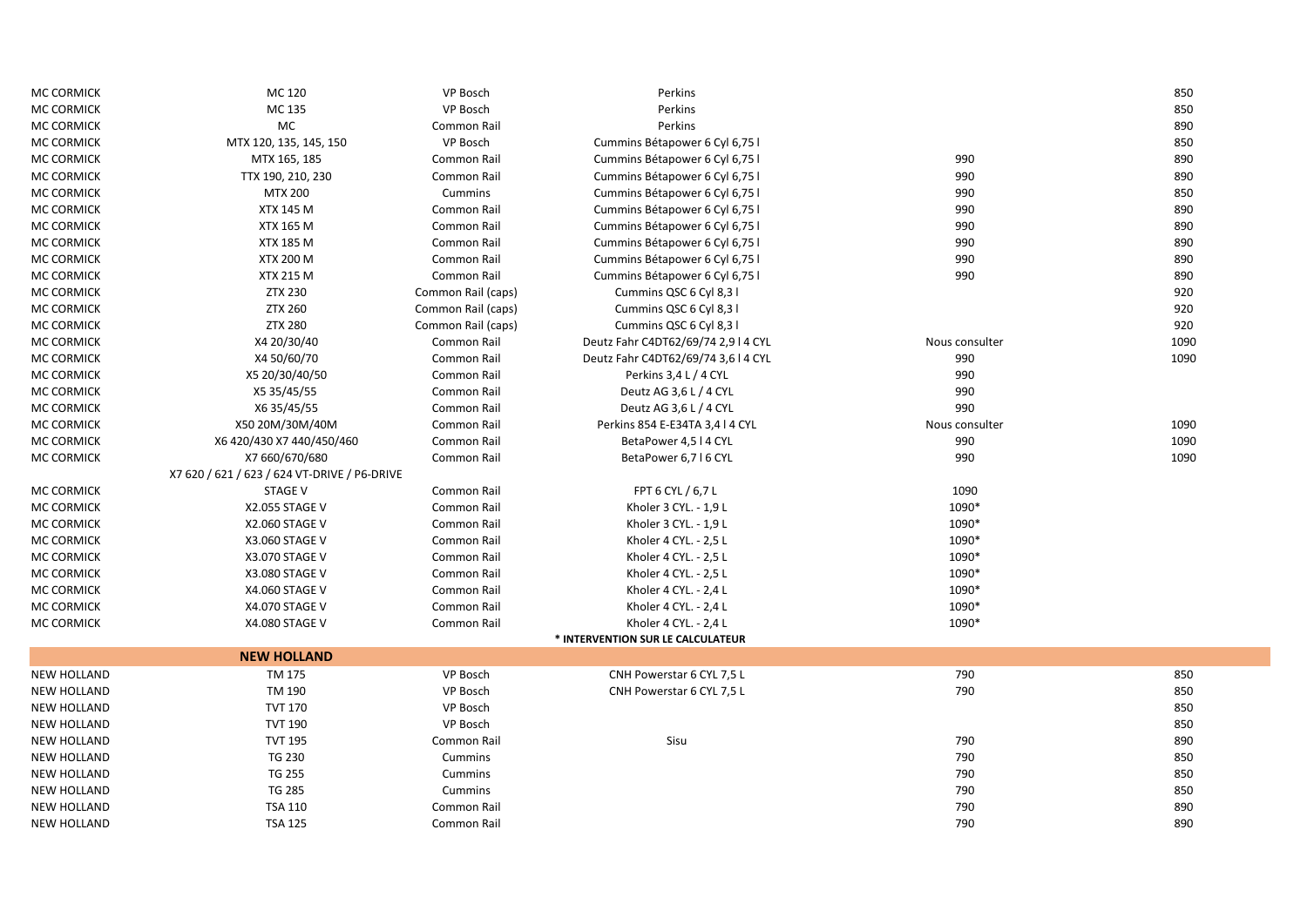| | | | | | |
|---|---|---|---|---|---|
| MC CORMICK | MC 120 | VP Bosch | Perkins | | 850 |
| MC CORMICK | MC 135 | VP Bosch | Perkins | | 850 |
| MC CORMICK | MC | Common Rail | Perkins | | 890 |
| MC CORMICK | MTX 120, 135, 145, 150 | VP Bosch | Cummins Bétapower 6 Cyl 6,75 l | | 850 |
| MC CORMICK | MTX 165, 185 | Common Rail | Cummins Bétapower 6 Cyl 6,75 l | 990 | 890 |
| MC CORMICK | TTX 190, 210, 230 | Common Rail | Cummins Bétapower 6 Cyl 6,75 l | 990 | 890 |
| MC CORMICK | MTX 200 | Cummins | Cummins Bétapower 6 Cyl 6,75 l | 990 | 850 |
| MC CORMICK | XTX 145 M | Common Rail | Cummins Bétapower 6 Cyl 6,75 l | 990 | 890 |
| MC CORMICK | XTX 165 M | Common Rail | Cummins Bétapower 6 Cyl 6,75 l | 990 | 890 |
| MC CORMICK | XTX 185 M | Common Rail | Cummins Bétapower 6 Cyl 6,75 l | 990 | 890 |
| MC CORMICK | XTX 200 M | Common Rail | Cummins Bétapower 6 Cyl 6,75 l | 990 | 890 |
| MC CORMICK | XTX 215 M | Common Rail | Cummins Bétapower 6 Cyl 6,75 l | 990 | 890 |
| MC CORMICK | ZTX 230 | Common Rail (caps) | Cummins QSC 6 Cyl 8,3 l | | 920 |
| MC CORMICK | ZTX 260 | Common Rail (caps) | Cummins QSC 6 Cyl 8,3 l | | 920 |
| MC CORMICK | ZTX 280 | Common Rail (caps) | Cummins QSC 6 Cyl 8,3 l | | 920 |
| MC CORMICK | X4 20/30/40 | Common Rail | Deutz Fahr C4DT62/69/74 2,9 l 4 CYL | Nous consulter | 1090 |
| MC CORMICK | X4 50/60/70 | Common Rail | Deutz Fahr C4DT62/69/74 3,6 l 4 CYL | 990 | 1090 |
| MC CORMICK | X5 20/30/40/50 | Common Rail | Perkins 3,4 L / 4 CYL | 990 | |
| MC CORMICK | X5 35/45/55 | Common Rail | Deutz AG 3,6 L / 4 CYL | 990 | |
| MC CORMICK | X6 35/45/55 | Common Rail | Deutz AG 3,6 L / 4 CYL | 990 | |
| MC CORMICK | X50 20M/30M/40M | Common Rail | Perkins 854 E-E34TA 3,4 l 4 CYL | Nous consulter | 1090 |
| MC CORMICK | X6 420/430 X7 440/450/460 | Common Rail | BetaPower 4,5 l 4 CYL | 990 | 1090 |
| MC CORMICK | X7 660/670/680 | Common Rail | BetaPower 6,7 l 6 CYL | 990 | 1090 |
| | X7 620 / 621 / 623 / 624 VT-DRIVE / P6-DRIVE | | | | |
| MC CORMICK | STAGE V | Common Rail | FPT 6 CYL / 6,7 L | 1090 | |
| MC CORMICK | X2.055 STAGE V | Common Rail | Kholer 3 CYL. - 1,9 L | 1090* | |
| MC CORMICK | X2.060 STAGE V | Common Rail | Kholer 3 CYL. - 1,9 L | 1090* | |
| MC CORMICK | X3.060 STAGE V | Common Rail | Kholer 4 CYL. - 2,5 L | 1090* | |
| MC CORMICK | X3.070 STAGE V | Common Rail | Kholer 4 CYL. - 2,5 L | 1090* | |
| MC CORMICK | X3.080 STAGE V | Common Rail | Kholer 4 CYL. - 2,5 L | 1090* | |
| MC CORMICK | X4.060 STAGE V | Common Rail | Kholer 4 CYL. - 2,4 L | 1090* | |
| MC CORMICK | X4.070 STAGE V | Common Rail | Kholer 4 CYL. - 2,4 L | 1090* | |
| MC CORMICK | X4.080 STAGE V | Common Rail | Kholer 4 CYL. - 2,4 L | 1090* | |
| | | | **\* INTERVENTION SUR LE CALCULATEUR** | | |
| | **NEW HOLLAND** | | | | |
| NEW HOLLAND | TM 175 | VP Bosch | CNH Powerstar 6 CYL 7,5 L | 790 | 850 |
| NEW HOLLAND | TM 190 | VP Bosch | CNH Powerstar 6 CYL 7,5 L | 790 | 850 |
| NEW HOLLAND | TVT 170 | VP Bosch | | | 850 |
| NEW HOLLAND | TVT 190 | VP Bosch | | | 850 |
| NEW HOLLAND | TVT 195 | Common Rail | Sisu | 790 | 890 |
| NEW HOLLAND | TG 230 | Cummins | | 790 | 850 |
| NEW HOLLAND | TG 255 | Cummins | | 790 | 850 |
| NEW HOLLAND | TG 285 | Cummins | | 790 | 850 |
| NEW HOLLAND | TSA 110 | Common Rail | | 790 | 890 |
| NEW HOLLAND | TSA 125 | Common Rail | | 790 | 890 |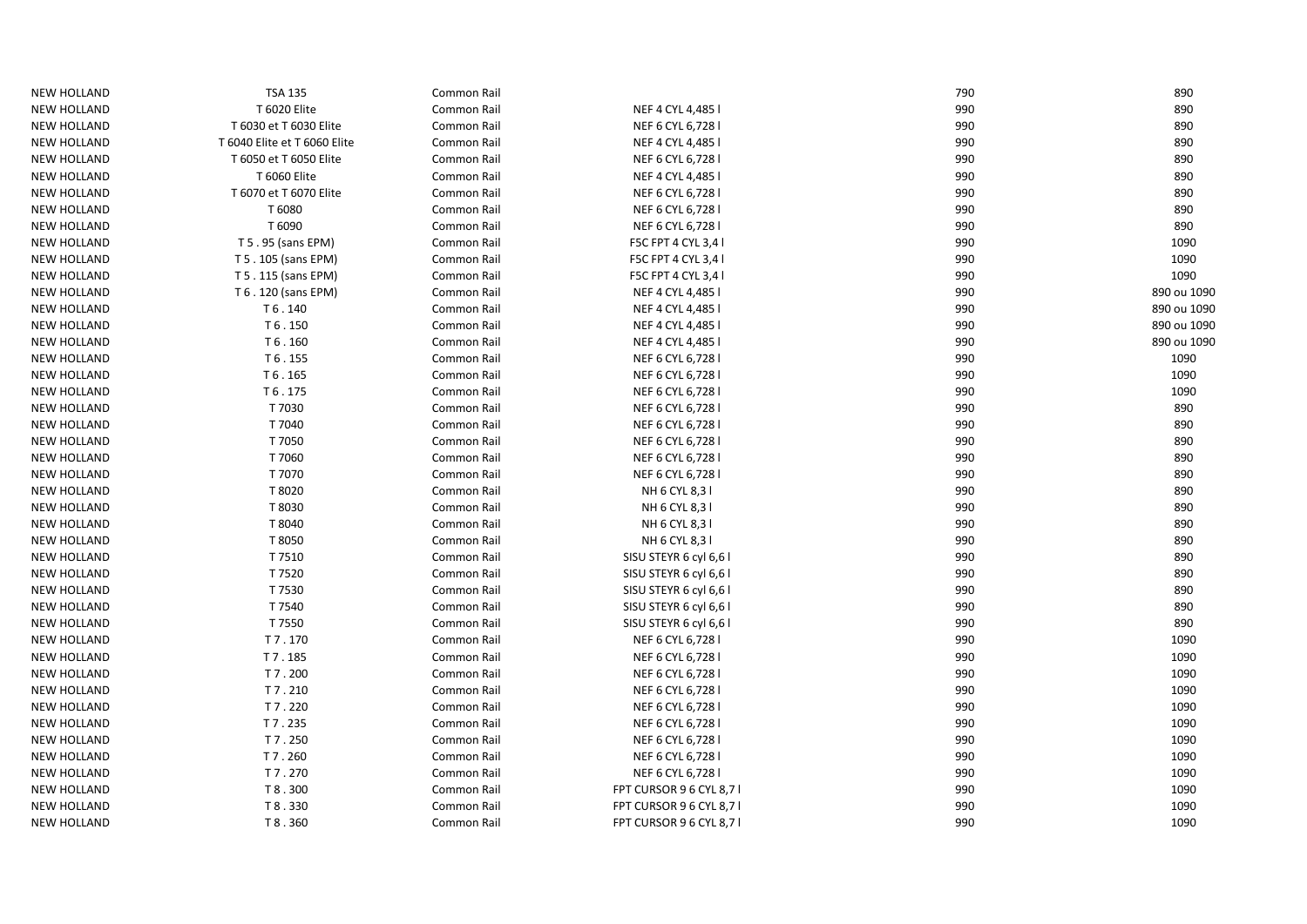| | | | | | |
|---|---|---|---|---|---|
| NEW HOLLAND | TSA 135 | Common Rail | | 790 | 890 |
| NEW HOLLAND | T 6020 Elite | Common Rail | NEF 4 CYL 4,485 l | 990 | 890 |
| NEW HOLLAND | T 6030 et T 6030 Elite | Common Rail | NEF 6 CYL 6,728 l | 990 | 890 |
| NEW HOLLAND | T 6040 Elite et T 6060 Elite | Common Rail | NEF 4 CYL 4,485 l | 990 | 890 |
| NEW HOLLAND | T 6050 et T 6050 Elite | Common Rail | NEF 6 CYL 6,728 l | 990 | 890 |
| NEW HOLLAND | T 6060 Elite | Common Rail | NEF 4 CYL 4,485 l | 990 | 890 |
| NEW HOLLAND | T 6070 et T 6070 Elite | Common Rail | NEF 6 CYL 6,728 l | 990 | 890 |
| NEW HOLLAND | T 6080 | Common Rail | NEF 6 CYL 6,728 l | 990 | 890 |
| NEW HOLLAND | T 6090 | Common Rail | NEF 6 CYL 6,728 l | 990 | 890 |
| NEW HOLLAND | T 5 . 95 (sans EPM) | Common Rail | F5C FPT 4 CYL 3,4 l | 990 | 1090 |
| NEW HOLLAND | T 5 . 105 (sans EPM) | Common Rail | F5C FPT 4 CYL 3,4 l | 990 | 1090 |
| NEW HOLLAND | T 5 . 115 (sans EPM) | Common Rail | F5C FPT 4 CYL 3,4 l | 990 | 1090 |
| NEW HOLLAND | T 6 . 120 (sans EPM) | Common Rail | NEF 4 CYL 4,485 l | 990 | 890 ou 1090 |
| NEW HOLLAND | T 6 . 140 | Common Rail | NEF 4 CYL 4,485 l | 990 | 890 ou 1090 |
| NEW HOLLAND | T 6 . 150 | Common Rail | NEF 4 CYL 4,485 l | 990 | 890 ou 1090 |
| NEW HOLLAND | T 6 . 160 | Common Rail | NEF 4 CYL 4,485 l | 990 | 890 ou 1090 |
| NEW HOLLAND | T 6 . 155 | Common Rail | NEF 6 CYL 6,728 l | 990 | 1090 |
| NEW HOLLAND | T 6 . 165 | Common Rail | NEF 6 CYL 6,728 l | 990 | 1090 |
| NEW HOLLAND | T 6 . 175 | Common Rail | NEF 6 CYL 6,728 l | 990 | 1090 |
| NEW HOLLAND | T 7030 | Common Rail | NEF 6 CYL 6,728 l | 990 | 890 |
| NEW HOLLAND | T 7040 | Common Rail | NEF 6 CYL 6,728 l | 990 | 890 |
| NEW HOLLAND | T 7050 | Common Rail | NEF 6 CYL 6,728 l | 990 | 890 |
| NEW HOLLAND | T 7060 | Common Rail | NEF 6 CYL 6,728 l | 990 | 890 |
| NEW HOLLAND | T 7070 | Common Rail | NEF 6 CYL 6,728 l | 990 | 890 |
| NEW HOLLAND | T 8020 | Common Rail | NH 6 CYL 8,3 l | 990 | 890 |
| NEW HOLLAND | T 8030 | Common Rail | NH 6 CYL 8,3 l | 990 | 890 |
| NEW HOLLAND | T 8040 | Common Rail | NH 6 CYL 8,3 l | 990 | 890 |
| NEW HOLLAND | T 8050 | Common Rail | NH 6 CYL 8,3 l | 990 | 890 |
| NEW HOLLAND | T 7510 | Common Rail | SISU STEYR 6 cyl 6,6 l | 990 | 890 |
| NEW HOLLAND | T 7520 | Common Rail | SISU STEYR 6 cyl 6,6 l | 990 | 890 |
| NEW HOLLAND | T 7530 | Common Rail | SISU STEYR 6 cyl 6,6 l | 990 | 890 |
| NEW HOLLAND | T 7540 | Common Rail | SISU STEYR 6 cyl 6,6 l | 990 | 890 |
| NEW HOLLAND | T 7550 | Common Rail | SISU STEYR 6 cyl 6,6 l | 990 | 890 |
| NEW HOLLAND | T 7 . 170 | Common Rail | NEF 6 CYL 6,728 l | 990 | 1090 |
| NEW HOLLAND | T 7 . 185 | Common Rail | NEF 6 CYL 6,728 l | 990 | 1090 |
| NEW HOLLAND | T 7 . 200 | Common Rail | NEF 6 CYL 6,728 l | 990 | 1090 |
| NEW HOLLAND | T 7 . 210 | Common Rail | NEF 6 CYL 6,728 l | 990 | 1090 |
| NEW HOLLAND | T 7 . 220 | Common Rail | NEF 6 CYL 6,728 l | 990 | 1090 |
| NEW HOLLAND | T 7 . 235 | Common Rail | NEF 6 CYL 6,728 l | 990 | 1090 |
| NEW HOLLAND | T 7 . 250 | Common Rail | NEF 6 CYL 6,728 l | 990 | 1090 |
| NEW HOLLAND | T 7 . 260 | Common Rail | NEF 6 CYL 6,728 l | 990 | 1090 |
| NEW HOLLAND | T 7 . 270 | Common Rail | NEF 6 CYL 6,728 l | 990 | 1090 |
| NEW HOLLAND | T 8 . 300 | Common Rail | FPT CURSOR 9 6 CYL 8,7 l | 990 | 1090 |
| NEW HOLLAND | T 8 . 330 | Common Rail | FPT CURSOR 9 6 CYL 8,7 l | 990 | 1090 |
| NEW HOLLAND | T 8 . 360 | Common Rail | FPT CURSOR 9 6 CYL 8,7 l | 990 | 1090 |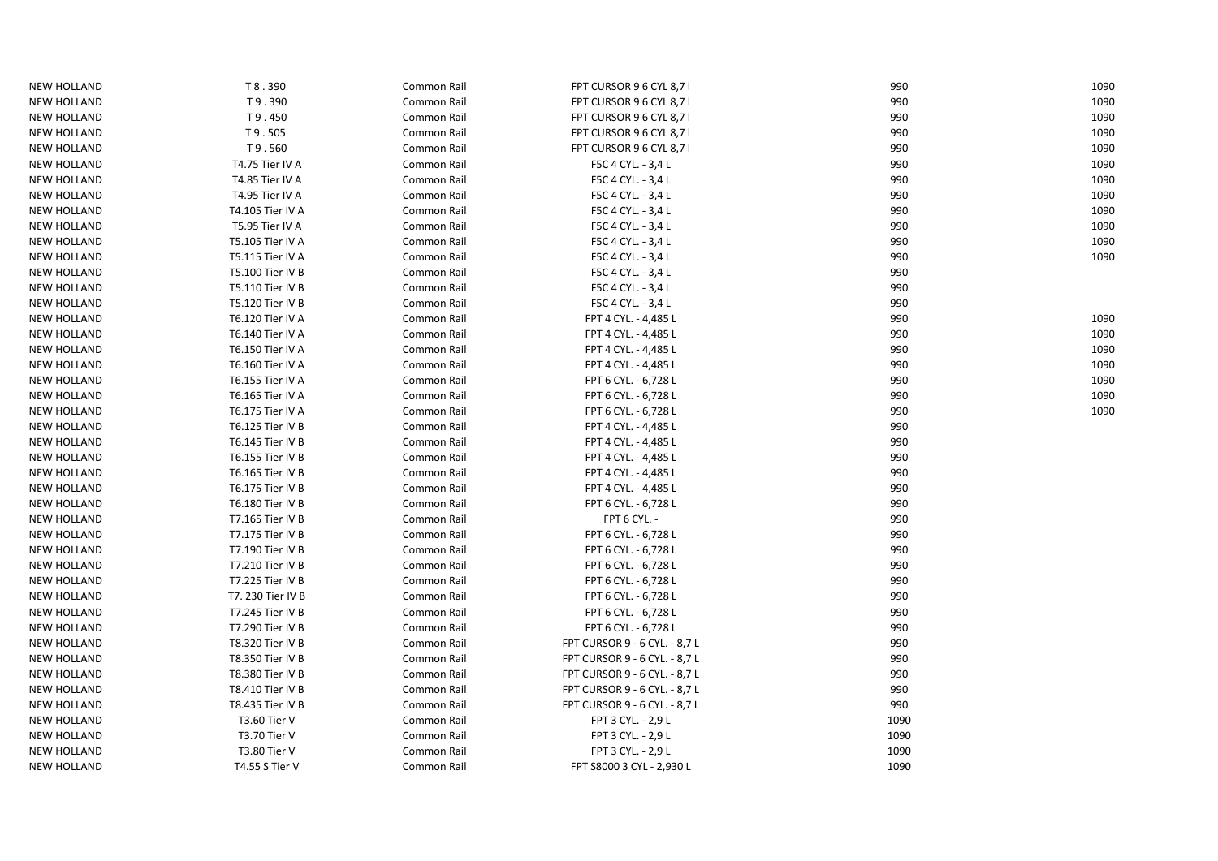| | | | | | |
|---|---|---|---|---|---|
| NEW HOLLAND | T 8 . 390 | Common Rail | FPT CURSOR 9 6 CYL 8,7 l | 990 | 1090 |
| NEW HOLLAND | T 9 . 390 | Common Rail | FPT CURSOR 9 6 CYL 8,7 l | 990 | 1090 |
| NEW HOLLAND | T 9 . 450 | Common Rail | FPT CURSOR 9 6 CYL 8,7 l | 990 | 1090 |
| NEW HOLLAND | T 9 . 505 | Common Rail | FPT CURSOR 9 6 CYL 8,7 l | 990 | 1090 |
| NEW HOLLAND | T 9 . 560 | Common Rail | FPT CURSOR 9 6 CYL 8,7 l | 990 | 1090 |
| NEW HOLLAND | T4.75 Tier IV A | Common Rail | F5C 4 CYL. - 3,4 L | 990 | 1090 |
| NEW HOLLAND | T4.85 Tier IV A | Common Rail | F5C 4 CYL. - 3,4 L | 990 | 1090 |
| NEW HOLLAND | T4.95 Tier IV A | Common Rail | F5C 4 CYL. - 3,4 L | 990 | 1090 |
| NEW HOLLAND | T4.105 Tier IV A | Common Rail | F5C 4 CYL. - 3,4 L | 990 | 1090 |
| NEW HOLLAND | T5.95 Tier IV A | Common Rail | F5C 4 CYL. - 3,4 L | 990 | 1090 |
| NEW HOLLAND | T5.105 Tier IV A | Common Rail | F5C 4 CYL. - 3,4 L | 990 | 1090 |
| NEW HOLLAND | T5.115 Tier IV A | Common Rail | F5C 4 CYL. - 3,4 L | 990 | 1090 |
| NEW HOLLAND | T5.100 Tier IV B | Common Rail | F5C 4 CYL. - 3,4 L | 990 | |
| NEW HOLLAND | T5.110 Tier IV B | Common Rail | F5C 4 CYL. - 3,4 L | 990 | |
| NEW HOLLAND | T5.120 Tier IV B | Common Rail | F5C 4 CYL. - 3,4 L | 990 | |
| NEW HOLLAND | T6.120 Tier IV A | Common Rail | FPT 4 CYL. - 4,485 L | 990 | 1090 |
| NEW HOLLAND | T6.140 Tier IV A | Common Rail | FPT 4 CYL. - 4,485 L | 990 | 1090 |
| NEW HOLLAND | T6.150 Tier IV A | Common Rail | FPT 4 CYL. - 4,485 L | 990 | 1090 |
| NEW HOLLAND | T6.160 Tier IV A | Common Rail | FPT 4 CYL. - 4,485 L | 990 | 1090 |
| NEW HOLLAND | T6.155 Tier IV A | Common Rail | FPT 6 CYL. - 6,728 L | 990 | 1090 |
| NEW HOLLAND | T6.165 Tier IV A | Common Rail | FPT 6 CYL. - 6,728 L | 990 | 1090 |
| NEW HOLLAND | T6.175 Tier IV A | Common Rail | FPT 6 CYL. - 6,728 L | 990 | 1090 |
| NEW HOLLAND | T6.125 Tier IV B | Common Rail | FPT 4 CYL. - 4,485 L | 990 | |
| NEW HOLLAND | T6.145 Tier IV B | Common Rail | FPT 4 CYL. - 4,485 L | 990 | |
| NEW HOLLAND | T6.155 Tier IV B | Common Rail | FPT 4 CYL. - 4,485 L | 990 | |
| NEW HOLLAND | T6.165 Tier IV B | Common Rail | FPT 4 CYL. - 4,485 L | 990 | |
| NEW HOLLAND | T6.175 Tier IV B | Common Rail | FPT 4 CYL. - 4,485 L | 990 | |
| NEW HOLLAND | T6.180 Tier IV B | Common Rail | FPT 6 CYL. - 6,728 L | 990 | |
| NEW HOLLAND | T7.165 Tier IV B | Common Rail | FPT 6 CYL. - | 990 | |
| NEW HOLLAND | T7.175 Tier IV B | Common Rail | FPT 6 CYL. - 6,728 L | 990 | |
| NEW HOLLAND | T7.190 Tier IV B | Common Rail | FPT 6 CYL. - 6,728 L | 990 | |
| NEW HOLLAND | T7.210 Tier IV B | Common Rail | FPT 6 CYL. - 6,728 L | 990 | |
| NEW HOLLAND | T7.225 Tier IV B | Common Rail | FPT 6 CYL. - 6,728 L | 990 | |
| NEW HOLLAND | T7. 230 Tier IV B | Common Rail | FPT 6 CYL. - 6,728 L | 990 | |
| NEW HOLLAND | T7.245 Tier IV B | Common Rail | FPT 6 CYL. - 6,728 L | 990 | |
| NEW HOLLAND | T7.290 Tier IV B | Common Rail | FPT 6 CYL. - 6,728 L | 990 | |
| NEW HOLLAND | T8.320 Tier IV B | Common Rail | FPT CURSOR 9 - 6 CYL. - 8,7 L | 990 | |
| NEW HOLLAND | T8.350 Tier IV B | Common Rail | FPT CURSOR 9 - 6 CYL. - 8,7 L | 990 | |
| NEW HOLLAND | T8.380 Tier IV B | Common Rail | FPT CURSOR 9 - 6 CYL. - 8,7 L | 990 | |
| NEW HOLLAND | T8.410 Tier IV B | Common Rail | FPT CURSOR 9 - 6 CYL. - 8,7 L | 990 | |
| NEW HOLLAND | T8.435 Tier IV B | Common Rail | FPT CURSOR 9 - 6 CYL. - 8,7 L | 990 | |
| NEW HOLLAND | T3.60 Tier V | Common Rail | FPT 3 CYL. - 2,9 L | 1090 | |
| NEW HOLLAND | T3.70 Tier V | Common Rail | FPT 3 CYL. - 2,9 L | 1090 | |
| NEW HOLLAND | T3.80 Tier V | Common Rail | FPT 3 CYL. - 2,9 L | 1090 | |
| NEW HOLLAND | T4.55 S Tier V | Common Rail | FPT S8000 3 CYL - 2,930 L | 1090 | |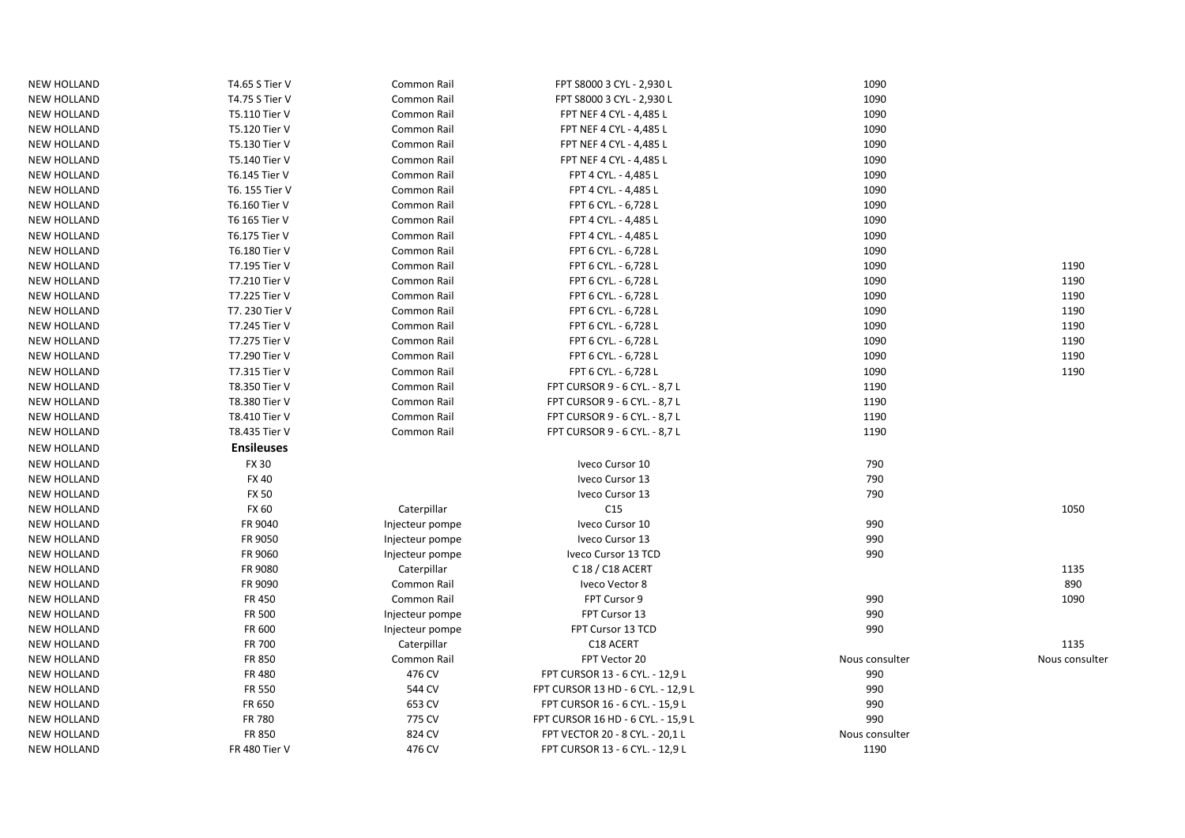| | | | | | |
|---|---|---|---|---|---|
| NEW HOLLAND | T4.65 S Tier V | Common Rail | FPT S8000 3 CYL - 2,930 L | 1090 | |
| NEW HOLLAND | T4.75 S Tier V | Common Rail | FPT S8000 3 CYL - 2,930 L | 1090 | |
| NEW HOLLAND | T5.110 Tier V | Common Rail | FPT NEF 4 CYL - 4,485 L | 1090 | |
| NEW HOLLAND | T5.120 Tier V | Common Rail | FPT NEF 4 CYL - 4,485 L | 1090 | |
| NEW HOLLAND | T5.130 Tier V | Common Rail | FPT NEF 4 CYL - 4,485 L | 1090 | |
| NEW HOLLAND | T5.140 Tier V | Common Rail | FPT NEF 4 CYL - 4,485 L | 1090 | |
| NEW HOLLAND | T6.145 Tier V | Common Rail | FPT 4 CYL. - 4,485 L | 1090 | |
| NEW HOLLAND | T6. 155 Tier V | Common Rail | FPT 4 CYL. - 4,485 L | 1090 | |
| NEW HOLLAND | T6.160 Tier V | Common Rail | FPT 6 CYL. - 6,728 L | 1090 | |
| NEW HOLLAND | T6 165 Tier V | Common Rail | FPT 4 CYL. - 4,485 L | 1090 | |
| NEW HOLLAND | T6.175 Tier V | Common Rail | FPT 4 CYL. - 4,485 L | 1090 | |
| NEW HOLLAND | T6.180 Tier V | Common Rail | FPT 6 CYL. - 6,728 L | 1090 | |
| NEW HOLLAND | T7.195 Tier V | Common Rail | FPT 6 CYL. - 6,728 L | 1090 | 1190 |
| NEW HOLLAND | T7.210 Tier V | Common Rail | FPT 6 CYL. - 6,728 L | 1090 | 1190 |
| NEW HOLLAND | T7.225 Tier V | Common Rail | FPT 6 CYL. - 6,728 L | 1090 | 1190 |
| NEW HOLLAND | T7. 230 Tier V | Common Rail | FPT 6 CYL. - 6,728 L | 1090 | 1190 |
| NEW HOLLAND | T7.245 Tier V | Common Rail | FPT 6 CYL. - 6,728 L | 1090 | 1190 |
| NEW HOLLAND | T7.275 Tier V | Common Rail | FPT 6 CYL. - 6,728 L | 1090 | 1190 |
| NEW HOLLAND | T7.290 Tier V | Common Rail | FPT 6 CYL. - 6,728 L | 1090 | 1190 |
| NEW HOLLAND | T7.315 Tier V | Common Rail | FPT 6 CYL. - 6,728 L | 1090 | 1190 |
| NEW HOLLAND | T8.350 Tier V | Common Rail | FPT CURSOR 9 - 6 CYL. - 8,7 L | 1190 | |
| NEW HOLLAND | T8.380 Tier V | Common Rail | FPT CURSOR 9 - 6 CYL. - 8,7 L | 1190 | |
| NEW HOLLAND | T8.410 Tier V | Common Rail | FPT CURSOR 9 - 6 CYL. - 8,7 L | 1190 | |
| NEW HOLLAND | T8.435 Tier V | Common Rail | FPT CURSOR 9 - 6 CYL. - 8,7 L | 1190 | |
| NEW HOLLAND | **Ensileuses** | | | | |
| NEW HOLLAND | FX 30 | | Iveco Cursor 10 | 790 | |
| NEW HOLLAND | FX 40 | | Iveco Cursor 13 | 790 | |
| NEW HOLLAND | FX 50 | | Iveco Cursor 13 | 790 | |
| NEW HOLLAND | FX 60 | Caterpillar | C15 | | 1050 |
| NEW HOLLAND | FR 9040 | Injecteur pompe | Iveco Cursor 10 | 990 | |
| NEW HOLLAND | FR 9050 | Injecteur pompe | Iveco Cursor 13 | 990 | |
| NEW HOLLAND | FR 9060 | Injecteur pompe | Iveco Cursor 13 TCD | 990 | |
| NEW HOLLAND | FR 9080 | Caterpillar | C 18 / C18 ACERT | | 1135 |
| NEW HOLLAND | FR 9090 | Common Rail | Iveco Vector 8 | | 890 |
| NEW HOLLAND | FR 450 | Common Rail | FPT Cursor 9 | 990 | 1090 |
| NEW HOLLAND | FR 500 | Injecteur pompe | FPT Cursor 13 | 990 | |
| NEW HOLLAND | FR 600 | Injecteur pompe | FPT Cursor 13 TCD | 990 | |
| NEW HOLLAND | FR 700 | Caterpillar | C18 ACERT | | 1135 |
| NEW HOLLAND | FR 850 | Common Rail | FPT Vector 20 | Nous consulter | Nous consulter |
| NEW HOLLAND | FR 480 | 476 CV | FPT CURSOR 13 - 6 CYL. - 12,9 L | 990 | |
| NEW HOLLAND | FR 550 | 544 CV | FPT CURSOR 13 HD - 6 CYL. - 12,9 L | 990 | |
| NEW HOLLAND | FR 650 | 653 CV | FPT CURSOR 16 - 6 CYL. - 15,9 L | 990 | |
| NEW HOLLAND | FR 780 | 775 CV | FPT CURSOR 16 HD - 6 CYL. - 15,9 L | 990 | |
| NEW HOLLAND | FR 850 | 824 CV | FPT VECTOR 20 - 8 CYL. - 20,1 L | Nous consulter | |
| NEW HOLLAND | FR 480 Tier V | 476 CV | FPT CURSOR 13 - 6 CYL. - 12,9 L | 1190 | |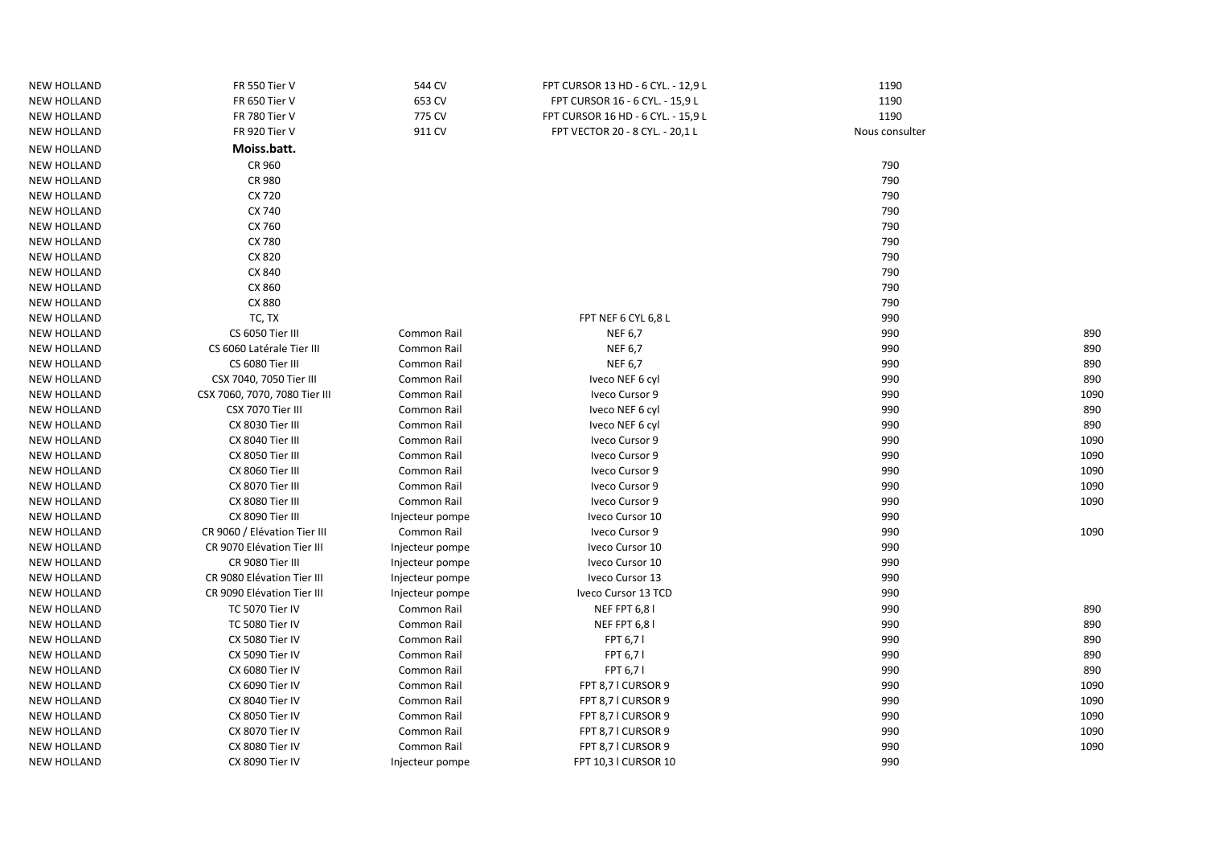| | | | | | |
|---|---|---|---|---|---|
| NEW HOLLAND | FR 550 Tier V | 544 CV | FPT CURSOR 13 HD - 6 CYL. - 12,9 L | 1190 | |
| NEW HOLLAND | FR 650 Tier V | 653 CV | FPT CURSOR 16 - 6 CYL. - 15,9 L | 1190 | |
| NEW HOLLAND | FR 780 Tier V | 775 CV | FPT CURSOR 16 HD - 6 CYL. - 15,9 L | 1190 | |
| NEW HOLLAND | FR 920 Tier V | 911 CV | FPT VECTOR 20 - 8 CYL. - 20,1 L | Nous consulter | |
| NEW HOLLAND | **Moiss.batt.** | | | | |
| NEW HOLLAND | CR 960 | | | 790 | |
| NEW HOLLAND | CR 980 | | | 790 | |
| NEW HOLLAND | CX 720 | | | 790 | |
| NEW HOLLAND | CX 740 | | | 790 | |
| NEW HOLLAND | CX 760 | | | 790 | |
| NEW HOLLAND | CX 780 | | | 790 | |
| NEW HOLLAND | CX 820 | | | 790 | |
| NEW HOLLAND | CX 840 | | | 790 | |
| NEW HOLLAND | CX 860 | | | 790 | |
| NEW HOLLAND | CX 880 | | | 790 | |
| NEW HOLLAND | TC, TX | | FPT NEF 6 CYL 6,8 L | 990 | |
| NEW HOLLAND | CS 6050 Tier III | Common Rail | NEF 6,7 | 990 | 890 |
| NEW HOLLAND | CS 6060 Latérale Tier III | Common Rail | NEF 6,7 | 990 | 890 |
| NEW HOLLAND | CS 6080 Tier III | Common Rail | NEF 6,7 | 990 | 890 |
| NEW HOLLAND | CSX 7040, 7050 Tier III | Common Rail | Iveco NEF 6 cyl | 990 | 890 |
| NEW HOLLAND | CSX 7060, 7070, 7080 Tier III | Common Rail | Iveco Cursor 9 | 990 | 1090 |
| NEW HOLLAND | CSX 7070 Tier III | Common Rail | Iveco NEF 6 cyl | 990 | 890 |
| NEW HOLLAND | CX 8030 Tier III | Common Rail | Iveco NEF 6 cyl | 990 | 890 |
| NEW HOLLAND | CX 8040 Tier III | Common Rail | Iveco Cursor 9 | 990 | 1090 |
| NEW HOLLAND | CX 8050 Tier III | Common Rail | Iveco Cursor 9 | 990 | 1090 |
| NEW HOLLAND | CX 8060 Tier III | Common Rail | Iveco Cursor 9 | 990 | 1090 |
| NEW HOLLAND | CX 8070 Tier III | Common Rail | Iveco Cursor 9 | 990 | 1090 |
| NEW HOLLAND | CX 8080 Tier III | Common Rail | Iveco Cursor 9 | 990 | 1090 |
| NEW HOLLAND | CX 8090 Tier III | Injecteur pompe | Iveco Cursor 10 | 990 | |
| NEW HOLLAND | CR 9060 / Élévation Tier III | Common Rail | Iveco Cursor 9 | 990 | 1090 |
| NEW HOLLAND | CR 9070 Élévation Tier III | Injecteur pompe | Iveco Cursor 10 | 990 | |
| NEW HOLLAND | CR 9080 Tier III | Injecteur pompe | Iveco Cursor 10 | 990 | |
| NEW HOLLAND | CR 9080 Élévation Tier III | Injecteur pompe | Iveco Cursor 13 | 990 | |
| NEW HOLLAND | CR 9090 Élévation Tier III | Injecteur pompe | Iveco Cursor 13 TCD | 990 | |
| NEW HOLLAND | TC 5070 Tier IV | Common Rail | NEF FPT 6,8 l | 990 | 890 |
| NEW HOLLAND | TC 5080 Tier IV | Common Rail | NEF FPT 6,8 l | 990 | 890 |
| NEW HOLLAND | CX 5080 Tier IV | Common Rail | FPT 6,7 l | 990 | 890 |
| NEW HOLLAND | CX 5090 Tier IV | Common Rail | FPT 6,7 l | 990 | 890 |
| NEW HOLLAND | CX 6080 Tier IV | Common Rail | FPT 6,7 l | 990 | 890 |
| NEW HOLLAND | CX 6090 Tier IV | Common Rail | FPT 8,7 l CURSOR 9 | 990 | 1090 |
| NEW HOLLAND | CX 8040 Tier IV | Common Rail | FPT 8,7 l CURSOR 9 | 990 | 1090 |
| NEW HOLLAND | CX 8050 Tier IV | Common Rail | FPT 8,7 l CURSOR 9 | 990 | 1090 |
| NEW HOLLAND | CX 8070 Tier IV | Common Rail | FPT 8,7 l CURSOR 9 | 990 | 1090 |
| NEW HOLLAND | CX 8080 Tier IV | Common Rail | FPT 8,7 l CURSOR 9 | 990 | 1090 |
| NEW HOLLAND | CX 8090 Tier IV | Injecteur pompe | FPT 10,3 l CURSOR 10 | 990 | |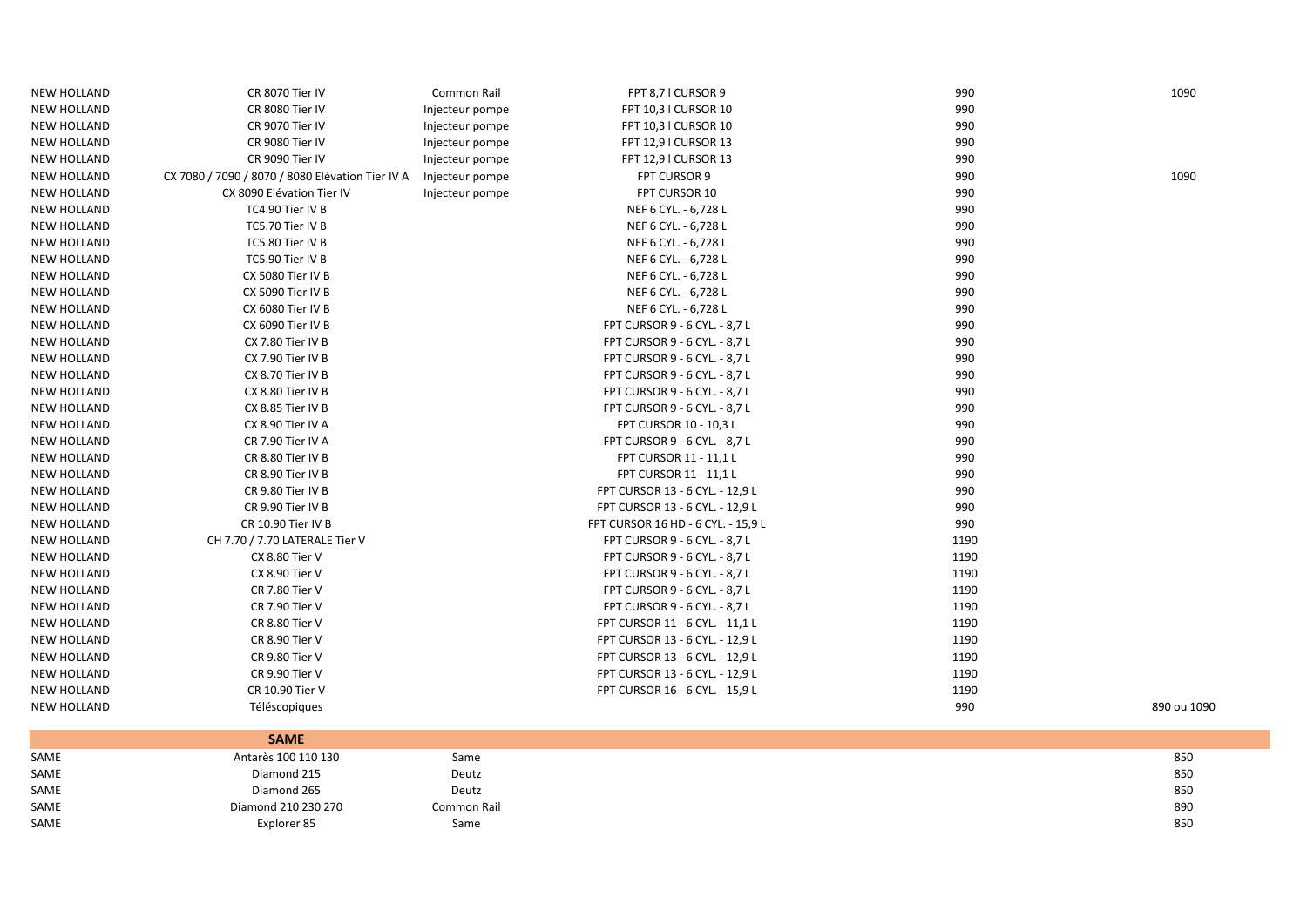| | | | | | |
|---|---|---|---|---|---|
| NEW HOLLAND | CR 8070 Tier IV | Common Rail | FPT 8,7 l CURSOR 9 | 990 | 1090 |
| NEW HOLLAND | CR 8080 Tier IV | Injecteur pompe | FPT 10,3 l CURSOR 10 | 990 | |
| NEW HOLLAND | CR 9070 Tier IV | Injecteur pompe | FPT 10,3 l CURSOR 10 | 990 | |
| NEW HOLLAND | CR 9080 Tier IV | Injecteur pompe | FPT 12,9 l CURSOR 13 | 990 | |
| NEW HOLLAND | CR 9090 Tier IV | Injecteur pompe | FPT 12,9 l CURSOR 13 | 990 | |
| NEW HOLLAND | CX 7080 / 7090 / 8070 / 8080 Elévation Tier IV A | Injecteur pompe | FPT CURSOR 9 | 990 | 1090 |
| NEW HOLLAND | CX 8090 Elévation Tier IV | Injecteur pompe | FPT CURSOR 10 | 990 | |
| NEW HOLLAND | TC4.90 Tier IV B | | NEF 6 CYL. - 6,728 L | 990 | |
| NEW HOLLAND | TC5.70 Tier IV B | | NEF 6 CYL. - 6,728 L | 990 | |
| NEW HOLLAND | TC5.80 Tier IV B | | NEF 6 CYL. - 6,728 L | 990 | |
| NEW HOLLAND | TC5.90 Tier IV B | | NEF 6 CYL. - 6,728 L | 990 | |
| NEW HOLLAND | CX 5080 Tier IV B | | NEF 6 CYL. - 6,728 L | 990 | |
| NEW HOLLAND | CX 5090 Tier IV B | | NEF 6 CYL. - 6,728 L | 990 | |
| NEW HOLLAND | CX 6080 Tier IV B | | NEF 6 CYL. - 6,728 L | 990 | |
| NEW HOLLAND | CX 6090 Tier IV B | | FPT CURSOR 9 - 6 CYL. - 8,7 L | 990 | |
| NEW HOLLAND | CX 7.80 Tier IV B | | FPT CURSOR 9 - 6 CYL. - 8,7 L | 990 | |
| NEW HOLLAND | CX 7.90 Tier IV B | | FPT CURSOR 9 - 6 CYL. - 8,7 L | 990 | |
| NEW HOLLAND | CX 8.70 Tier IV B | | FPT CURSOR 9 - 6 CYL. - 8,7 L | 990 | |
| NEW HOLLAND | CX 8.80 Tier IV B | | FPT CURSOR 9 - 6 CYL. - 8,7 L | 990 | |
| NEW HOLLAND | CX 8.85 Tier IV B | | FPT CURSOR 9 - 6 CYL. - 8,7 L | 990 | |
| NEW HOLLAND | CX 8.90 Tier IV A | | FPT CURSOR 10 - 10,3 L | 990 | |
| NEW HOLLAND | CR 7.90 Tier IV A | | FPT CURSOR 9 - 6 CYL. - 8,7 L | 990 | |
| NEW HOLLAND | CR 8.80 Tier IV B | | FPT CURSOR 11 - 11,1 L | 990 | |
| NEW HOLLAND | CR 8.90 Tier IV B | | FPT CURSOR 11 - 11,1 L | 990 | |
| NEW HOLLAND | CR 9.80 Tier IV B | | FPT CURSOR 13 - 6 CYL. - 12,9 L | 990 | |
| NEW HOLLAND | CR 9.90 Tier IV B | | FPT CURSOR 13 - 6 CYL. - 12,9 L | 990 | |
| NEW HOLLAND | CR 10.90 Tier IV B | | FPT CURSOR 16 HD - 6 CYL. - 15,9 L | 990 | |
| NEW HOLLAND | CH 7.70 / 7.70 LATERALE Tier V | | FPT CURSOR 9 - 6 CYL. - 8,7 L | 1190 | |
| NEW HOLLAND | CX 8.80 Tier V | | FPT CURSOR 9 - 6 CYL. - 8,7 L | 1190 | |
| NEW HOLLAND | CX 8.90 Tier V | | FPT CURSOR 9 - 6 CYL. - 8,7 L | 1190 | |
| NEW HOLLAND | CR 7.80 Tier V | | FPT CURSOR 9 - 6 CYL. - 8,7 L | 1190 | |
| NEW HOLLAND | CR 7.90 Tier V | | FPT CURSOR 9 - 6 CYL. - 8,7 L | 1190 | |
| NEW HOLLAND | CR 8.80 Tier V | | FPT CURSOR 11 - 6 CYL. - 11,1 L | 1190 | |
| NEW HOLLAND | CR 8.90 Tier V | | FPT CURSOR 13 - 6 CYL. - 12,9 L | 1190 | |
| NEW HOLLAND | CR 9.80 Tier V | | FPT CURSOR 13 - 6 CYL. - 12,9 L | 1190 | |
| NEW HOLLAND | CR 9.90 Tier V | | FPT CURSOR 13 - 6 CYL. - 12,9 L | 1190 | |
| NEW HOLLAND | CR 10.90 Tier V | | FPT CURSOR 16 - 6 CYL. - 15,9 L | 1190 | |
| NEW HOLLAND | Téléscopiques | | | 990 | 890 ou 1090 |
| | **SAME** | | | | |
| SAME | Antarès 100 110 130 | Same | | | 850 |
| SAME | Diamond 215 | Deutz | | | 850 |
| SAME | Diamond 265 | Deutz | | | 850 |
| SAME | Diamond 210 230 270 | Common Rail | | | 890 |
| SAME | Explorer 85 | Same | | | 850 |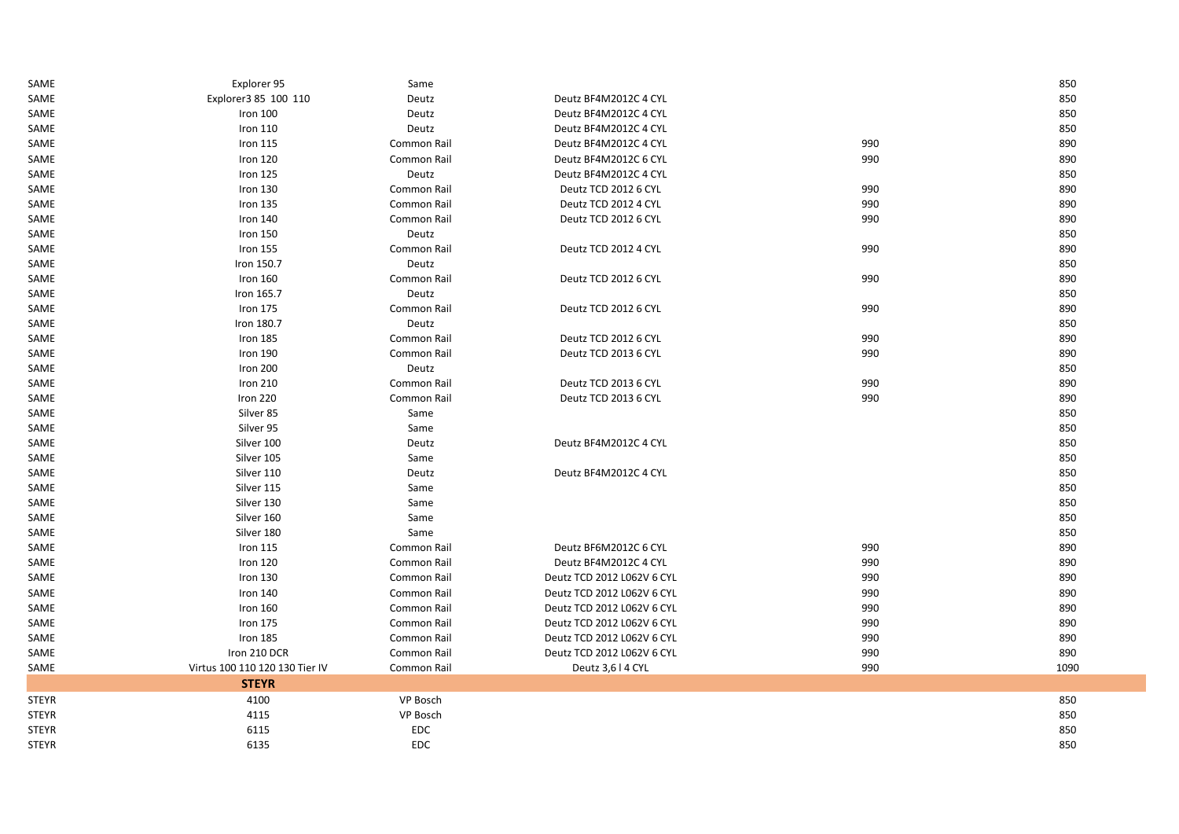| | | | | | |
|---|---|---|---|---|---|
| SAME | Explorer 95 | Same | | | 850 |
| SAME | Explorer3 85 100 110 | Deutz | Deutz BF4M2012C 4 CYL | | 850 |
| SAME | Iron 100 | Deutz | Deutz BF4M2012C 4 CYL | | 850 |
| SAME | Iron 110 | Deutz | Deutz BF4M2012C 4 CYL | | 850 |
| SAME | Iron 115 | Common Rail | Deutz BF4M2012C 4 CYL | 990 | 890 |
| SAME | Iron 120 | Common Rail | Deutz BF4M2012C 6 CYL | 990 | 890 |
| SAME | Iron 125 | Deutz | Deutz BF4M2012C 4 CYL | | 850 |
| SAME | Iron 130 | Common Rail | Deutz TCD 2012 6 CYL | 990 | 890 |
| SAME | Iron 135 | Common Rail | Deutz TCD 2012 4 CYL | 990 | 890 |
| SAME | Iron 140 | Common Rail | Deutz TCD 2012 6 CYL | 990 | 890 |
| SAME | Iron 150 | Deutz | | | 850 |
| SAME | Iron 155 | Common Rail | Deutz TCD 2012 4 CYL | 990 | 890 |
| SAME | Iron 150.7 | Deutz | | | 850 |
| SAME | Iron 160 | Common Rail | Deutz TCD 2012 6 CYL | 990 | 890 |
| SAME | Iron 165.7 | Deutz | | | 850 |
| SAME | Iron 175 | Common Rail | Deutz TCD 2012 6 CYL | 990 | 890 |
| SAME | Iron 180.7 | Deutz | | | 850 |
| SAME | Iron 185 | Common Rail | Deutz TCD 2012 6 CYL | 990 | 890 |
| SAME | Iron 190 | Common Rail | Deutz TCD 2013 6 CYL | 990 | 890 |
| SAME | Iron 200 | Deutz | | | 850 |
| SAME | Iron 210 | Common Rail | Deutz TCD 2013 6 CYL | 990 | 890 |
| SAME | Iron 220 | Common Rail | Deutz TCD 2013 6 CYL | 990 | 890 |
| SAME | Silver 85 | Same | | | 850 |
| SAME | Silver 95 | Same | | | 850 |
| SAME | Silver 100 | Deutz | Deutz BF4M2012C 4 CYL | | 850 |
| SAME | Silver 105 | Same | | | 850 |
| SAME | Silver 110 | Deutz | Deutz BF4M2012C 4 CYL | | 850 |
| SAME | Silver 115 | Same | | | 850 |
| SAME | Silver 130 | Same | | | 850 |
| SAME | Silver 160 | Same | | | 850 |
| SAME | Silver 180 | Same | | | 850 |
| SAME | Iron 115 | Common Rail | Deutz BF6M2012C 6 CYL | 990 | 890 |
| SAME | Iron 120 | Common Rail | Deutz BF4M2012C 4 CYL | 990 | 890 |
| SAME | Iron 130 | Common Rail | Deutz TCD 2012 L062V 6 CYL | 990 | 890 |
| SAME | Iron 140 | Common Rail | Deutz TCD 2012 L062V 6 CYL | 990 | 890 |
| SAME | Iron 160 | Common Rail | Deutz TCD 2012 L062V 6 CYL | 990 | 890 |
| SAME | Iron 175 | Common Rail | Deutz TCD 2012 L062V 6 CYL | 990 | 890 |
| SAME | Iron 185 | Common Rail | Deutz TCD 2012 L062V 6 CYL | 990 | 890 |
| SAME | Iron 210 DCR | Common Rail | Deutz TCD 2012 L062V 6 CYL | 990 | 890 |
| SAME | Virtus 100 110 120 130 Tier IV | Common Rail | Deutz 3,6 l 4 CYL | 990 | 1090 |
| | **STEYR** | | | | |
| STEYR | 4100 | VP Bosch | | | 850 |
| STEYR | 4115 | VP Bosch | | | 850 |
| STEYR | 6115 | EDC | | | 850 |
| STEYR | 6135 | EDC | | | 850 |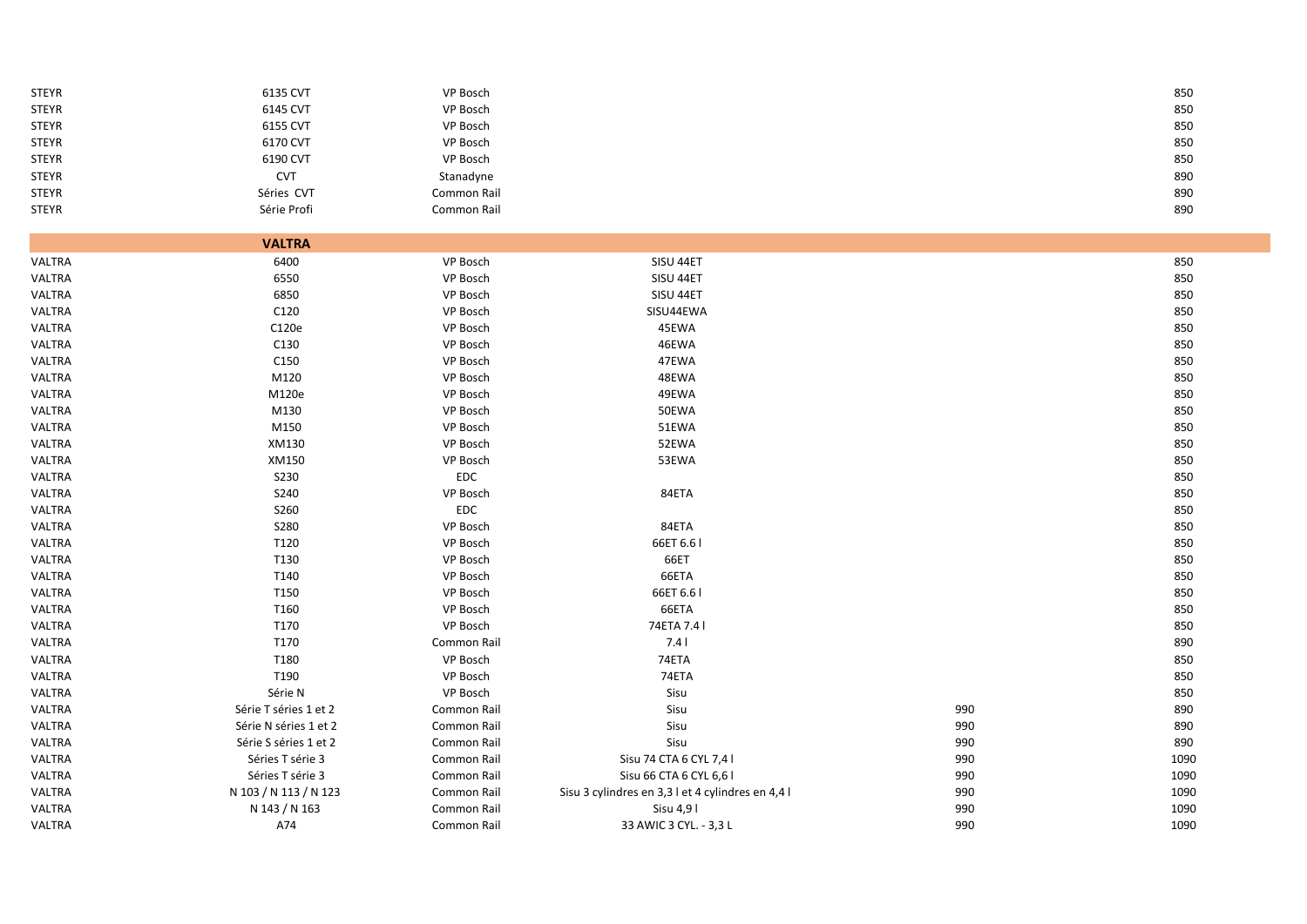| | | | | | |
|---|---|---|---|---|---|
| STEYR | 6135 CVT | VP Bosch | | | 850 |
| STEYR | 6145 CVT | VP Bosch | | | 850 |
| STEYR | 6155 CVT | VP Bosch | | | 850 |
| STEYR | 6170 CVT | VP Bosch | | | 850 |
| STEYR | 6190 CVT | VP Bosch | | | 850 |
| STEYR | CVT | Stanadyne | | | 890 |
| STEYR | Séries CVT | Common Rail | | | 890 |
| STEYR | Série Profi | Common Rail | | | 890 |
| | **VALTRA** | | | | |
| VALTRA | 6400 | VP Bosch | SISU 44ET | | 850 |
| VALTRA | 6550 | VP Bosch | SISU 44ET | | 850 |
| VALTRA | 6850 | VP Bosch | SISU 44ET | | 850 |
| VALTRA | C120 | VP Bosch | SISU44EWA | | 850 |
| VALTRA | C120e | VP Bosch | 45EWA | | 850 |
| VALTRA | C130 | VP Bosch | 46EWA | | 850 |
| VALTRA | C150 | VP Bosch | 47EWA | | 850 |
| VALTRA | M120 | VP Bosch | 48EWA | | 850 |
| VALTRA | M120e | VP Bosch | 49EWA | | 850 |
| VALTRA | M130 | VP Bosch | 50EWA | | 850 |
| VALTRA | M150 | VP Bosch | 51EWA | | 850 |
| VALTRA | XM130 | VP Bosch | 52EWA | | 850 |
| VALTRA | XM150 | VP Bosch | 53EWA | | 850 |
| VALTRA | S230 | EDC | | | 850 |
| VALTRA | S240 | VP Bosch | 84ETA | | 850 |
| VALTRA | S260 | EDC | | | 850 |
| VALTRA | S280 | VP Bosch | 84ETA | | 850 |
| VALTRA | T120 | VP Bosch | 66ET 6.6 l | | 850 |
| VALTRA | T130 | VP Bosch | 66ET | | 850 |
| VALTRA | T140 | VP Bosch | 66ETA | | 850 |
| VALTRA | T150 | VP Bosch | 66ET 6.6 l | | 850 |
| VALTRA | T160 | VP Bosch | 66ETA | | 850 |
| VALTRA | T170 | VP Bosch | 74ETA 7.4 l | | 850 |
| VALTRA | T170 | Common Rail | 7.4 l | | 890 |
| VALTRA | T180 | VP Bosch | 74ETA | | 850 |
| VALTRA | T190 | VP Bosch | 74ETA | | 850 |
| VALTRA | Série N | VP Bosch | Sisu | | 850 |
| VALTRA | Série T séries 1 et 2 | Common Rail | Sisu | 990 | 890 |
| VALTRA | Série N séries 1 et 2 | Common Rail | Sisu | 990 | 890 |
| VALTRA | Série S séries 1 et 2 | Common Rail | Sisu | 990 | 890 |
| VALTRA | Séries T série 3 | Common Rail | Sisu 74 CTA 6 CYL 7,4 l | 990 | 1090 |
| VALTRA | Séries T série 3 | Common Rail | Sisu 66 CTA 6 CYL 6,6 l | 990 | 1090 |
| VALTRA | N 103 / N 113 / N 123 | Common Rail | Sisu 3 cylindres en 3,3 l et 4 cylindres en 4,4 l | 990 | 1090 |
| VALTRA | N 143 / N 163 | Common Rail | Sisu 4,9 l | 990 | 1090 |
| VALTRA | A74 | Common Rail | 33 AWIC 3 CYL. - 3,3 L | 990 | 1090 |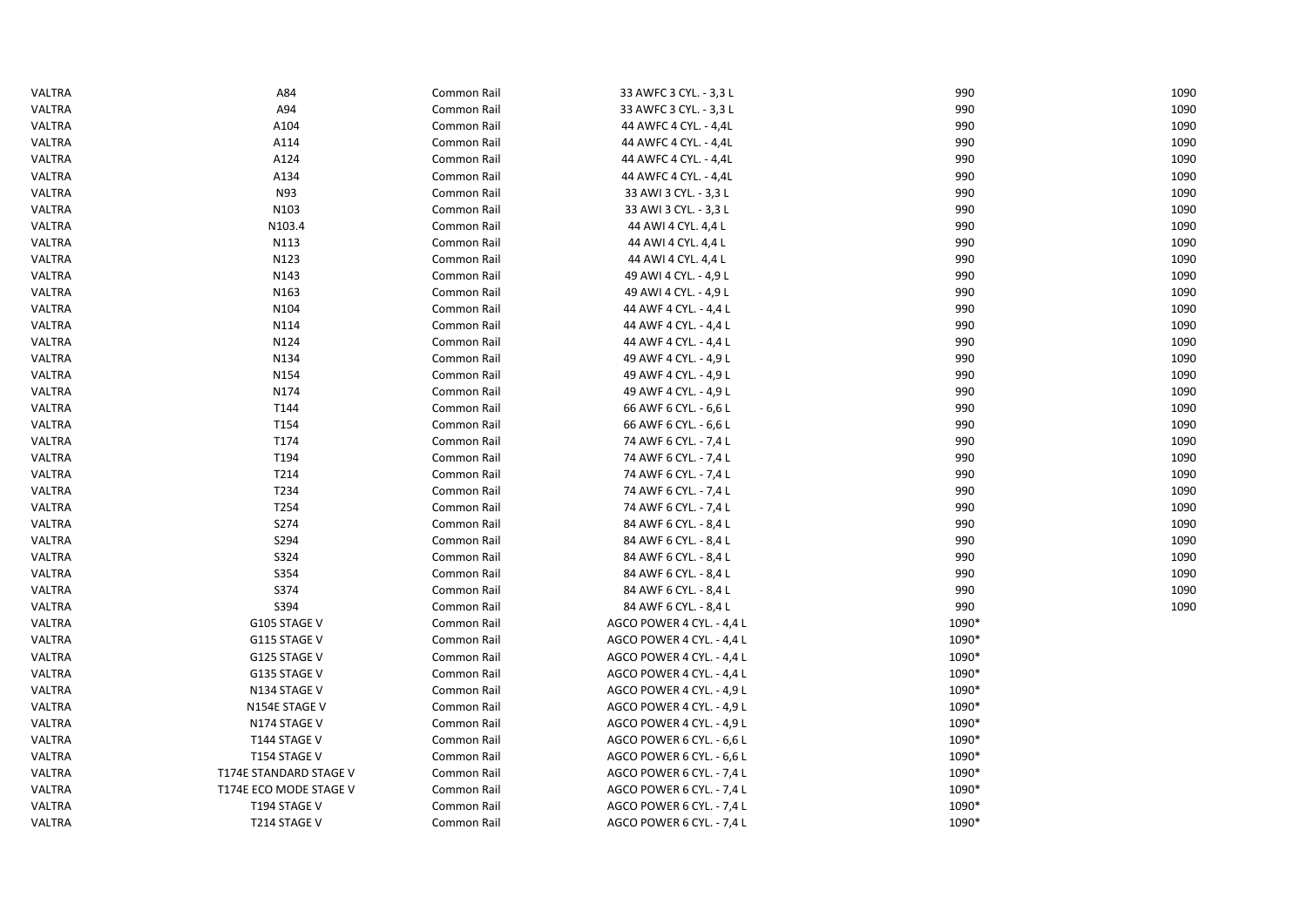| | | | | | |
|---|---|---|---|---|---|
| VALTRA | A84 | Common Rail | 33 AWFC 3 CYL. - 3,3 L | 990 | 1090 |
| VALTRA | A94 | Common Rail | 33 AWFC 3 CYL. - 3,3 L | 990 | 1090 |
| VALTRA | A104 | Common Rail | 44 AWFC 4 CYL. - 4,4L | 990 | 1090 |
| VALTRA | A114 | Common Rail | 44 AWFC 4 CYL. - 4,4L | 990 | 1090 |
| VALTRA | A124 | Common Rail | 44 AWFC 4 CYL. - 4,4L | 990 | 1090 |
| VALTRA | A134 | Common Rail | 44 AWFC 4 CYL. - 4,4L | 990 | 1090 |
| VALTRA | N93 | Common Rail | 33 AWI 3 CYL. - 3,3 L | 990 | 1090 |
| VALTRA | N103 | Common Rail | 33 AWI 3 CYL. - 3,3 L | 990 | 1090 |
| VALTRA | N103.4 | Common Rail | 44 AWI 4 CYL. 4,4 L | 990 | 1090 |
| VALTRA | N113 | Common Rail | 44 AWI 4 CYL. 4,4 L | 990 | 1090 |
| VALTRA | N123 | Common Rail | 44 AWI 4 CYL. 4,4 L | 990 | 1090 |
| VALTRA | N143 | Common Rail | 49 AWI 4 CYL. - 4,9 L | 990 | 1090 |
| VALTRA | N163 | Common Rail | 49 AWI 4 CYL. - 4,9 L | 990 | 1090 |
| VALTRA | N104 | Common Rail | 44 AWF 4 CYL. - 4,4 L | 990 | 1090 |
| VALTRA | N114 | Common Rail | 44 AWF 4 CYL. - 4,4 L | 990 | 1090 |
| VALTRA | N124 | Common Rail | 44 AWF 4 CYL. - 4,4 L | 990 | 1090 |
| VALTRA | N134 | Common Rail | 49 AWF 4 CYL. - 4,9 L | 990 | 1090 |
| VALTRA | N154 | Common Rail | 49 AWF 4 CYL. - 4,9 L | 990 | 1090 |
| VALTRA | N174 | Common Rail | 49 AWF 4 CYL. - 4,9 L | 990 | 1090 |
| VALTRA | T144 | Common Rail | 66 AWF 6 CYL. - 6,6 L | 990 | 1090 |
| VALTRA | T154 | Common Rail | 66 AWF 6 CYL. - 6,6 L | 990 | 1090 |
| VALTRA | T174 | Common Rail | 74 AWF 6 CYL. - 7,4 L | 990 | 1090 |
| VALTRA | T194 | Common Rail | 74 AWF 6 CYL. - 7,4 L | 990 | 1090 |
| VALTRA | T214 | Common Rail | 74 AWF 6 CYL. - 7,4 L | 990 | 1090 |
| VALTRA | T234 | Common Rail | 74 AWF 6 CYL. - 7,4 L | 990 | 1090 |
| VALTRA | T254 | Common Rail | 74 AWF 6 CYL. - 7,4 L | 990 | 1090 |
| VALTRA | S274 | Common Rail | 84 AWF 6 CYL. - 8,4 L | 990 | 1090 |
| VALTRA | S294 | Common Rail | 84 AWF 6 CYL. - 8,4 L | 990 | 1090 |
| VALTRA | S324 | Common Rail | 84 AWF 6 CYL. - 8,4 L | 990 | 1090 |
| VALTRA | S354 | Common Rail | 84 AWF 6 CYL. - 8,4 L | 990 | 1090 |
| VALTRA | S374 | Common Rail | 84 AWF 6 CYL. - 8,4 L | 990 | 1090 |
| VALTRA | S394 | Common Rail | 84 AWF 6 CYL. - 8,4 L | 990 | 1090 |
| VALTRA | G105 STAGE V | Common Rail | AGCO POWER 4 CYL. - 4,4 L | 1090* | |
| VALTRA | G115 STAGE V | Common Rail | AGCO POWER 4 CYL. - 4,4 L | 1090* | |
| VALTRA | G125 STAGE V | Common Rail | AGCO POWER 4 CYL. - 4,4 L | 1090* | |
| VALTRA | G135 STAGE V | Common Rail | AGCO POWER 4 CYL. - 4,4 L | 1090* | |
| VALTRA | N134 STAGE V | Common Rail | AGCO POWER 4 CYL. - 4,9 L | 1090* | |
| VALTRA | N154E STAGE V | Common Rail | AGCO POWER 4 CYL. - 4,9 L | 1090* | |
| VALTRA | N174 STAGE V | Common Rail | AGCO POWER 4 CYL. - 4,9 L | 1090* | |
| VALTRA | T144 STAGE V | Common Rail | AGCO POWER 6 CYL. - 6,6 L | 1090* | |
| VALTRA | T154 STAGE V | Common Rail | AGCO POWER 6 CYL. - 6,6 L | 1090* | |
| VALTRA | T174E STANDARD STAGE V | Common Rail | AGCO POWER 6 CYL. - 7,4 L | 1090* | |
| VALTRA | T174E ECO MODE STAGE V | Common Rail | AGCO POWER 6 CYL. - 7,4 L | 1090* | |
| VALTRA | T194 STAGE V | Common Rail | AGCO POWER 6 CYL. - 7,4 L | 1090* | |
| VALTRA | T214 STAGE V | Common Rail | AGCO POWER 6 CYL. - 7,4 L | 1090* | |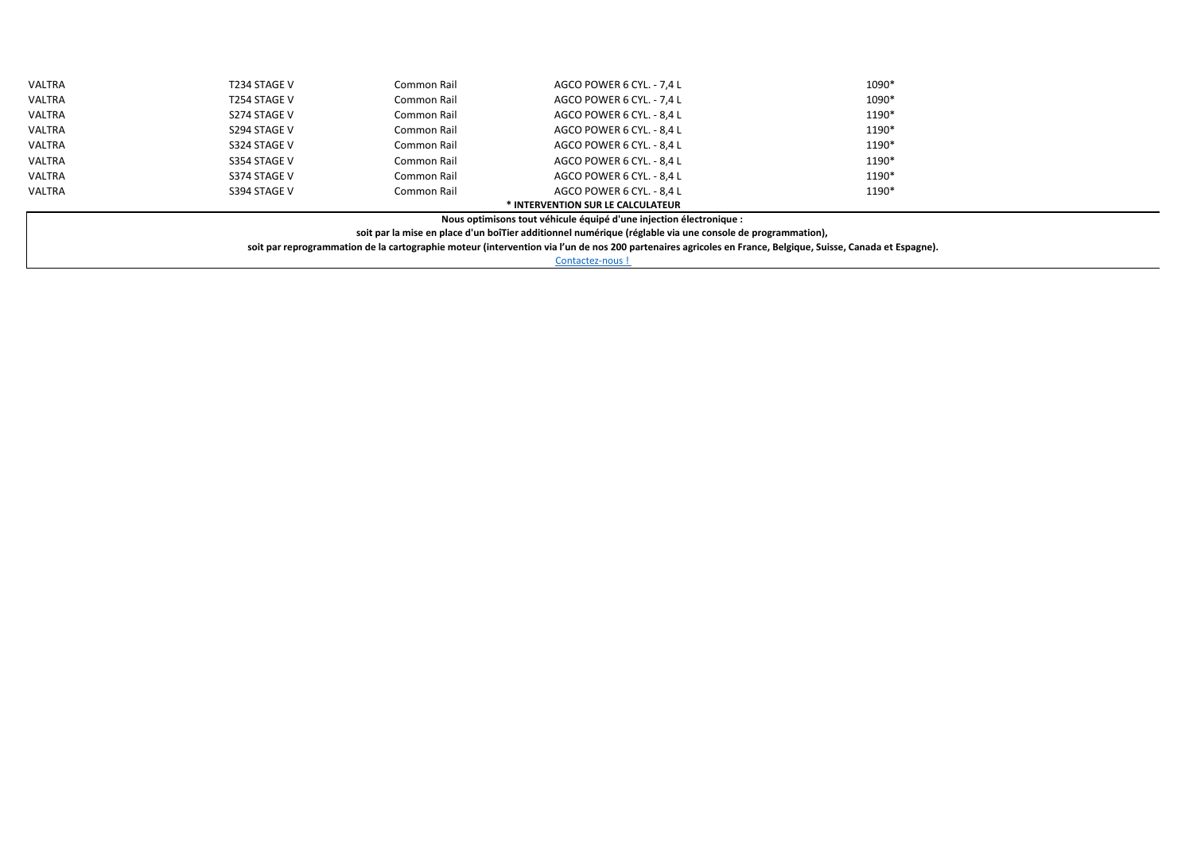| | | | | |
|---|---|---|---|---|
| VALTRA | T234 STAGE V | Common Rail | AGCO POWER 6 CYL. - 7,4 L | 1090* |
| VALTRA | T254 STAGE V | Common Rail | AGCO POWER 6 CYL. - 7,4 L | 1090* |
| VALTRA | S274 STAGE V | Common Rail | AGCO POWER 6 CYL. - 8,4 L | 1190* |
| VALTRA | S294 STAGE V | Common Rail | AGCO POWER 6 CYL. - 8,4 L | 1190* |
| VALTRA | S324 STAGE V | Common Rail | AGCO POWER 6 CYL. - 8,4 L | 1190* |
| VALTRA | S354 STAGE V | Common Rail | AGCO POWER 6 CYL. - 8,4 L | 1190* |
| VALTRA | S374 STAGE V | Common Rail | AGCO POWER 6 CYL. - 8,4 L | 1190* |
| VALTRA | S394 STAGE V | Common Rail | AGCO POWER 6 CYL. - 8,4 L | 1190* |

**\* INTERVENTION SUR LE CALCULATEUR**

**Nous optimisons tout véhicule équipé d'une injection électronique :**

**soit par la mise en place d'un boîTier additionnel numérique (réglable via une console de programmation),**

**soit par reprogrammation de la cartographie moteur (intervention via l'un de nos 200 partenaires agricoles en France, Belgique, Suisse, Canada et Espagne).**

Contactez-nous !